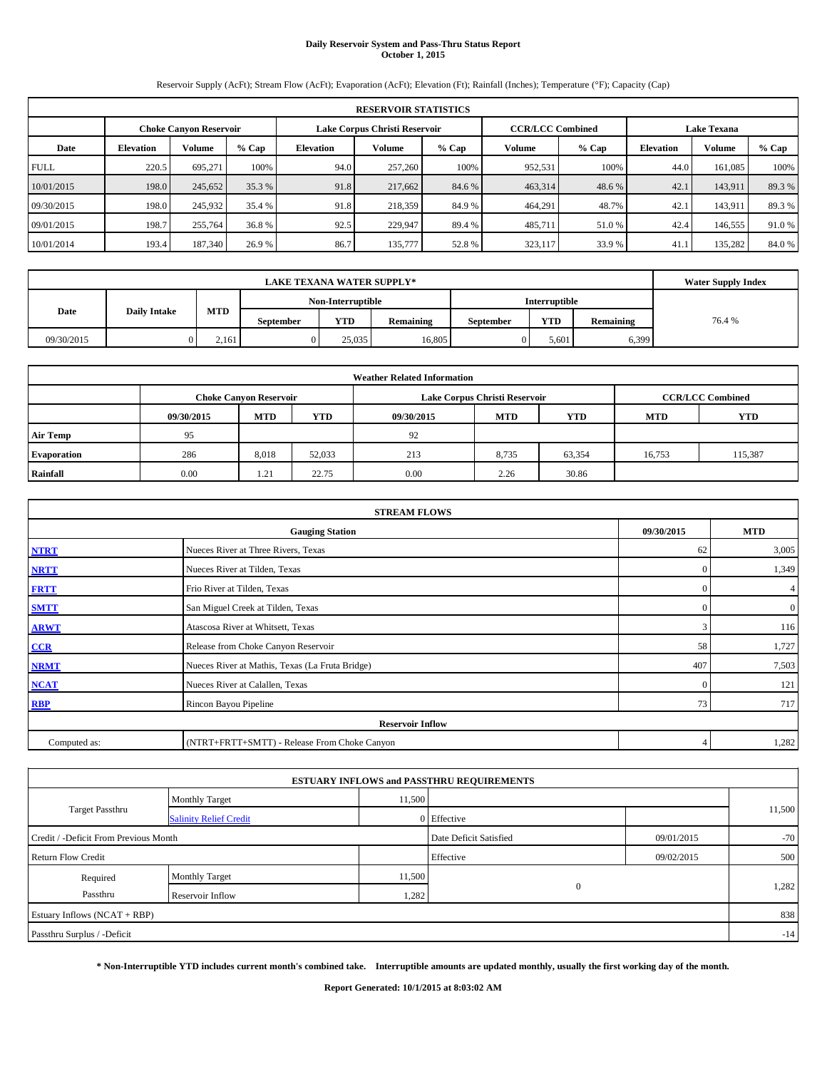# Daily Reservoir System and Pass-Thru Status Report
## October 1, 2015

Reservoir Supply (AcFt); Stream Flow (AcFt); Evaporation (AcFt); Elevation (Ft); Rainfall (Inches); Temperature (°F); Capacity (Cap)

| RESERVOIR STATISTICS | | | | | | | | | | | |
|---|---|---|---|---|---|---|---|---|---|---|---|
| | Choke Canyon Reservoir | | | Lake Corpus Christi Reservoir | | | CCR/LCC Combined | | Lake Texana | | |
| Date | Elevation | Volume | % Cap | Elevation | Volume | % Cap | Volume | % Cap | Elevation | Volume | % Cap |
| FULL | 220.5 | 695,271 | 100% | 94.0 | 257,260 | 100% | 952,531 | 100% | 44.0 | 161,085 | 100% |
| 10/01/2015 | 198.0 | 245,652 | 35.3 % | 91.8 | 217,662 | 84.6 % | 463,314 | 48.6 % | 42.1 | 143,911 | 89.3 % |
| 09/30/2015 | 198.0 | 245,932 | 35.4 % | 91.8 | 218,359 | 84.9 % | 464,291 | 48.7% | 42.1 | 143,911 | 89.3 % |
| 09/01/2015 | 198.7 | 255,764 | 36.8 % | 92.5 | 229,947 | 89.4 % | 485,711 | 51.0 % | 42.4 | 146,555 | 91.0 % |
| 10/01/2014 | 193.4 | 187,340 | 26.9 % | 86.7 | 135,777 | 52.8 % | 323,117 | 33.9 % | 41.1 | 135,282 | 84.0 % |

| LAKE TEXANA WATER SUPPLY* | | | | | | | | | Water Supply Index |
|---|---|---|---|---|---|---|---|---|---|
| Date | Daily Intake | MTD | Non-Interruptible | | | Interruptible | | | |
| | | | September | YTD | Remaining | September | YTD | Remaining | |
| 09/30/2015 | 0 | 2,161 | 0 | 25,035 | 16,805 | 0 | 5,601 | 6,399 | 76.4 % |

| Weather Related Information | | | | | | | | |
|---|---|---|---|---|---|---|---|---|
| | Choke Canyon Reservoir | | | Lake Corpus Christi Reservoir | | | CCR/LCC Combined | |
| | 09/30/2015 | MTD | YTD | 09/30/2015 | MTD | YTD | MTD | YTD |
| Air Temp | 95 | | | 92 | | | | |
| Evaporation | 286 | 8,018 | 52,033 | 213 | 8,735 | 63,354 | 16,753 | 115,387 |
| Rainfall | 0.00 | 1.21 | 22.75 | 0.00 | 2.26 | 30.86 | | |

| STREAM FLOWS | | | |
|---|---|---|---|
| | Gauging Station | 09/30/2015 | MTD |
| NTRT | Nueces River at Three Rivers, Texas | 62 | 3,005 |
| NRTT | Nueces River at Tilden, Texas | 0 | 1,349 |
| FRTT | Frio River at Tilden, Texas | 0 | 4 |
| SMTT | San Miguel Creek at Tilden, Texas | 0 | 0 |
| ARWT | Atascosa River at Whitsett, Texas | 3 | 116 |
| CCR | Release from Choke Canyon Reservoir | 58 | 1,727 |
| NRMT | Nueces River at Mathis, Texas (La Fruta Bridge) | 407 | 7,503 |
| NCAT | Nueces River at Calallen, Texas | 0 | 121 |
| RBP | Rincon Bayou Pipeline | 73 | 717 |
| Reservoir Inflow | | | |
| Computed as: | (NTRT+FRTT+SMTT) - Release From Choke Canyon | 4 | 1,282 |

| ESTUARY INFLOWS and PASSTHRU REQUIREMENTS | | | | | |
|---|---|---|---|---|---|
| Target Passthru | Monthly Target | 11,500 | | | 11,500 |
| | Salinity Relief Credit | 0 | Effective | | |
| Credit / -Deficit From Previous Month | | | Date Deficit Satisfied | 09/01/2015 | -70 |
| Return Flow Credit | | | Effective | 09/02/2015 | 500 |
| Required Passthru | Monthly Target | 11,500 | 0 | | 1,282 |
| | Reservoir Inflow | 1,282 | | | |
| Estuary Inflows (NCAT + RBP) | | | | | 838 |
| Passthru Surplus / -Deficit | | | | | -14 |

**\* Non-Interruptible YTD includes current month's combined take. Interruptible amounts are updated monthly, usually the first working day of the month.**

**Report Generated: 10/1/2015 at 8:03:02 AM**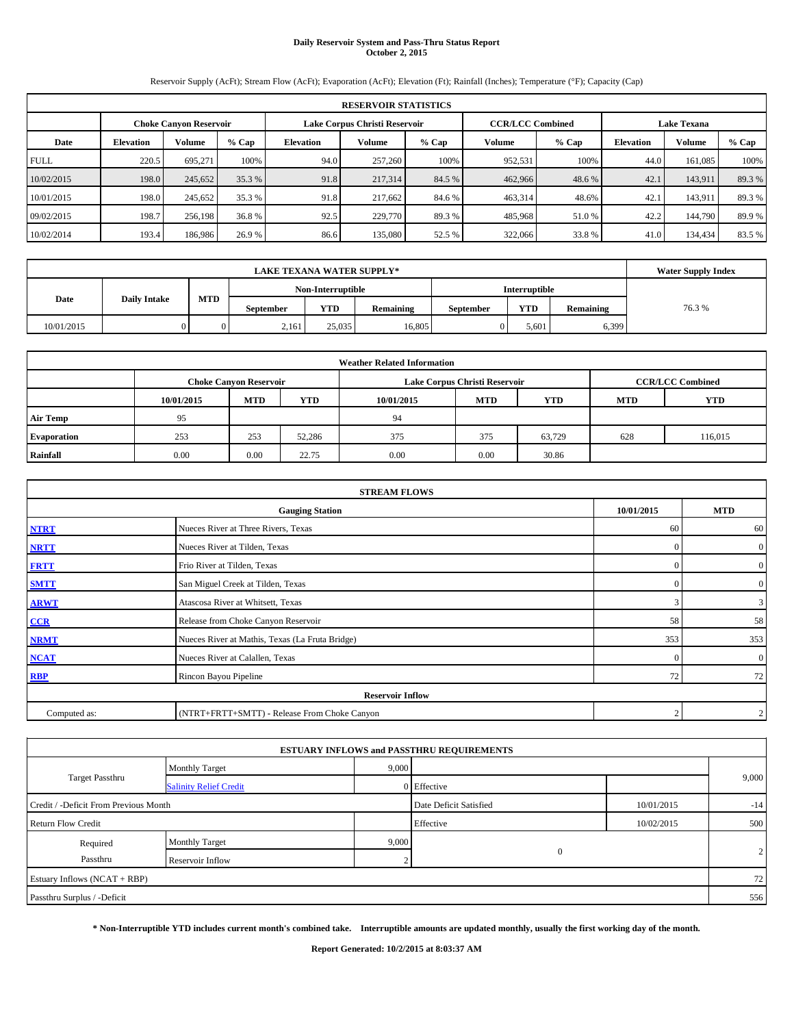# Daily Reservoir System and Pass-Thru Status Report
## October 2, 2015

Reservoir Supply (AcFt); Stream Flow (AcFt); Evaporation (AcFt); Elevation (Ft); Rainfall (Inches); Temperature (°F); Capacity (Cap)

| RESERVOIR STATISTICS | | | | | | | | | | | |
|---|---|---|---|---|---|---|---|---|---|---|---|
| | Choke Canyon Reservoir | | | Lake Corpus Christi Reservoir | | | CCR/LCC Combined | | Lake Texana | | |
| Date | Elevation | Volume | % Cap | Elevation | Volume | % Cap | Volume | % Cap | Elevation | Volume | % Cap |
| FULL | 220.5 | 695,271 | 100% | 94.0 | 257,260 | 100% | 952,531 | 100% | 44.0 | 161,085 | 100% |
| 10/02/2015 | 198.0 | 245,652 | 35.3 % | 91.8 | 217,314 | 84.5 % | 462,966 | 48.6 % | 42.1 | 143,911 | 89.3 % |
| 10/01/2015 | 198.0 | 245,652 | 35.3 % | 91.8 | 217,662 | 84.6 % | 463,314 | 48.6% | 42.1 | 143,911 | 89.3 % |
| 09/02/2015 | 198.7 | 256,198 | 36.8 % | 92.5 | 229,770 | 89.3 % | 485,968 | 51.0 % | 42.2 | 144,790 | 89.9 % |
| 10/02/2014 | 193.4 | 186,986 | 26.9 % | 86.6 | 135,080 | 52.5 % | 322,066 | 33.8 % | 41.0 | 134,434 | 83.5 % |

| LAKE TEXANA WATER SUPPLY* | | | | | | | | | Water Supply Index |
|---|---|---|---|---|---|---|---|---|---|
| Date | Daily Intake | MTD | Non-Interruptible | | | Interruptible | | | |
| | | | September | YTD | Remaining | September | YTD | Remaining | |
| 10/01/2015 | 0 | 0 | 2,161 | 25,035 | 16,805 | 0 | 5,601 | 6,399 | 76.3 % |

| Weather Related Information | | | | | | | | |
|---|---|---|---|---|---|---|---|---|
| | Choke Canyon Reservoir | | | Lake Corpus Christi Reservoir | | | CCR/LCC Combined | |
| | 10/01/2015 | MTD | YTD | 10/01/2015 | MTD | YTD | MTD | YTD |
| Air Temp | 95 | | | 94 | | | | |
| Evaporation | 253 | 253 | 52,286 | 375 | 375 | 63,729 | 628 | 116,015 |
| Rainfall | 0.00 | 0.00 | 22.75 | 0.00 | 0.00 | 30.86 | | |

| STREAM FLOWS | | | |
|---|---|---|---|
| | Gauging Station | 10/01/2015 | MTD |
| NTRT | Nueces River at Three Rivers, Texas | 60 | 60 |
| NRTT | Nueces River at Tilden, Texas | 0 | 0 |
| FRTT | Frio River at Tilden, Texas | 0 | 0 |
| SMTT | San Miguel Creek at Tilden, Texas | 0 | 0 |
| ARWT | Atascosa River at Whitsett, Texas | 3 | 3 |
| CCR | Release from Choke Canyon Reservoir | 58 | 58 |
| NRMT | Nueces River at Mathis, Texas (La Fruta Bridge) | 353 | 353 |
| NCAT | Nueces River at Calallen, Texas | 0 | 0 |
| RBP | Rincon Bayou Pipeline | 72 | 72 |
| Reservoir Inflow | | | |
| Computed as: | (NTRT+FRTT+SMTT) - Release From Choke Canyon | 2 | 2 |

| ESTUARY INFLOWS and PASSTHRU REQUIREMENTS | | | | | |
|---|---|---|---|---|---|
| Target Passthru | Monthly Target | 9,000 | | | 9,000 |
| | Salinity Relief Credit | 0 | Effective | | |
| Credit / -Deficit From Previous Month | | | Date Deficit Satisfied | 10/01/2015 | -14 |
| Return Flow Credit | | | Effective | 10/02/2015 | 500 |
| Required Passthru | Monthly Target | 9,000 | 0 | | 2 |
| | Reservoir Inflow | 2 | | | |
| Estuary Inflows (NCAT + RBP) | | | | | 72 |
| Passthru Surplus / -Deficit | | | | | 556 |

**\* Non-Interruptible YTD includes current month's combined take. Interruptible amounts are updated monthly, usually the first working day of the month.**

**Report Generated: 10/2/2015 at 8:03:37 AM**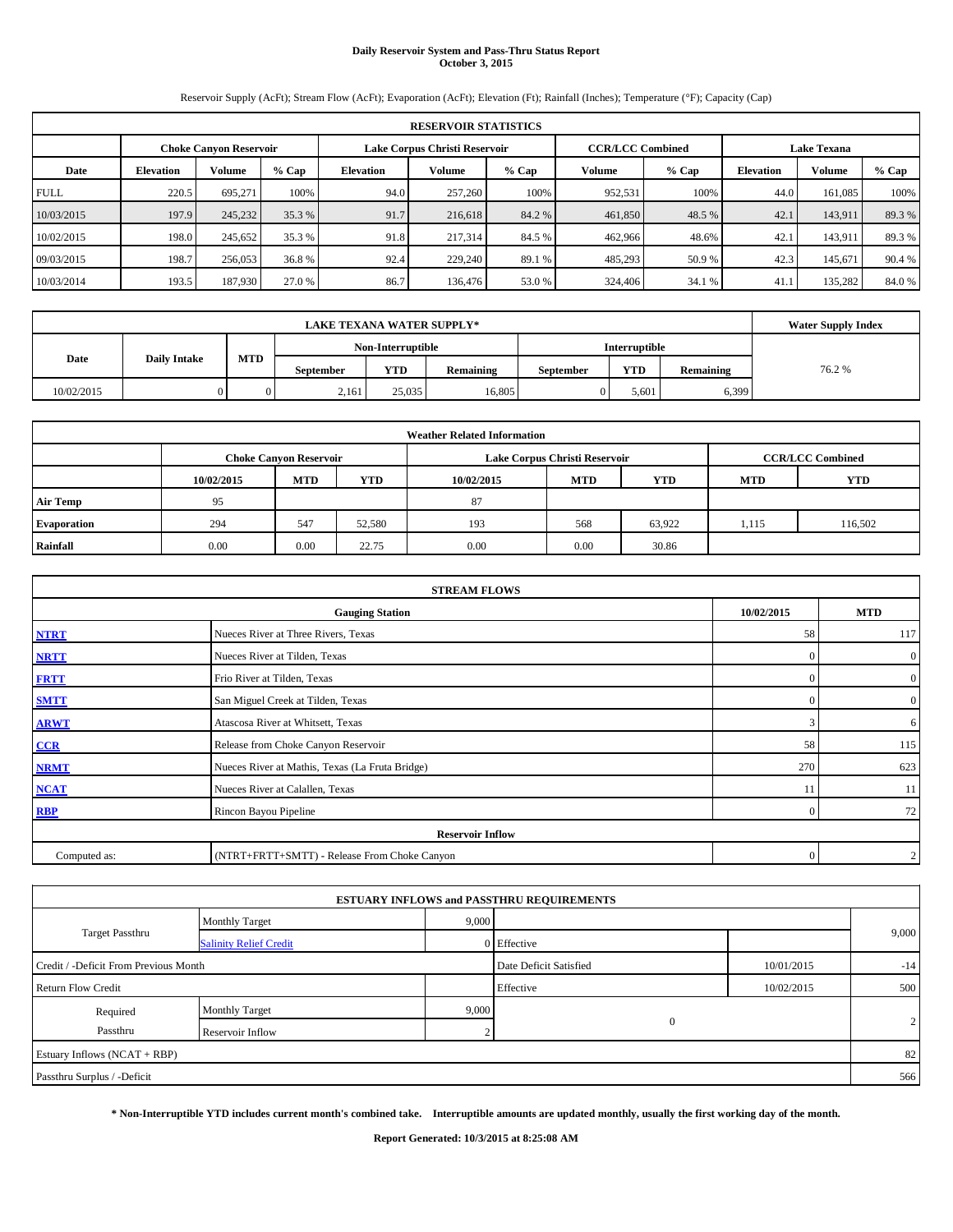# Daily Reservoir System and Pass-Thru Status Report
## October 3, 2015

Reservoir Supply (AcFt); Stream Flow (AcFt); Evaporation (AcFt); Elevation (Ft); Rainfall (Inches); Temperature (°F); Capacity (Cap)

| RESERVOIR STATISTICS | | | | | | | | | | | |
|---|---|---|---|---|---|---|---|---|---|---|---|
| | Choke Canyon Reservoir | | | Lake Corpus Christi Reservoir | | | CCR/LCC Combined | | Lake Texana | | |
| Date | Elevation | Volume | % Cap | Elevation | Volume | % Cap | Volume | % Cap | Elevation | Volume | % Cap |
| FULL | 220.5 | 695,271 | 100% | 94.0 | 257,260 | 100% | 952,531 | 100% | 44.0 | 161,085 | 100% |
| 10/03/2015 | 197.9 | 245,232 | 35.3 % | 91.7 | 216,618 | 84.2 % | 461,850 | 48.5 % | 42.1 | 143,911 | 89.3 % |
| 10/02/2015 | 198.0 | 245,652 | 35.3 % | 91.8 | 217,314 | 84.5 % | 462,966 | 48.6% | 42.1 | 143,911 | 89.3 % |
| 09/03/2015 | 198.7 | 256,053 | 36.8 % | 92.4 | 229,240 | 89.1 % | 485,293 | 50.9 % | 42.3 | 145,671 | 90.4 % |
| 10/03/2014 | 193.5 | 187,930 | 27.0 % | 86.7 | 136,476 | 53.0 % | 324,406 | 34.1 % | 41.1 | 135,282 | 84.0 % |

| LAKE TEXANA WATER SUPPLY* | | | | | | | | | Water Supply Index |
|---|---|---|---|---|---|---|---|---|---|
| Date | Daily Intake | MTD | Non-Interruptible | | | Interruptible | | | |
| | | | September | YTD | Remaining | September | YTD | Remaining | |
| 10/02/2015 | 0 | 0 | 2,161 | 25,035 | 16,805 | 0 | 5,601 | 6,399 | 76.2 % |

| Weather Related Information | | | | | | | | |
|---|---|---|---|---|---|---|---|---|
| | Choke Canyon Reservoir | | | Lake Corpus Christi Reservoir | | | CCR/LCC Combined | |
| | 10/02/2015 | MTD | YTD | 10/02/2015 | MTD | YTD | MTD | YTD |
| Air Temp | 95 | | | 87 | | | | |
| Evaporation | 294 | 547 | 52,580 | 193 | 568 | 63,922 | 1,115 | 116,502 |
| Rainfall | 0.00 | 0.00 | 22.75 | 0.00 | 0.00 | 30.86 | | |

| STREAM FLOWS | | | |
|---|---|---|---|
| | Gauging Station | 10/02/2015 | MTD |
| NTRT | Nueces River at Three Rivers, Texas | 58 | 117 |
| NRTT | Nueces River at Tilden, Texas | 0 | 0 |
| FRTT | Frio River at Tilden, Texas | 0 | 0 |
| SMTT | San Miguel Creek at Tilden, Texas | 0 | 0 |
| ARWT | Atascosa River at Whitsett, Texas | 3 | 6 |
| CCR | Release from Choke Canyon Reservoir | 58 | 115 |
| NRMT | Nueces River at Mathis, Texas (La Fruta Bridge) | 270 | 623 |
| NCAT | Nueces River at Calallen, Texas | 11 | 11 |
| RBP | Rincon Bayou Pipeline | 0 | 72 |
| Reservoir Inflow | | | |
| Computed as: | (NTRT+FRTT+SMTT) - Release From Choke Canyon | 0 | 2 |

| ESTUARY INFLOWS and PASSTHRU REQUIREMENTS | | | | | |
|---|---|---|---|---|---|
| Target Passthru | Monthly Target | 9,000 | | | 9,000 |
| | Salinity Relief Credit | 0 | Effective | | |
| Credit / -Deficit From Previous Month | | | Date Deficit Satisfied | 10/01/2015 | -14 |
| Return Flow Credit | | | Effective | 10/02/2015 | 500 |
| Required Passthru | Monthly Target | 9,000 | 0 | | 2 |
| | Reservoir Inflow | 2 | | | |
| Estuary Inflows (NCAT + RBP) | | | | | 82 |
| Passthru Surplus / -Deficit | | | | | 566 |

**\* Non-Interruptible YTD includes current month's combined take. Interruptible amounts are updated monthly, usually the first working day of the month.**

**Report Generated: 10/3/2015 at 8:25:08 AM**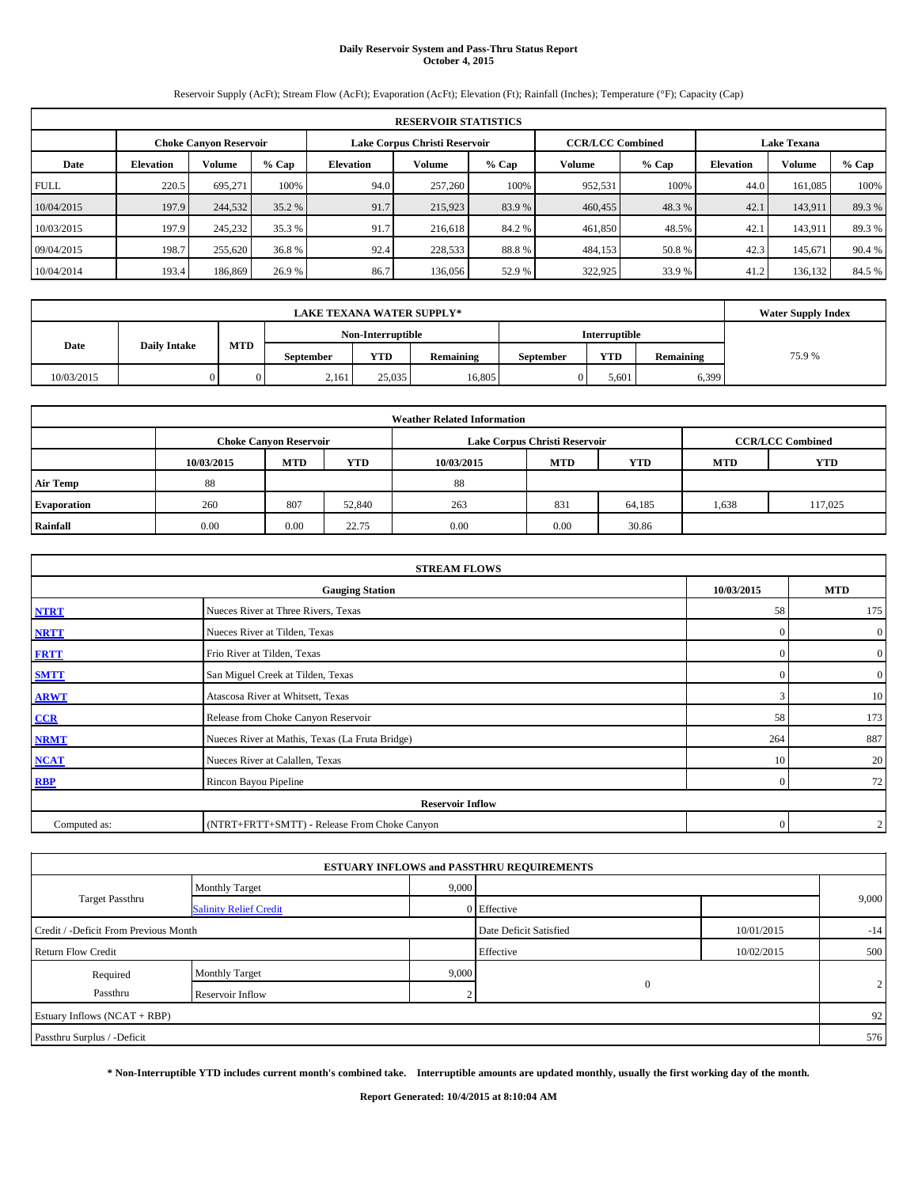# Daily Reservoir System and Pass-Thru Status Report
## October 4, 2015

Reservoir Supply (AcFt); Stream Flow (AcFt); Evaporation (AcFt); Elevation (Ft); Rainfall (Inches); Temperature (°F); Capacity (Cap)

| RESERVOIR STATISTICS | | | | | | | | | | | |
|---|---|---|---|---|---|---|---|---|---|---|---|
| | Choke Canyon Reservoir | | | Lake Corpus Christi Reservoir | | | CCR/LCC Combined | | Lake Texana | | |
| Date | Elevation | Volume | % Cap | Elevation | Volume | % Cap | Volume | % Cap | Elevation | Volume | % Cap |
| FULL | 220.5 | 695,271 | 100% | 94.0 | 257,260 | 100% | 952,531 | 100% | 44.0 | 161,085 | 100% |
| 10/04/2015 | 197.9 | 244,532 | 35.2 % | 91.7 | 215,923 | 83.9 % | 460,455 | 48.3 % | 42.1 | 143,911 | 89.3 % |
| 10/03/2015 | 197.9 | 245,232 | 35.3 % | 91.7 | 216,618 | 84.2 % | 461,850 | 48.5% | 42.1 | 143,911 | 89.3 % |
| 09/04/2015 | 198.7 | 255,620 | 36.8 % | 92.4 | 228,533 | 88.8 % | 484,153 | 50.8 % | 42.3 | 145,671 | 90.4 % |
| 10/04/2014 | 193.4 | 186,869 | 26.9 % | 86.7 | 136,056 | 52.9 % | 322,925 | 33.9 % | 41.2 | 136,132 | 84.5 % |

| LAKE TEXANA WATER SUPPLY* | | | | | | | | | Water Supply Index |
|---|---|---|---|---|---|---|---|---|---|
| Date | Daily Intake | MTD | Non-Interruptible | | | Interruptible | | | |
| | | | September | YTD | Remaining | September | YTD | Remaining | |
| 10/03/2015 | 0 | 0 | 2,161 | 25,035 | 16,805 | 0 | 5,601 | 6,399 | 75.9 % |

| Weather Related Information | | | | | | | | |
|---|---|---|---|---|---|---|---|---|
| | Choke Canyon Reservoir | | | Lake Corpus Christi Reservoir | | | CCR/LCC Combined | |
| | 10/03/2015 | MTD | YTD | 10/03/2015 | MTD | YTD | MTD | YTD |
| Air Temp | 88 | | | 88 | | | | |
| Evaporation | 260 | 807 | 52,840 | 263 | 831 | 64,185 | 1,638 | 117,025 |
| Rainfall | 0.00 | 0.00 | 22.75 | 0.00 | 0.00 | 30.86 | | |

| STREAM FLOWS | | | |
|---|---|---|---|
| | Gauging Station | 10/03/2015 | MTD |
| NTRT | Nueces River at Three Rivers, Texas | 58 | 175 |
| NRTT | Nueces River at Tilden, Texas | 0 | 0 |
| FRTT | Frio River at Tilden, Texas | 0 | 0 |
| SMTT | San Miguel Creek at Tilden, Texas | 0 | 0 |
| ARWT | Atascosa River at Whitsett, Texas | 3 | 10 |
| CCR | Release from Choke Canyon Reservoir | 58 | 173 |
| NRMT | Nueces River at Mathis, Texas (La Fruta Bridge) | 264 | 887 |
| NCAT | Nueces River at Calallen, Texas | 10 | 20 |
| RBP | Rincon Bayou Pipeline | 0 | 72 |
| Reservoir Inflow | | | |
| Computed as: | (NTRT+FRTT+SMTT) - Release From Choke Canyon | 0 | 2 |

| ESTUARY INFLOWS and PASSTHRU REQUIREMENTS | | | | | |
|---|---|---|---|---|---|
| Target Passthru | Monthly Target | 9,000 | | | 9,000 |
| | Salinity Relief Credit | 0 | Effective | | |
| Credit / -Deficit From Previous Month | | | Date Deficit Satisfied | 10/01/2015 | -14 |
| Return Flow Credit | | | Effective | 10/02/2015 | 500 |
| Required Passthru | Monthly Target | 9,000 | 0 | | 2 |
| | Reservoir Inflow | 2 | | | |
| Estuary Inflows (NCAT + RBP) | | | | | 92 |
| Passthru Surplus / -Deficit | | | | | 576 |

**\* Non-Interruptible YTD includes current month's combined take. Interruptible amounts are updated monthly, usually the first working day of the month.**

**Report Generated: 10/4/2015 at 8:10:04 AM**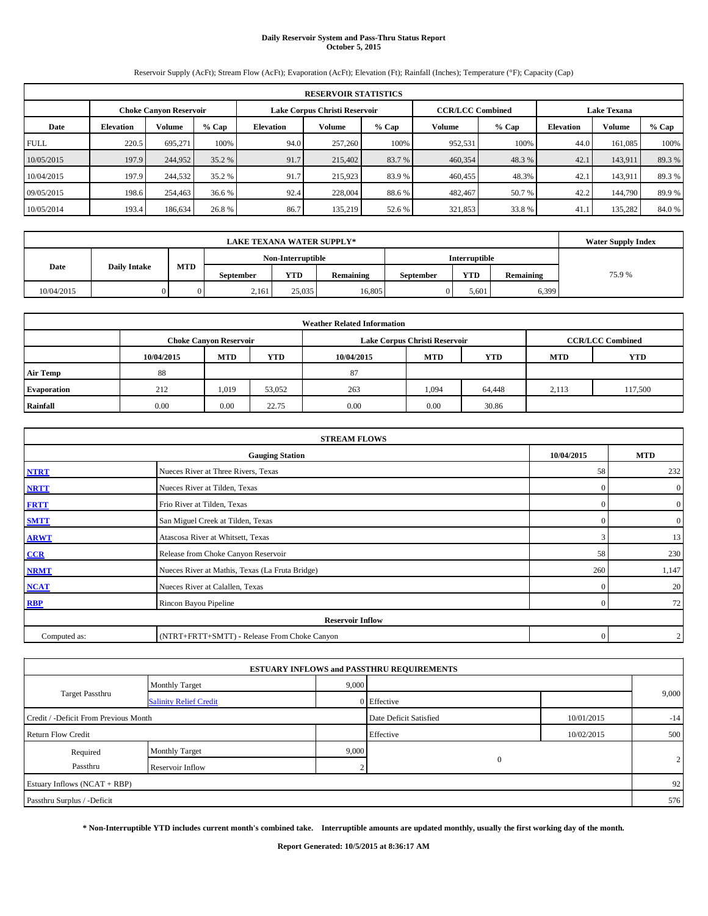# Daily Reservoir System and Pass-Thru Status Report
## October 5, 2015

Reservoir Supply (AcFt); Stream Flow (AcFt); Evaporation (AcFt); Elevation (Ft); Rainfall (Inches); Temperature (°F); Capacity (Cap)

| RESERVOIR STATISTICS | | | | | | | | | | | |
|---|---|---|---|---|---|---|---|---|---|---|---|
| | Choke Canyon Reservoir | | | Lake Corpus Christi Reservoir | | | CCR/LCC Combined | | Lake Texana | | |
| Date | Elevation | Volume | % Cap | Elevation | Volume | % Cap | Volume | % Cap | Elevation | Volume | % Cap |
| FULL | 220.5 | 695,271 | 100% | 94.0 | 257,260 | 100% | 952,531 | 100% | 44.0 | 161,085 | 100% |
| 10/05/2015 | 197.9 | 244,952 | 35.2 % | 91.7 | 215,402 | 83.7 % | 460,354 | 48.3 % | 42.1 | 143,911 | 89.3 % |
| 10/04/2015 | 197.9 | 244,532 | 35.2 % | 91.7 | 215,923 | 83.9 % | 460,455 | 48.3% | 42.1 | 143,911 | 89.3 % |
| 09/05/2015 | 198.6 | 254,463 | 36.6 % | 92.4 | 228,004 | 88.6 % | 482,467 | 50.7 % | 42.2 | 144,790 | 89.9 % |
| 10/05/2014 | 193.4 | 186,634 | 26.8 % | 86.7 | 135,219 | 52.6 % | 321,853 | 33.8 % | 41.1 | 135,282 | 84.0 % |

| LAKE TEXANA WATER SUPPLY* | | | | | | | | | Water Supply Index |
|---|---|---|---|---|---|---|---|---|---|
| Date | Daily Intake | MTD | Non-Interruptible | | | Interruptible | | | |
| | | | September | YTD | Remaining | September | YTD | Remaining | |
| 10/04/2015 | 0 | 0 | 2,161 | 25,035 | 16,805 | 0 | 5,601 | 6,399 | 75.9 % |

| Weather Related Information | | | | | | | | |
|---|---|---|---|---|---|---|---|---|
| | Choke Canyon Reservoir | | | Lake Corpus Christi Reservoir | | | CCR/LCC Combined | |
| | 10/04/2015 | MTD | YTD | 10/04/2015 | MTD | YTD | MTD | YTD |
| Air Temp | 88 | | | 87 | | | | |
| Evaporation | 212 | 1,019 | 53,052 | 263 | 1,094 | 64,448 | 2,113 | 117,500 |
| Rainfall | 0.00 | 0.00 | 22.75 | 0.00 | 0.00 | 30.86 | | |

| STREAM FLOWS | | | |
|---|---|---|---|
| | Gauging Station | 10/04/2015 | MTD |
| NTRT | Nueces River at Three Rivers, Texas | 58 | 232 |
| NRTT | Nueces River at Tilden, Texas | 0 | 0 |
| FRTT | Frio River at Tilden, Texas | 0 | 0 |
| SMTT | San Miguel Creek at Tilden, Texas | 0 | 0 |
| ARWT | Atascosa River at Whitsett, Texas | 3 | 13 |
| CCR | Release from Choke Canyon Reservoir | 58 | 230 |
| NRMT | Nueces River at Mathis, Texas (La Fruta Bridge) | 260 | 1,147 |
| NCAT | Nueces River at Calallen, Texas | 0 | 20 |
| RBP | Rincon Bayou Pipeline | 0 | 72 |
| | Reservoir Inflow | | |
| Computed as: | (NTRT+FRTT+SMTT) - Release From Choke Canyon | 0 | 2 |

| ESTUARY INFLOWS and PASSTHRU REQUIREMENTS | | | | | |
|---|---|---|---|---|---|
| Target Passthru | Monthly Target | 9,000 | | | 9,000 |
| | Salinity Relief Credit | 0 | Effective | | |
| Credit / -Deficit From Previous Month | | | Date Deficit Satisfied | 10/01/2015 | -14 |
| Return Flow Credit | | | Effective | 10/02/2015 | 500 |
| Required Passthru | Monthly Target | 9,000 | 0 | | 2 |
| | Reservoir Inflow | 2 | | | |
| Estuary Inflows (NCAT + RBP) | | | | | 92 |
| Passthru Surplus / -Deficit | | | | | 576 |

**\* Non-Interruptible YTD includes current month's combined take. Interruptible amounts are updated monthly, usually the first working day of the month.**

**Report Generated: 10/5/2015 at 8:36:17 AM**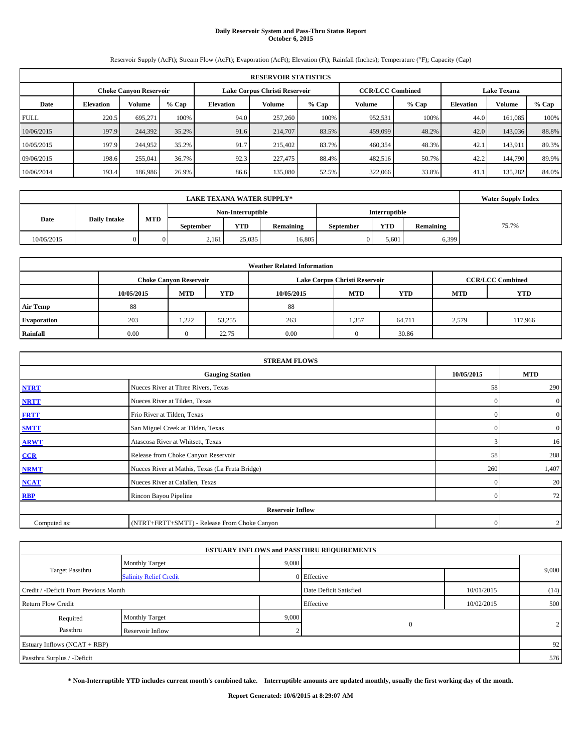# Daily Reservoir System and Pass-Thru Status Report
## October 6, 2015

Reservoir Supply (AcFt); Stream Flow (AcFt); Evaporation (AcFt); Elevation (Ft); Rainfall (Inches); Temperature (°F); Capacity (Cap)

| RESERVOIR STATISTICS | | | | | | | | | | | |
|---|---|---|---|---|---|---|---|---|---|---|---|
| | Choke Canyon Reservoir | | | Lake Corpus Christi Reservoir | | | CCR/LCC Combined | | Lake Texana | | |
| Date | Elevation | Volume | % Cap | Elevation | Volume | % Cap | Volume | % Cap | Elevation | Volume | % Cap |
| FULL | 220.5 | 695,271 | 100% | 94.0 | 257,260 | 100% | 952,531 | 100% | 44.0 | 161,085 | 100% |
| 10/06/2015 | 197.9 | 244,392 | 35.2% | 91.6 | 214,707 | 83.5% | 459,099 | 48.2% | 42.0 | 143,036 | 88.8% |
| 10/05/2015 | 197.9 | 244,952 | 35.2% | 91.7 | 215,402 | 83.7% | 460,354 | 48.3% | 42.1 | 143,911 | 89.3% |
| 09/06/2015 | 198.6 | 255,041 | 36.7% | 92.3 | 227,475 | 88.4% | 482,516 | 50.7% | 42.2 | 144,790 | 89.9% |
| 10/06/2014 | 193.4 | 186,986 | 26.9% | 86.6 | 135,080 | 52.5% | 322,066 | 33.8% | 41.1 | 135,282 | 84.0% |

| LAKE TEXANA WATER SUPPLY* | | | | | | | | | Water Supply Index |
|---|---|---|---|---|---|---|---|---|---|
| Date | Daily Intake | MTD | Non-Interruptible | | | Interruptible | | | |
| | | | September | YTD | Remaining | September | YTD | Remaining | |
| 10/05/2015 | 0 | 0 | 2,161 | 25,035 | 16,805 | 0 | 5,601 | 6,399 | 75.7% |

| Weather Related Information | | | | | | | | |
|---|---|---|---|---|---|---|---|---|
| | Choke Canyon Reservoir | | | Lake Corpus Christi Reservoir | | | CCR/LCC Combined | |
| | 10/05/2015 | MTD | YTD | 10/05/2015 | MTD | YTD | MTD | YTD |
| Air Temp | 88 | | | 88 | | | | |
| Evaporation | 203 | 1,222 | 53,255 | 263 | 1,357 | 64,711 | 2,579 | 117,966 |
| Rainfall | 0.00 | 0 | 22.75 | 0.00 | 0 | 30.86 | | |

| STREAM FLOWS | | | |
|---|---|---|---|
| | Gauging Station | 10/05/2015 | MTD |
| NTRT | Nueces River at Three Rivers, Texas | 58 | 290 |
| NRTT | Nueces River at Tilden, Texas | 0 | 0 |
| FRTT | Frio River at Tilden, Texas | 0 | 0 |
| SMTT | San Miguel Creek at Tilden, Texas | 0 | 0 |
| ARWT | Atascosa River at Whitsett, Texas | 3 | 16 |
| CCR | Release from Choke Canyon Reservoir | 58 | 288 |
| NRMT | Nueces River at Mathis, Texas (La Fruta Bridge) | 260 | 1,407 |
| NCAT | Nueces River at Calallen, Texas | 0 | 20 |
| RBP | Rincon Bayou Pipeline | 0 | 72 |
| Reservoir Inflow | | | |
| Computed as: | (NTRT+FRTT+SMTT) - Release From Choke Canyon | 0 | 2 |

| ESTUARY INFLOWS and PASSTHRU REQUIREMENTS | | | | | |
|---|---|---|---|---|---|
| Target Passthru | Monthly Target | 9,000 | | | 9,000 |
| | Salinity Relief Credit | 0 | Effective | | |
| Credit / -Deficit From Previous Month | | | Date Deficit Satisfied | 10/01/2015 | (14) |
| Return Flow Credit | | | Effective | 10/02/2015 | 500 |
| Required Passthru | Monthly Target | 9,000 | 0 | | 2 |
| | Reservoir Inflow | 2 | | | |
| Estuary Inflows (NCAT + RBP) | | | | | 92 |
| Passthru Surplus / -Deficit | | | | | 576 |

**\* Non-Interruptible YTD includes current month's combined take. Interruptible amounts are updated monthly, usually the first working day of the month.**

**Report Generated: 10/6/2015 at 8:29:07 AM**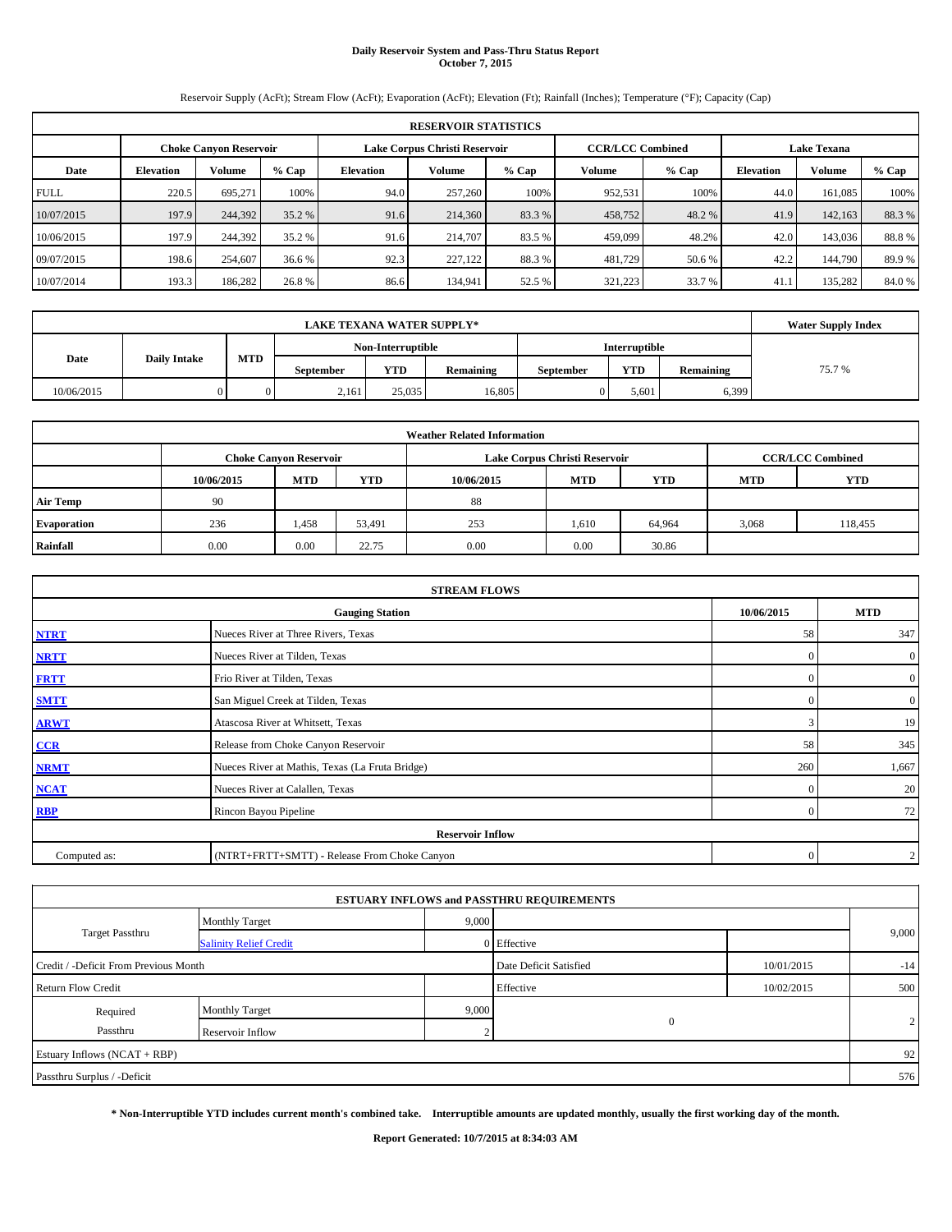# Daily Reservoir System and Pass-Thru Status Report
## October 7, 2015

Reservoir Supply (AcFt); Stream Flow (AcFt); Evaporation (AcFt); Elevation (Ft); Rainfall (Inches); Temperature (°F); Capacity (Cap)

| RESERVOIR STATISTICS | | | | | | | | | | | |
|---|---|---|---|---|---|---|---|---|---|---|---|
| | Choke Canyon Reservoir | | | Lake Corpus Christi Reservoir | | | CCR/LCC Combined | | Lake Texana | | |
| Date | Elevation | Volume | % Cap | Elevation | Volume | % Cap | Volume | % Cap | Elevation | Volume | % Cap |
| FULL | 220.5 | 695,271 | 100% | 94.0 | 257,260 | 100% | 952,531 | 100% | 44.0 | 161,085 | 100% |
| 10/07/2015 | 197.9 | 244,392 | 35.2 % | 91.6 | 214,360 | 83.3 % | 458,752 | 48.2 % | 41.9 | 142,163 | 88.3 % |
| 10/06/2015 | 197.9 | 244,392 | 35.2 % | 91.6 | 214,707 | 83.5 % | 459,099 | 48.2% | 42.0 | 143,036 | 88.8 % |
| 09/07/2015 | 198.6 | 254,607 | 36.6 % | 92.3 | 227,122 | 88.3 % | 481,729 | 50.6 % | 42.2 | 144,790 | 89.9 % |
| 10/07/2014 | 193.3 | 186,282 | 26.8 % | 86.6 | 134,941 | 52.5 % | 321,223 | 33.7 % | 41.1 | 135,282 | 84.0 % |

| LAKE TEXANA WATER SUPPLY* | | | | | | | | | Water Supply Index |
|---|---|---|---|---|---|---|---|---|---|
| Date | Daily Intake | MTD | Non-Interruptible | | | Interruptible | | | |
| | | | September | YTD | Remaining | September | YTD | Remaining | |
| 10/06/2015 | 0 | 0 | 2,161 | 25,035 | 16,805 | 0 | 5,601 | 6,399 | 75.7 % |

| Weather Related Information | | | | | | | | |
|---|---|---|---|---|---|---|---|---|
| | Choke Canyon Reservoir | | | Lake Corpus Christi Reservoir | | | CCR/LCC Combined | |
| | 10/06/2015 | MTD | YTD | 10/06/2015 | MTD | YTD | MTD | YTD |
| Air Temp | 90 | | | 88 | | | | |
| Evaporation | 236 | 1,458 | 53,491 | 253 | 1,610 | 64,964 | 3,068 | 118,455 |
| Rainfall | 0.00 | 0.00 | 22.75 | 0.00 | 0.00 | 30.86 | | |

| STREAM FLOWS | | | |
|---|---|---|---|
| | Gauging Station | 10/06/2015 | MTD |
| NTRT | Nueces River at Three Rivers, Texas | 58 | 347 |
| NRTT | Nueces River at Tilden, Texas | 0 | 0 |
| FRTT | Frio River at Tilden, Texas | 0 | 0 |
| SMTT | San Miguel Creek at Tilden, Texas | 0 | 0 |
| ARWT | Atascosa River at Whitsett, Texas | 3 | 19 |
| CCR | Release from Choke Canyon Reservoir | 58 | 345 |
| NRMT | Nueces River at Mathis, Texas (La Fruta Bridge) | 260 | 1,667 |
| NCAT | Nueces River at Calallen, Texas | 0 | 20 |
| RBP | Rincon Bayou Pipeline | 0 | 72 |
| Reservoir Inflow | | | |
| Computed as: | (NTRT+FRTT+SMTT) - Release From Choke Canyon | 0 | 2 |

| ESTUARY INFLOWS and PASSTHRU REQUIREMENTS | | | | | |
|---|---|---|---|---|---|
| Target Passthru | Monthly Target | 9,000 | | | 9,000 |
| | Salinity Relief Credit | 0 | Effective | | |
| Credit / -Deficit From Previous Month | | | Date Deficit Satisfied | 10/01/2015 | -14 |
| Return Flow Credit | | | Effective | 10/02/2015 | 500 |
| Required Passthru | Monthly Target | 9,000 | 0 | | 2 |
| | Reservoir Inflow | 2 | | | |
| Estuary Inflows (NCAT + RBP) | | | | | 92 |
| Passthru Surplus / -Deficit | | | | | 576 |

**\* Non-Interruptible YTD includes current month's combined take. Interruptible amounts are updated monthly, usually the first working day of the month.**

**Report Generated: 10/7/2015 at 8:34:03 AM**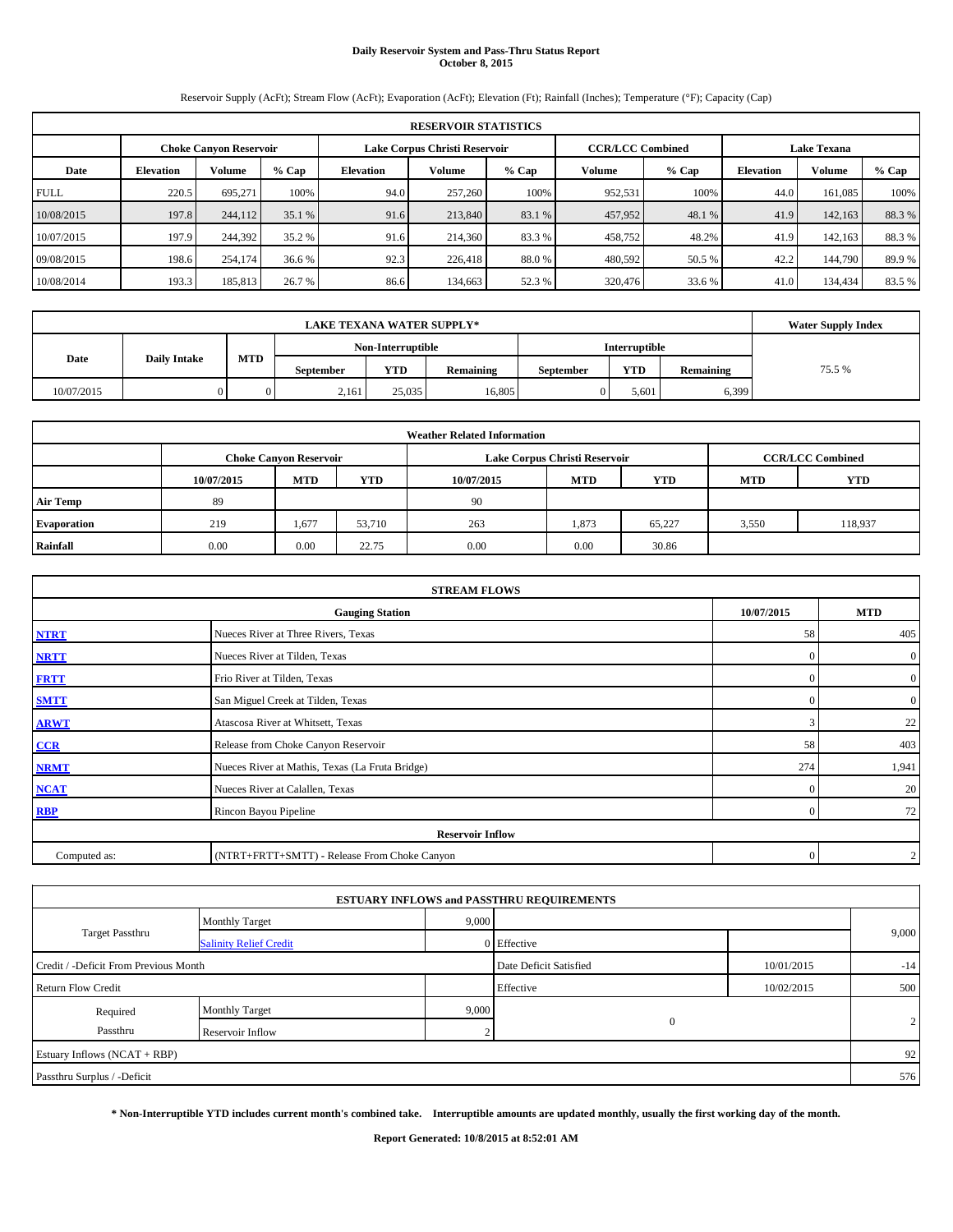# Daily Reservoir System and Pass-Thru Status Report
## October 8, 2015

Reservoir Supply (AcFt); Stream Flow (AcFt); Evaporation (AcFt); Elevation (Ft); Rainfall (Inches); Temperature (°F); Capacity (Cap)

| RESERVOIR STATISTICS | | | | | | | | | | | |
|---|---|---|---|---|---|---|---|---|---|---|---|
| | Choke Canyon Reservoir | | | Lake Corpus Christi Reservoir | | | CCR/LCC Combined | | Lake Texana | | |
| Date | Elevation | Volume | % Cap | Elevation | Volume | % Cap | Volume | % Cap | Elevation | Volume | % Cap |
| FULL | 220.5 | 695,271 | 100% | 94.0 | 257,260 | 100% | 952,531 | 100% | 44.0 | 161,085 | 100% |
| 10/08/2015 | 197.8 | 244,112 | 35.1 % | 91.6 | 213,840 | 83.1 % | 457,952 | 48.1 % | 41.9 | 142,163 | 88.3 % |
| 10/07/2015 | 197.9 | 244,392 | 35.2 % | 91.6 | 214,360 | 83.3 % | 458,752 | 48.2% | 41.9 | 142,163 | 88.3 % |
| 09/08/2015 | 198.6 | 254,174 | 36.6 % | 92.3 | 226,418 | 88.0 % | 480,592 | 50.5 % | 42.2 | 144,790 | 89.9 % |
| 10/08/2014 | 193.3 | 185,813 | 26.7 % | 86.6 | 134,663 | 52.3 % | 320,476 | 33.6 % | 41.0 | 134,434 | 83.5 % |

| LAKE TEXANA WATER SUPPLY* | | | | | | | | | Water Supply Index |
|---|---|---|---|---|---|---|---|---|---|
| Date | Daily Intake | MTD | Non-Interruptible | | | Interruptible | | | |
| | | | September | YTD | Remaining | September | YTD | Remaining | |
| 10/07/2015 | 0 | 0 | 2,161 | 25,035 | 16,805 | 0 | 5,601 | 6,399 | 75.5 % |

| Weather Related Information | | | | | | | | |
|---|---|---|---|---|---|---|---|---|
| | Choke Canyon Reservoir | | | Lake Corpus Christi Reservoir | | | CCR/LCC Combined | |
| | 10/07/2015 | MTD | YTD | 10/07/2015 | MTD | YTD | MTD | YTD |
| Air Temp | 89 | | | 90 | | | | |
| Evaporation | 219 | 1,677 | 53,710 | 263 | 1,873 | 65,227 | 3,550 | 118,937 |
| Rainfall | 0.00 | 0.00 | 22.75 | 0.00 | 0.00 | 30.86 | | |

| STREAM FLOWS | | | |
|---|---|---|---|
| | Gauging Station | 10/07/2015 | MTD |
| NTRT | Nueces River at Three Rivers, Texas | 58 | 405 |
| NRTT | Nueces River at Tilden, Texas | 0 | 0 |
| FRTT | Frio River at Tilden, Texas | 0 | 0 |
| SMTT | San Miguel Creek at Tilden, Texas | 0 | 0 |
| ARWT | Atascosa River at Whitsett, Texas | 3 | 22 |
| CCR | Release from Choke Canyon Reservoir | 58 | 403 |
| NRMT | Nueces River at Mathis, Texas (La Fruta Bridge) | 274 | 1,941 |
| NCAT | Nueces River at Calallen, Texas | 0 | 20 |
| RBP | Rincon Bayou Pipeline | 0 | 72 |
| Reservoir Inflow | | | |
| Computed as: | (NTRT+FRTT+SMTT) - Release From Choke Canyon | 0 | 2 |

| ESTUARY INFLOWS and PASSTHRU REQUIREMENTS | | | | | |
|---|---|---|---|---|---|
| Target Passthru | Monthly Target | 9,000 | | | 9,000 |
| | Salinity Relief Credit | 0 | Effective | | |
| Credit / -Deficit From Previous Month | | | Date Deficit Satisfied | 10/01/2015 | -14 |
| Return Flow Credit | | | Effective | 10/02/2015 | 500 |
| Required Passthru | Monthly Target | 9,000 | 0 | | 2 |
| | Reservoir Inflow | 2 | | | |
| Estuary Inflows (NCAT + RBP) | | | | | 92 |
| Passthru Surplus / -Deficit | | | | | 576 |

**\* Non-Interruptible YTD includes current month's combined take. Interruptible amounts are updated monthly, usually the first working day of the month.**

**Report Generated: 10/8/2015 at 8:52:01 AM**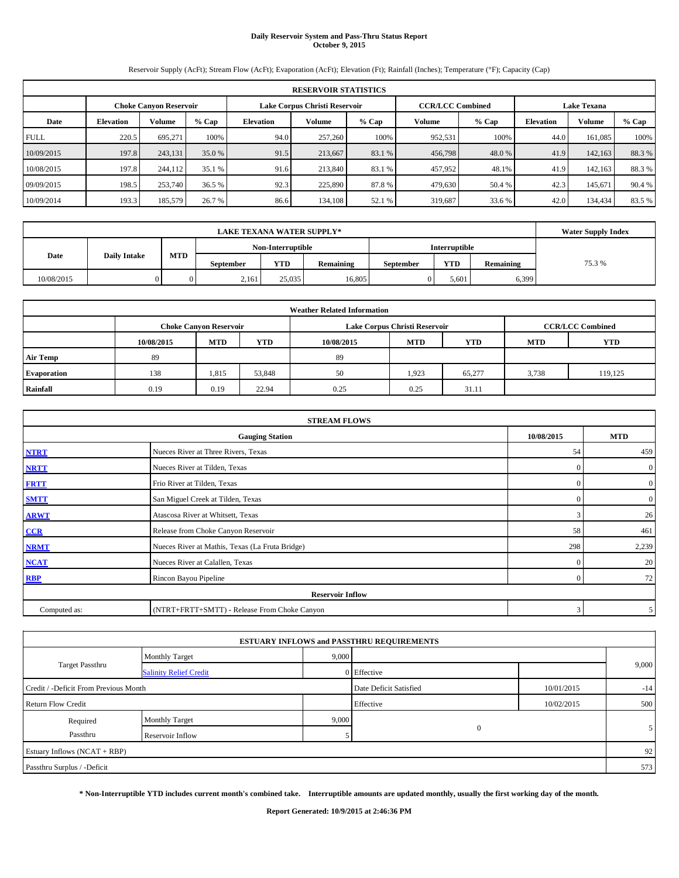# Daily Reservoir System and Pass-Thru Status Report
## October 9, 2015

Reservoir Supply (AcFt); Stream Flow (AcFt); Evaporation (AcFt); Elevation (Ft); Rainfall (Inches); Temperature (°F); Capacity (Cap)

| RESERVOIR STATISTICS | | | | | | | | | | | |
|---|---|---|---|---|---|---|---|---|---|---|---|
| | Choke Canyon Reservoir | | | Lake Corpus Christi Reservoir | | | CCR/LCC Combined | | Lake Texana | | |
| Date | Elevation | Volume | % Cap | Elevation | Volume | % Cap | Volume | % Cap | Elevation | Volume | % Cap |
| FULL | 220.5 | 695,271 | 100% | 94.0 | 257,260 | 100% | 952,531 | 100% | 44.0 | 161,085 | 100% |
| 10/09/2015 | 197.8 | 243,131 | 35.0 % | 91.5 | 213,667 | 83.1 % | 456,798 | 48.0 % | 41.9 | 142,163 | 88.3 % |
| 10/08/2015 | 197.8 | 244,112 | 35.1 % | 91.6 | 213,840 | 83.1 % | 457,952 | 48.1% | 41.9 | 142,163 | 88.3 % |
| 09/09/2015 | 198.5 | 253,740 | 36.5 % | 92.3 | 225,890 | 87.8 % | 479,630 | 50.4 % | 42.3 | 145,671 | 90.4 % |
| 10/09/2014 | 193.3 | 185,579 | 26.7 % | 86.6 | 134,108 | 52.1 % | 319,687 | 33.6 % | 42.0 | 134,434 | 83.5 % |

| LAKE TEXANA WATER SUPPLY* | | | | | | | | | Water Supply Index |
|---|---|---|---|---|---|---|---|---|---|
| Date | Daily Intake | MTD | Non-Interruptible | | | Interruptible | | | |
| | | | September | YTD | Remaining | September | YTD | Remaining | |
| 10/08/2015 | 0 | 0 | 2,161 | 25,035 | 16,805 | 0 | 5,601 | 6,399 | 75.3 % |

| Weather Related Information | | | | | | | | |
|---|---|---|---|---|---|---|---|---|
| | Choke Canyon Reservoir | | | Lake Corpus Christi Reservoir | | | CCR/LCC Combined | |
| | 10/08/2015 | MTD | YTD | 10/08/2015 | MTD | YTD | MTD | YTD |
| Air Temp | 89 | | | 89 | | | | |
| Evaporation | 138 | 1,815 | 53,848 | 50 | 1,923 | 65,277 | 3,738 | 119,125 |
| Rainfall | 0.19 | 0.19 | 22.94 | 0.25 | 0.25 | 31.11 | | |

| STREAM FLOWS | | | |
|---|---|---|---|
| | Gauging Station | 10/08/2015 | MTD |
| NTRT | Nueces River at Three Rivers, Texas | 54 | 459 |
| NRTT | Nueces River at Tilden, Texas | 0 | 0 |
| FRTT | Frio River at Tilden, Texas | 0 | 0 |
| SMTT | San Miguel Creek at Tilden, Texas | 0 | 0 |
| ARWT | Atascosa River at Whitsett, Texas | 3 | 26 |
| CCR | Release from Choke Canyon Reservoir | 58 | 461 |
| NRMT | Nueces River at Mathis, Texas (La Fruta Bridge) | 298 | 2,239 |
| NCAT | Nueces River at Calallen, Texas | 0 | 20 |
| RBP | Rincon Bayou Pipeline | 0 | 72 |
| Reservoir Inflow | | | |
| Computed as: | (NTRT+FRTT+SMTT) - Release From Choke Canyon | 3 | 5 |

| ESTUARY INFLOWS and PASSTHRU REQUIREMENTS | | | | | |
|---|---|---|---|---|---|
| Target Passthru | Monthly Target | 9,000 | | | 9,000 |
| | Salinity Relief Credit | 0 | Effective | | |
| Credit / -Deficit From Previous Month | | | Date Deficit Satisfied | 10/01/2015 | -14 |
| Return Flow Credit | | | Effective | 10/02/2015 | 500 |
| Required Passthru | Monthly Target | 9,000 | 0 | | 5 |
| | Reservoir Inflow | 5 | | | |
| Estuary Inflows (NCAT + RBP) | | | | | 92 |
| Passthru Surplus / -Deficit | | | | | 573 |

**\* Non-Interruptible YTD includes current month's combined take. Interruptible amounts are updated monthly, usually the first working day of the month.**

**Report Generated: 10/9/2015 at 2:46:36 PM**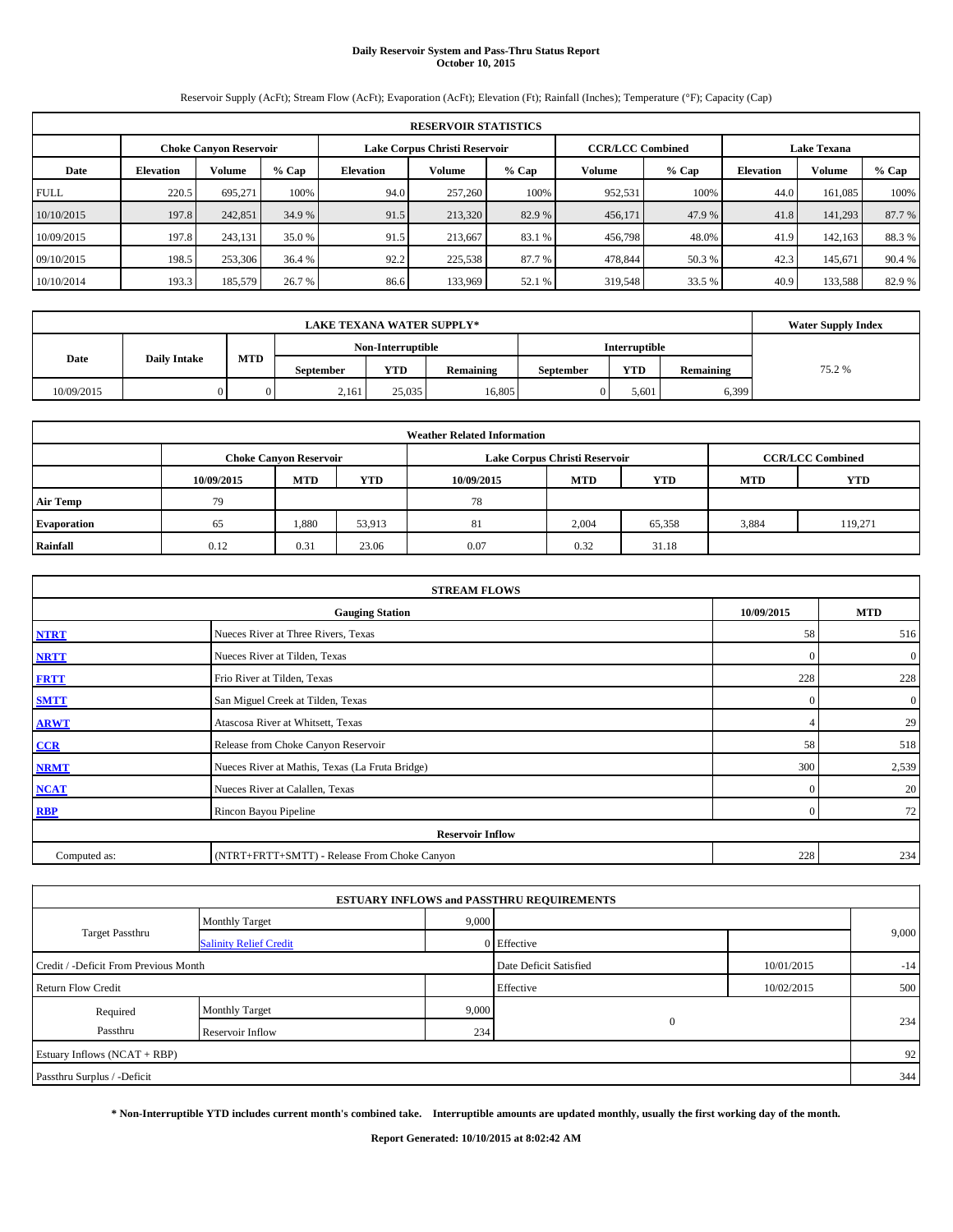# Daily Reservoir System and Pass-Thru Status Report
## October 10, 2015

Reservoir Supply (AcFt); Stream Flow (AcFt); Evaporation (AcFt); Elevation (Ft); Rainfall (Inches); Temperature (°F); Capacity (Cap)

| RESERVOIR STATISTICS | | | | | | | | | | | |
|---|---|---|---|---|---|---|---|---|---|---|---|
| | Choke Canyon Reservoir | | | Lake Corpus Christi Reservoir | | | CCR/LCC Combined | | Lake Texana | | |
| Date | Elevation | Volume | % Cap | Elevation | Volume | % Cap | Volume | % Cap | Elevation | Volume | % Cap |
| FULL | 220.5 | 695,271 | 100% | 94.0 | 257,260 | 100% | 952,531 | 100% | 44.0 | 161,085 | 100% |
| 10/10/2015 | 197.8 | 242,851 | 34.9 % | 91.5 | 213,320 | 82.9 % | 456,171 | 47.9 % | 41.8 | 141,293 | 87.7 % |
| 10/09/2015 | 197.8 | 243,131 | 35.0 % | 91.5 | 213,667 | 83.1 % | 456,798 | 48.0% | 41.9 | 142,163 | 88.3 % |
| 09/10/2015 | 198.5 | 253,306 | 36.4 % | 92.2 | 225,538 | 87.7 % | 478,844 | 50.3 % | 42.3 | 145,671 | 90.4 % |
| 10/10/2014 | 193.3 | 185,579 | 26.7 % | 86.6 | 133,969 | 52.1 % | 319,548 | 33.5 % | 40.9 | 133,588 | 82.9 % |

| LAKE TEXANA WATER SUPPLY* | | | | | | | | | Water Supply Index |
|---|---|---|---|---|---|---|---|---|---|
| Date | Daily Intake | MTD | Non-Interruptible | | | Interruptible | | | |
| | | | September | YTD | Remaining | September | YTD | Remaining | |
| 10/09/2015 | 0 | 0 | 2,161 | 25,035 | 16,805 | 0 | 5,601 | 6,399 | 75.2 % |

| Weather Related Information | | | | | | | | |
|---|---|---|---|---|---|---|---|---|
| | Choke Canyon Reservoir | | | Lake Corpus Christi Reservoir | | | CCR/LCC Combined | |
| | 10/09/2015 | MTD | YTD | 10/09/2015 | MTD | YTD | MTD | YTD |
| Air Temp | 79 | | | 78 | | | | |
| Evaporation | 65 | 1,880 | 53,913 | 81 | 2,004 | 65,358 | 3,884 | 119,271 |
| Rainfall | 0.12 | 0.31 | 23.06 | 0.07 | 0.32 | 31.18 | | |

| STREAM FLOWS | | | |
|---|---|---|---|
| | Gauging Station | 10/09/2015 | MTD |
| NTRT | Nueces River at Three Rivers, Texas | 58 | 516 |
| NRTT | Nueces River at Tilden, Texas | 0 | 0 |
| FRTT | Frio River at Tilden, Texas | 228 | 228 |
| SMTT | San Miguel Creek at Tilden, Texas | 0 | 0 |
| ARWT | Atascosa River at Whitsett, Texas | 4 | 29 |
| CCR | Release from Choke Canyon Reservoir | 58 | 518 |
| NRMT | Nueces River at Mathis, Texas (La Fruta Bridge) | 300 | 2,539 |
| NCAT | Nueces River at Calallen, Texas | 0 | 20 |
| RBP | Rincon Bayou Pipeline | 0 | 72 |
| Reservoir Inflow | | | |
| Computed as: | (NTRT+FRTT+SMTT) - Release From Choke Canyon | 228 | 234 |

| ESTUARY INFLOWS and PASSTHRU REQUIREMENTS | | | | | |
|---|---|---|---|---|---|
| Target Passthru | Monthly Target | 9,000 | | | 9,000 |
| | Salinity Relief Credit | 0 | Effective | | |
| Credit / -Deficit From Previous Month | | | Date Deficit Satisfied | 10/01/2015 | -14 |
| Return Flow Credit | | | Effective | 10/02/2015 | 500 |
| Required Passthru | Monthly Target | 9,000 | 0 | | 234 |
| | Reservoir Inflow | 234 | | | |
| Estuary Inflows (NCAT + RBP) | | | | | 92 |
| Passthru Surplus / -Deficit | | | | | 344 |

**\* Non-Interruptible YTD includes current month's combined take. Interruptible amounts are updated monthly, usually the first working day of the month.**

**Report Generated: 10/10/2015 at 8:02:42 AM**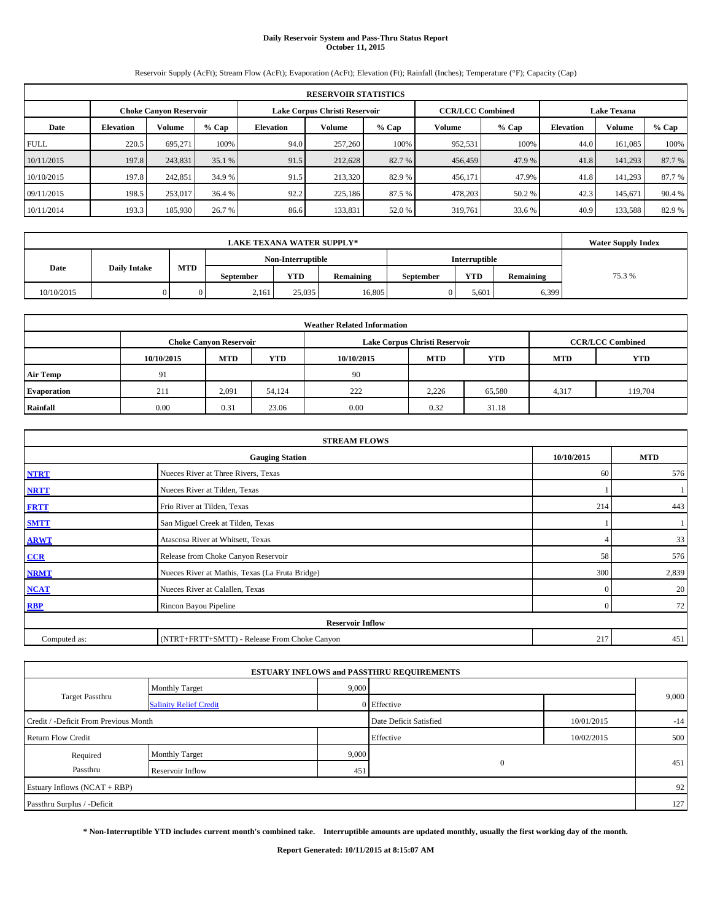# Daily Reservoir System and Pass-Thru Status Report
## October 11, 2015

Reservoir Supply (AcFt); Stream Flow (AcFt); Evaporation (AcFt); Elevation (Ft); Rainfall (Inches); Temperature (°F); Capacity (Cap)

| RESERVOIR STATISTICS | | | | | | | | | | | |
|---|---|---|---|---|---|---|---|---|---|---|---|
| | Choke Canyon Reservoir | | | Lake Corpus Christi Reservoir | | | CCR/LCC Combined | | Lake Texana | | |
| Date | Elevation | Volume | % Cap | Elevation | Volume | % Cap | Volume | % Cap | Elevation | Volume | % Cap |
| FULL | 220.5 | 695,271 | 100% | 94.0 | 257,260 | 100% | 952,531 | 100% | 44.0 | 161,085 | 100% |
| 10/11/2015 | 197.8 | 243,831 | 35.1 % | 91.5 | 212,628 | 82.7 % | 456,459 | 47.9 % | 41.8 | 141,293 | 87.7 % |
| 10/10/2015 | 197.8 | 242,851 | 34.9 % | 91.5 | 213,320 | 82.9 % | 456,171 | 47.9% | 41.8 | 141,293 | 87.7 % |
| 09/11/2015 | 198.5 | 253,017 | 36.4 % | 92.2 | 225,186 | 87.5 % | 478,203 | 50.2 % | 42.3 | 145,671 | 90.4 % |
| 10/11/2014 | 193.3 | 185,930 | 26.7 % | 86.6 | 133,831 | 52.0 % | 319,761 | 33.6 % | 40.9 | 133,588 | 82.9 % |

| LAKE TEXANA WATER SUPPLY* | | | | | | | | | Water Supply Index |
|---|---|---|---|---|---|---|---|---|---|
| Date | Daily Intake | MTD | Non-Interruptible | | | Interruptible | | | |
| | | | September | YTD | Remaining | September | YTD | Remaining | |
| 10/10/2015 | 0 | 0 | 2,161 | 25,035 | 16,805 | 0 | 5,601 | 6,399 | 75.3 % |

| Weather Related Information | | | | | | | | |
|---|---|---|---|---|---|---|---|---|
| | Choke Canyon Reservoir | | | Lake Corpus Christi Reservoir | | | CCR/LCC Combined | |
| | 10/10/2015 | MTD | YTD | 10/10/2015 | MTD | YTD | MTD | YTD |
| Air Temp | 91 | | | 90 | | | | |
| Evaporation | 211 | 2,091 | 54,124 | 222 | 2,226 | 65,580 | 4,317 | 119,704 |
| Rainfall | 0.00 | 0.31 | 23.06 | 0.00 | 0.32 | 31.18 | | |

| STREAM FLOWS | | | |
|---|---|---|---|
| | Gauging Station | 10/10/2015 | MTD |
| NTRT | Nueces River at Three Rivers, Texas | 60 | 576 |
| NRTT | Nueces River at Tilden, Texas | 1 | 1 |
| FRTT | Frio River at Tilden, Texas | 214 | 443 |
| SMTT | San Miguel Creek at Tilden, Texas | 1 | 1 |
| ARWT | Atascosa River at Whitsett, Texas | 4 | 33 |
| CCR | Release from Choke Canyon Reservoir | 58 | 576 |
| NRMT | Nueces River at Mathis, Texas (La Fruta Bridge) | 300 | 2,839 |
| NCAT | Nueces River at Calallen, Texas | 0 | 20 |
| RBP | Rincon Bayou Pipeline | 0 | 72 |
| Reservoir Inflow | | | |
| Computed as: | (NTRT+FRTT+SMTT) - Release From Choke Canyon | 217 | 451 |

| ESTUARY INFLOWS and PASSTHRU REQUIREMENTS | | | | | |
|---|---|---|---|---|---|
| Target Passthru | Monthly Target | 9,000 | | | 9,000 |
| | Salinity Relief Credit | 0 | Effective | | |
| Credit / -Deficit From Previous Month | | | Date Deficit Satisfied | 10/01/2015 | -14 |
| Return Flow Credit | | | Effective | 10/02/2015 | 500 |
| Required Passthru | Monthly Target | 9,000 | 0 | | 451 |
| | Reservoir Inflow | 451 | | | |
| Estuary Inflows (NCAT + RBP) | | | | | 92 |
| Passthru Surplus / -Deficit | | | | | 127 |

**\* Non-Interruptible YTD includes current month's combined take. Interruptible amounts are updated monthly, usually the first working day of the month.**

**Report Generated: 10/11/2015 at 8:15:07 AM**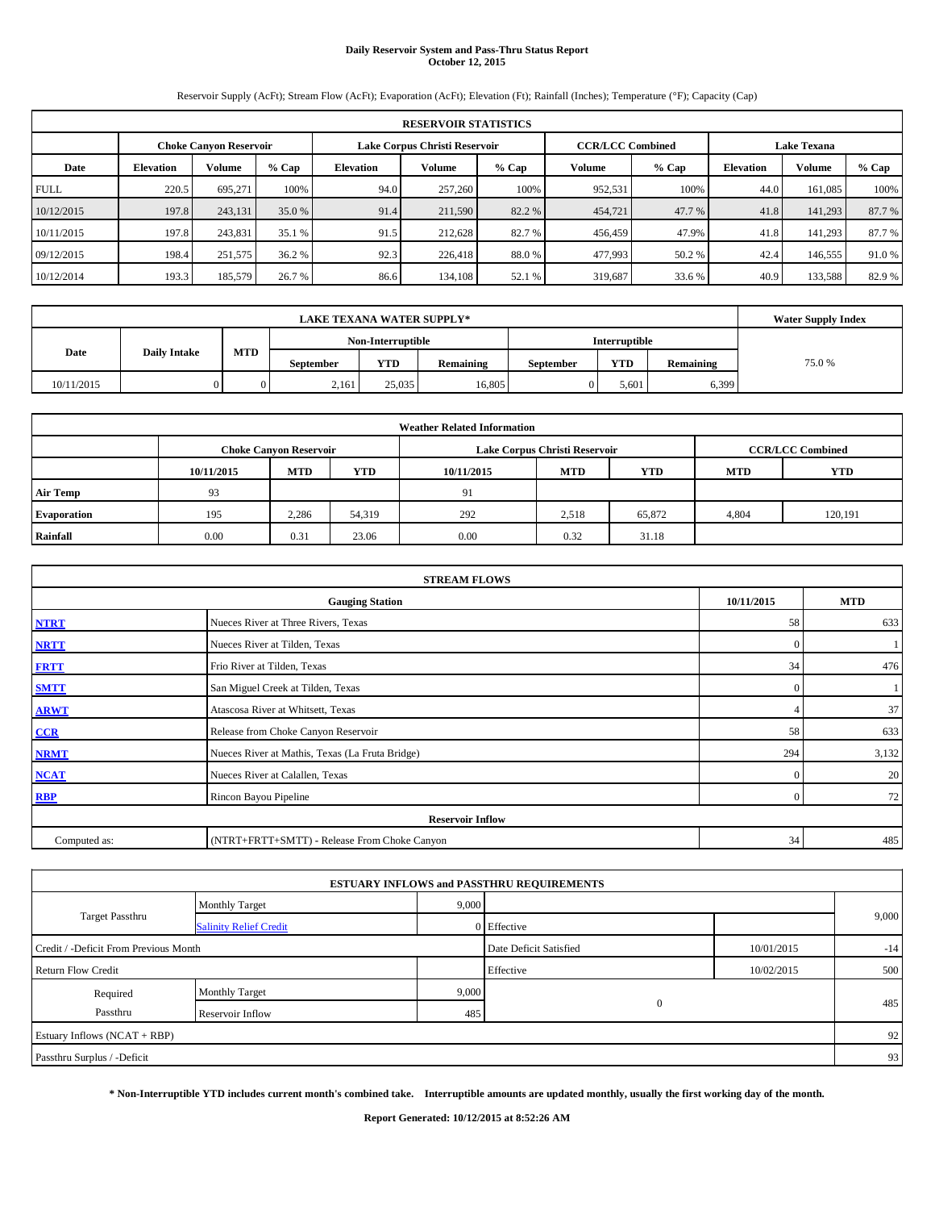# Daily Reservoir System and Pass-Thru Status Report
## October 12, 2015

Reservoir Supply (AcFt); Stream Flow (AcFt); Evaporation (AcFt); Elevation (Ft); Rainfall (Inches); Temperature (°F); Capacity (Cap)

| RESERVOIR STATISTICS | | | | | | | | | | | |
|---|---|---|---|---|---|---|---|---|---|---|---|
| | Choke Canyon Reservoir | | | Lake Corpus Christi Reservoir | | | CCR/LCC Combined | | Lake Texana | | |
| Date | Elevation | Volume | % Cap | Elevation | Volume | % Cap | Volume | % Cap | Elevation | Volume | % Cap |
| FULL | 220.5 | 695,271 | 100% | 94.0 | 257,260 | 100% | 952,531 | 100% | 44.0 | 161,085 | 100% |
| 10/12/2015 | 197.8 | 243,131 | 35.0 % | 91.4 | 211,590 | 82.2 % | 454,721 | 47.7 % | 41.8 | 141,293 | 87.7 % |
| 10/11/2015 | 197.8 | 243,831 | 35.1 % | 91.5 | 212,628 | 82.7 % | 456,459 | 47.9% | 41.8 | 141,293 | 87.7 % |
| 09/12/2015 | 198.4 | 251,575 | 36.2 % | 92.3 | 226,418 | 88.0 % | 477,993 | 50.2 % | 42.4 | 146,555 | 91.0 % |
| 10/12/2014 | 193.3 | 185,579 | 26.7 % | 86.6 | 134,108 | 52.1 % | 319,687 | 33.6 % | 40.9 | 133,588 | 82.9 % |

| LAKE TEXANA WATER SUPPLY* | | | | | | | | | Water Supply Index |
|---|---|---|---|---|---|---|---|---|---|
| Date | Daily Intake | MTD | Non-Interruptible | | | Interruptible | | | |
| | | | September | YTD | Remaining | September | YTD | Remaining | |
| 10/11/2015 | 0 | 0 | 2,161 | 25,035 | 16,805 | 0 | 5,601 | 6,399 | 75.0 % |

| Weather Related Information | | | | | | | | |
|---|---|---|---|---|---|---|---|---|
| | Choke Canyon Reservoir | | | Lake Corpus Christi Reservoir | | | CCR/LCC Combined | |
| | 10/11/2015 | MTD | YTD | 10/11/2015 | MTD | YTD | MTD | YTD |
| Air Temp | 93 | | | 91 | | | | |
| Evaporation | 195 | 2,286 | 54,319 | 292 | 2,518 | 65,872 | 4,804 | 120,191 |
| Rainfall | 0.00 | 0.31 | 23.06 | 0.00 | 0.32 | 31.18 | | |

| STREAM FLOWS | | | |
|---|---|---|---|
| | Gauging Station | 10/11/2015 | MTD |
| NTRT | Nueces River at Three Rivers, Texas | 58 | 633 |
| NRTT | Nueces River at Tilden, Texas | 0 | 1 |
| FRTT | Frio River at Tilden, Texas | 34 | 476 |
| SMTT | San Miguel Creek at Tilden, Texas | 0 | 1 |
| ARWT | Atascosa River at Whitsett, Texas | 4 | 37 |
| CCR | Release from Choke Canyon Reservoir | 58 | 633 |
| NRMT | Nueces River at Mathis, Texas (La Fruta Bridge) | 294 | 3,132 |
| NCAT | Nueces River at Calallen, Texas | 0 | 20 |
| RBP | Rincon Bayou Pipeline | 0 | 72 |
| Reservoir Inflow | | | |
| Computed as: | (NTRT+FRTT+SMTT) - Release From Choke Canyon | 34 | 485 |

| ESTUARY INFLOWS and PASSTHRU REQUIREMENTS | | | | | |
|---|---|---|---|---|---|
| Target Passthru | Monthly Target | 9,000 | | | 9,000 |
| | Salinity Relief Credit | 0 | Effective | | |
| Credit / -Deficit From Previous Month | | | Date Deficit Satisfied | 10/01/2015 | -14 |
| Return Flow Credit | | | Effective | 10/02/2015 | 500 |
| Required Passthru | Monthly Target | 9,000 | 0 | | 485 |
| | Reservoir Inflow | 485 | | | |
| Estuary Inflows (NCAT + RBP) | | | | | 92 |
| Passthru Surplus / -Deficit | | | | | 93 |

**\* Non-Interruptible YTD includes current month's combined take. Interruptible amounts are updated monthly, usually the first working day of the month.**

**Report Generated: 10/12/2015 at 8:52:26 AM**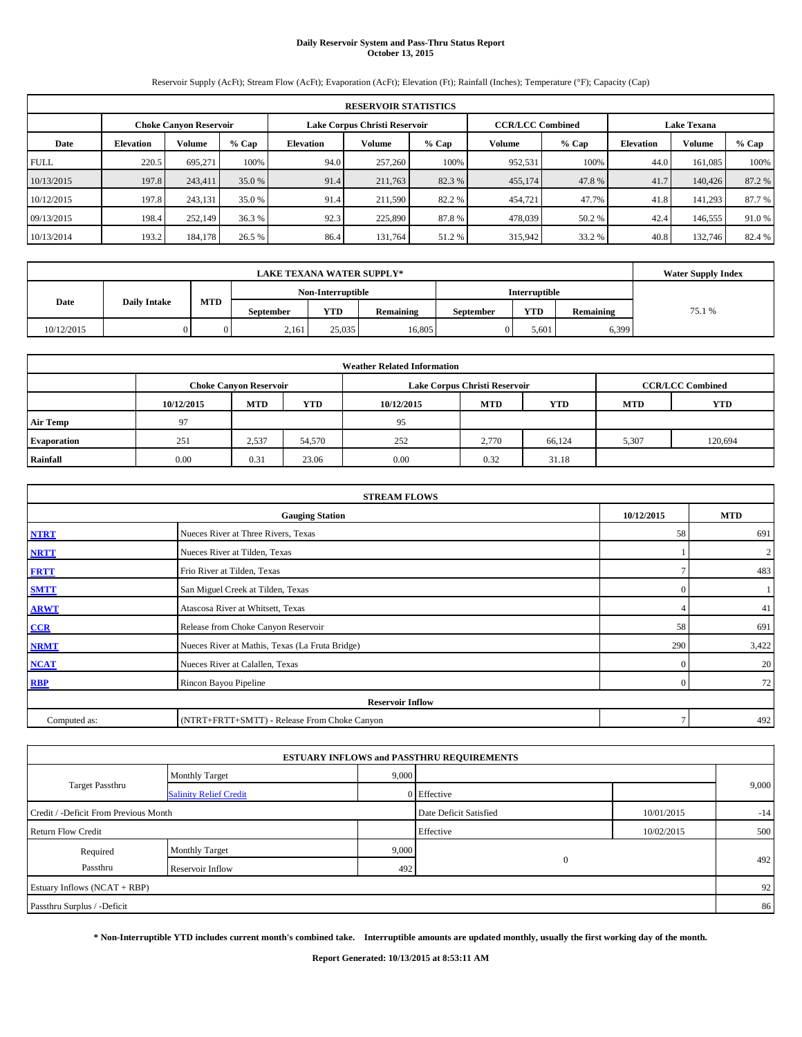# Daily Reservoir System and Pass-Thru Status Report
## October 13, 2015

Reservoir Supply (AcFt); Stream Flow (AcFt); Evaporation (AcFt); Elevation (Ft); Rainfall (Inches); Temperature (°F); Capacity (Cap)

| RESERVOIR STATISTICS | | | | | | | | | | | |
|---|---|---|---|---|---|---|---|---|---|---|---|
| | Choke Canyon Reservoir | | | Lake Corpus Christi Reservoir | | | CCR/LCC Combined | | Lake Texana | | |
| Date | Elevation | Volume | % Cap | Elevation | Volume | % Cap | Volume | % Cap | Elevation | Volume | % Cap |
| FULL | 220.5 | 695,271 | 100% | 94.0 | 257,260 | 100% | 952,531 | 100% | 44.0 | 161,085 | 100% |
| 10/13/2015 | 197.8 | 243,411 | 35.0 % | 91.4 | 211,763 | 82.3 % | 455,174 | 47.8 % | 41.7 | 140,426 | 87.2 % |
| 10/12/2015 | 197.8 | 243,131 | 35.0 % | 91.4 | 211,590 | 82.2 % | 454,721 | 47.7% | 41.8 | 141,293 | 87.7 % |
| 09/13/2015 | 198.4 | 252,149 | 36.3 % | 92.3 | 225,890 | 87.8 % | 478,039 | 50.2 % | 42.4 | 146,555 | 91.0 % |
| 10/13/2014 | 193.2 | 184,178 | 26.5 % | 86.4 | 131,764 | 51.2 % | 315,942 | 33.2 % | 40.8 | 132,746 | 82.4 % |

| LAKE TEXANA WATER SUPPLY* | | | | | | | | | Water Supply Index |
|---|---|---|---|---|---|---|---|---|---|
| Date | Daily Intake | MTD | Non-Interruptible | | | Interruptible | | | |
| | | | September | YTD | Remaining | September | YTD | Remaining | |
| 10/12/2015 | 0 | 0 | 2,161 | 25,035 | 16,805 | 0 | 5,601 | 6,399 | 75.1 % |

| Weather Related Information | | | | | | | | |
|---|---|---|---|---|---|---|---|---|
| | Choke Canyon Reservoir | | | Lake Corpus Christi Reservoir | | | CCR/LCC Combined | |
| | 10/12/2015 | MTD | YTD | 10/12/2015 | MTD | YTD | MTD | YTD |
| Air Temp | 97 | | | 95 | | | | |
| Evaporation | 251 | 2,537 | 54,570 | 252 | 2,770 | 66,124 | 5,307 | 120,694 |
| Rainfall | 0.00 | 0.31 | 23.06 | 0.00 | 0.32 | 31.18 | | |

| STREAM FLOWS | | | |
|---|---|---|---|
| | Gauging Station | 10/12/2015 | MTD |
| NTRT | Nueces River at Three Rivers, Texas | 58 | 691 |
| NRTT | Nueces River at Tilden, Texas | 1 | 2 |
| FRTT | Frio River at Tilden, Texas | 7 | 483 |
| SMTT | San Miguel Creek at Tilden, Texas | 0 | 1 |
| ARWT | Atascosa River at Whitsett, Texas | 4 | 41 |
| CCR | Release from Choke Canyon Reservoir | 58 | 691 |
| NRMT | Nueces River at Mathis, Texas (La Fruta Bridge) | 290 | 3,422 |
| NCAT | Nueces River at Calallen, Texas | 0 | 20 |
| RBP | Rincon Bayou Pipeline | 0 | 72 |
| Reservoir Inflow | | | |
| Computed as: | (NTRT+FRTT+SMTT) - Release From Choke Canyon | 7 | 492 |

| ESTUARY INFLOWS and PASSTHRU REQUIREMENTS | | | | | |
|---|---|---|---|---|---|
| Target Passthru | Monthly Target | 9,000 | | | 9,000 |
| | Salinity Relief Credit | 0 | Effective | | |
| Credit / -Deficit From Previous Month | | | Date Deficit Satisfied | 10/01/2015 | -14 |
| Return Flow Credit | | | Effective | 10/02/2015 | 500 |
| Required Passthru | Monthly Target | 9,000 | 0 | | 492 |
| | Reservoir Inflow | 492 | | | |
| Estuary Inflows (NCAT + RBP) | | | | | 92 |
| Passthru Surplus / -Deficit | | | | | 86 |

**\* Non-Interruptible YTD includes current month's combined take. Interruptible amounts are updated monthly, usually the first working day of the month.**

**Report Generated: 10/13/2015 at 8:53:11 AM**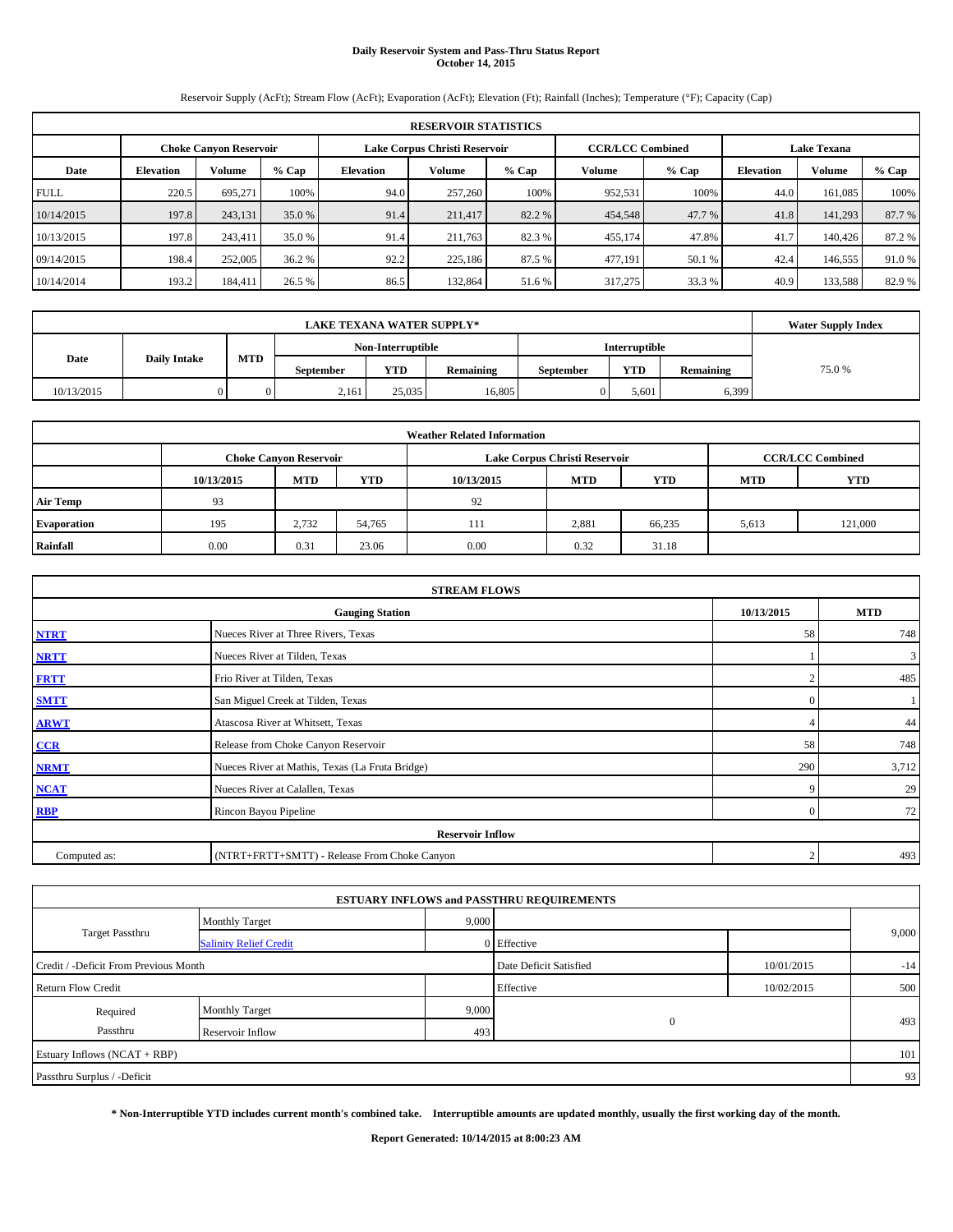# Daily Reservoir System and Pass-Thru Status Report
**October 14, 2015**

Reservoir Supply (AcFt); Stream Flow (AcFt); Evaporation (AcFt); Elevation (Ft); Rainfall (Inches); Temperature (°F); Capacity (Cap)

| RESERVOIR STATISTICS | | | | | | | | | | | |
|---|---|---|---|---|---|---|---|---|---|---|---|
| | Choke Canyon Reservoir | | | Lake Corpus Christi Reservoir | | | CCR/LCC Combined | | Lake Texana | | |
| Date | Elevation | Volume | % Cap | Elevation | Volume | % Cap | Volume | % Cap | Elevation | Volume | % Cap |
| FULL | 220.5 | 695,271 | 100% | 94.0 | 257,260 | 100% | 952,531 | 100% | 44.0 | 161,085 | 100% |
| 10/14/2015 | 197.8 | 243,131 | 35.0 % | 91.4 | 211,417 | 82.2 % | 454,548 | 47.7 % | 41.8 | 141,293 | 87.7 % |
| 10/13/2015 | 197.8 | 243,411 | 35.0 % | 91.4 | 211,763 | 82.3 % | 455,174 | 47.8% | 41.7 | 140,426 | 87.2 % |
| 09/14/2015 | 198.4 | 252,005 | 36.2 % | 92.2 | 225,186 | 87.5 % | 477,191 | 50.1 % | 42.4 | 146,555 | 91.0 % |
| 10/14/2014 | 193.2 | 184,411 | 26.5 % | 86.5 | 132,864 | 51.6 % | 317,275 | 33.3 % | 40.9 | 133,588 | 82.9 % |

| LAKE TEXANA WATER SUPPLY* | | | | | | | | | Water Supply Index |
|---|---|---|---|---|---|---|---|---|---|
| Date | Daily Intake | MTD | Non-Interruptible | | | Interruptible | | | |
| | | | September | YTD | Remaining | September | YTD | Remaining | |
| 10/13/2015 | 0 | 0 | 2,161 | 25,035 | 16,805 | 0 | 5,601 | 6,399 | 75.0 % |

| Weather Related Information | | | | | | | | |
|---|---|---|---|---|---|---|---|---|
| | Choke Canyon Reservoir | | | Lake Corpus Christi Reservoir | | | CCR/LCC Combined | |
| | 10/13/2015 | MTD | YTD | 10/13/2015 | MTD | YTD | MTD | YTD |
| Air Temp | 93 | | | 92 | | | | |
| Evaporation | 195 | 2,732 | 54,765 | 111 | 2,881 | 66,235 | 5,613 | 121,000 |
| Rainfall | 0.00 | 0.31 | 23.06 | 0.00 | 0.32 | 31.18 | | |

| STREAM FLOWS | | | |
|---|---|---|---|
| | Gauging Station | 10/13/2015 | MTD |
| NTRT | Nueces River at Three Rivers, Texas | 58 | 748 |
| NRTT | Nueces River at Tilden, Texas | 1 | 3 |
| FRTT | Frio River at Tilden, Texas | 2 | 485 |
| SMTT | San Miguel Creek at Tilden, Texas | 0 | 1 |
| ARWT | Atascosa River at Whitsett, Texas | 4 | 44 |
| CCR | Release from Choke Canyon Reservoir | 58 | 748 |
| NRMT | Nueces River at Mathis, Texas (La Fruta Bridge) | 290 | 3,712 |
| NCAT | Nueces River at Calallen, Texas | 9 | 29 |
| RBP | Rincon Bayou Pipeline | 0 | 72 |
| **Reservoir Inflow** | | | |
| Computed as: | (NTRT+FRTT+SMTT) - Release From Choke Canyon | 2 | 493 |

| ESTUARY INFLOWS and PASSTHRU REQUIREMENTS | | | | | |
|---|---|---|---|---|---|
| Target Passthru | Monthly Target | 9,000 | | | 9,000 |
| | Salinity Relief Credit | 0 | Effective | | |
| Credit / -Deficit From Previous Month | | | Date Deficit Satisfied | 10/01/2015 | -14 |
| Return Flow Credit | | | Effective | 10/02/2015 | 500 |
| Required Passthru | Monthly Target | 9,000 | 0 | | 493 |
| | Reservoir Inflow | 493 | | | |
| Estuary Inflows (NCAT + RBP) | | | | | 101 |
| Passthru Surplus / -Deficit | | | | | 93 |

**\* Non-Interruptible YTD includes current month's combined take. Interruptible amounts are updated monthly, usually the first working day of the month.**

**Report Generated: 10/14/2015 at 8:00:23 AM**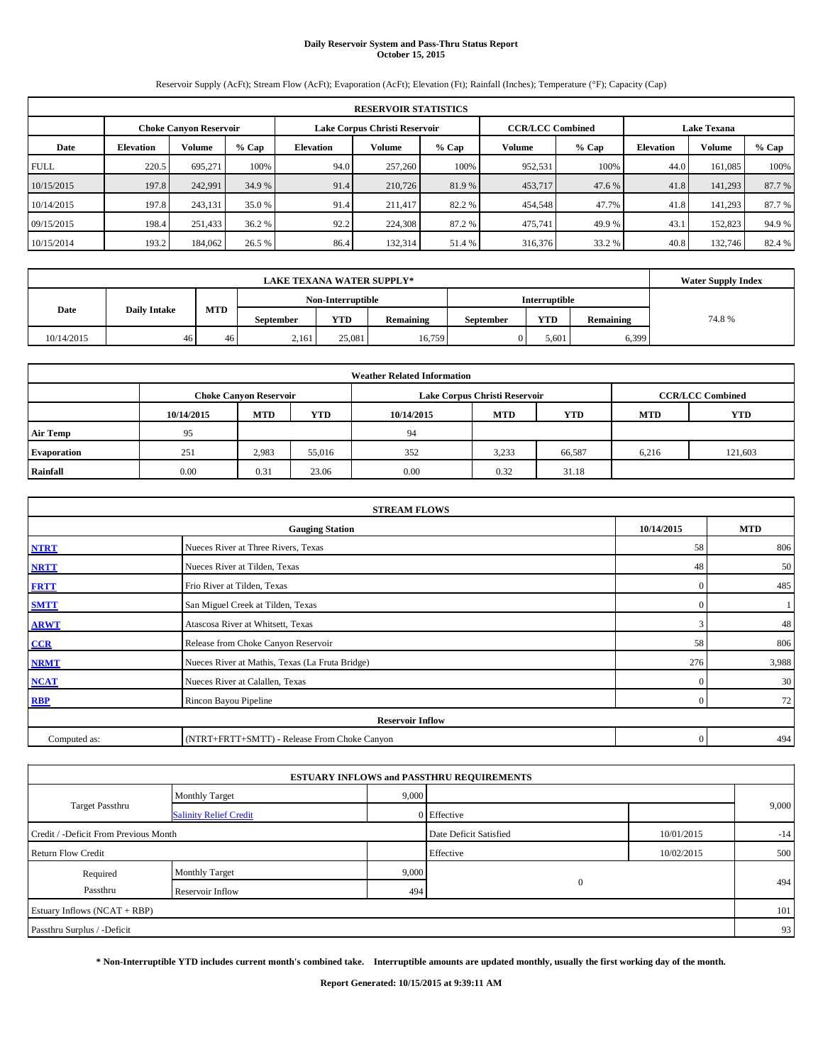# Daily Reservoir System and Pass-Thru Status Report
## October 15, 2015

Reservoir Supply (AcFt); Stream Flow (AcFt); Evaporation (AcFt); Elevation (Ft); Rainfall (Inches); Temperature (°F); Capacity (Cap)

| RESERVOIR STATISTICS | | | | | | | | | | | |
|---|---|---|---|---|---|---|---|---|---|---|---|
| | Choke Canyon Reservoir | | | Lake Corpus Christi Reservoir | | | CCR/LCC Combined | | Lake Texana | | |
| Date | Elevation | Volume | % Cap | Elevation | Volume | % Cap | Volume | % Cap | Elevation | Volume | % Cap |
| FULL | 220.5 | 695,271 | 100% | 94.0 | 257,260 | 100% | 952,531 | 100% | 44.0 | 161,085 | 100% |
| 10/15/2015 | 197.8 | 242,991 | 34.9 % | 91.4 | 210,726 | 81.9 % | 453,717 | 47.6 % | 41.8 | 141,293 | 87.7 % |
| 10/14/2015 | 197.8 | 243,131 | 35.0 % | 91.4 | 211,417 | 82.2 % | 454,548 | 47.7% | 41.8 | 141,293 | 87.7 % |
| 09/15/2015 | 198.4 | 251,433 | 36.2 % | 92.2 | 224,308 | 87.2 % | 475,741 | 49.9 % | 43.1 | 152,823 | 94.9 % |
| 10/15/2014 | 193.2 | 184,062 | 26.5 % | 86.4 | 132,314 | 51.4 % | 316,376 | 33.2 % | 40.8 | 132,746 | 82.4 % |

| LAKE TEXANA WATER SUPPLY* | | | | | | | | | Water Supply Index |
|---|---|---|---|---|---|---|---|---|---|
| Date | Daily Intake | MTD | Non-Interruptible | | | Interruptible | | | |
| | | | September | YTD | Remaining | September | YTD | Remaining | |
| 10/14/2015 | 46 | 46 | 2,161 | 25,081 | 16,759 | 0 | 5,601 | 6,399 | 74.8 % |

| Weather Related Information | | | | | | | | |
|---|---|---|---|---|---|---|---|---|
| | Choke Canyon Reservoir | | | Lake Corpus Christi Reservoir | | | CCR/LCC Combined | |
| | 10/14/2015 | MTD | YTD | 10/14/2015 | MTD | YTD | MTD | YTD |
| Air Temp | 95 | | | 94 | | | | |
| Evaporation | 251 | 2,983 | 55,016 | 352 | 3,233 | 66,587 | 6,216 | 121,603 |
| Rainfall | 0.00 | 0.31 | 23.06 | 0.00 | 0.32 | 31.18 | | |

| STREAM FLOWS | | | |
|---|---|---|---|
| | Gauging Station | 10/14/2015 | MTD |
| NTRT | Nueces River at Three Rivers, Texas | 58 | 806 |
| NRTT | Nueces River at Tilden, Texas | 48 | 50 |
| FRTT | Frio River at Tilden, Texas | 0 | 485 |
| SMTT | San Miguel Creek at Tilden, Texas | 0 | 1 |
| ARWT | Atascosa River at Whitsett, Texas | 3 | 48 |
| CCR | Release from Choke Canyon Reservoir | 58 | 806 |
| NRMT | Nueces River at Mathis, Texas (La Fruta Bridge) | 276 | 3,988 |
| NCAT | Nueces River at Calallen, Texas | 0 | 30 |
| RBP | Rincon Bayou Pipeline | 0 | 72 |
| Reservoir Inflow | | | |
| Computed as: | (NTRT+FRTT+SMTT) - Release From Choke Canyon | 0 | 494 |

| ESTUARY INFLOWS and PASSTHRU REQUIREMENTS | | | | | |
|---|---|---|---|---|---|
| Target Passthru | Monthly Target | 9,000 | | | 9,000 |
| | Salinity Relief Credit | 0 | Effective | | |
| Credit / -Deficit From Previous Month | | | Date Deficit Satisfied | 10/01/2015 | -14 |
| Return Flow Credit | | | Effective | 10/02/2015 | 500 |
| Required Passthru | Monthly Target | 9,000 | 0 | | 494 |
| | Reservoir Inflow | 494 | | | |
| Estuary Inflows (NCAT + RBP) | | | | | 101 |
| Passthru Surplus / -Deficit | | | | | 93 |

**\* Non-Interruptible YTD includes current month's combined take. Interruptible amounts are updated monthly, usually the first working day of the month.**

**Report Generated: 10/15/2015 at 9:39:11 AM**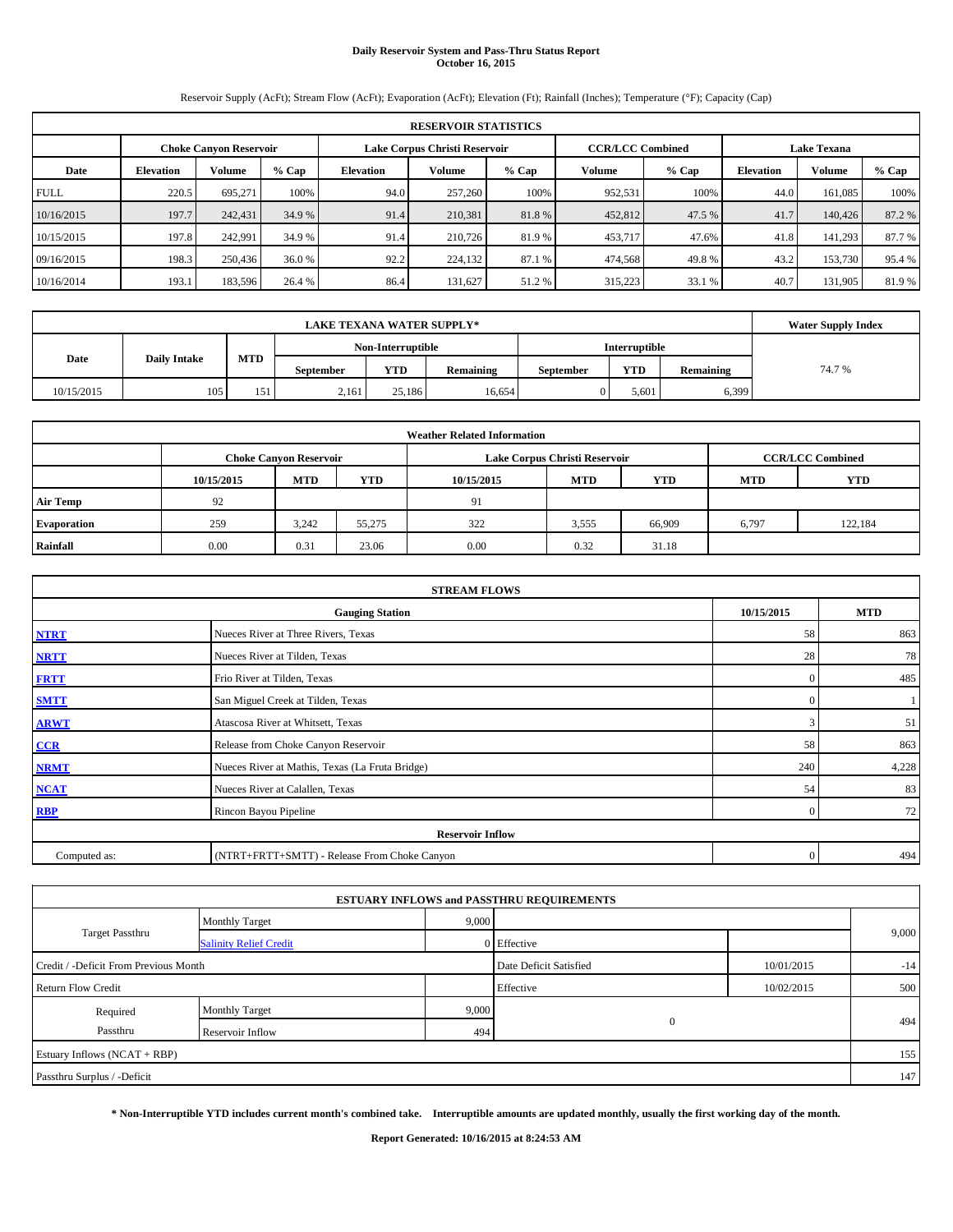# Daily Reservoir System and Pass-Thru Status Report
## October 16, 2015

Reservoir Supply (AcFt); Stream Flow (AcFt); Evaporation (AcFt); Elevation (Ft); Rainfall (Inches); Temperature (°F); Capacity (Cap)

| RESERVOIR STATISTICS | | | | | | | | | | | |
|---|---|---|---|---|---|---|---|---|---|---|---|
| | Choke Canyon Reservoir | | | Lake Corpus Christi Reservoir | | | CCR/LCC Combined | | Lake Texana | | |
| Date | Elevation | Volume | % Cap | Elevation | Volume | % Cap | Volume | % Cap | Elevation | Volume | % Cap |
| FULL | 220.5 | 695,271 | 100% | 94.0 | 257,260 | 100% | 952,531 | 100% | 44.0 | 161,085 | 100% |
| 10/16/2015 | 197.7 | 242,431 | 34.9 % | 91.4 | 210,381 | 81.8 % | 452,812 | 47.5 % | 41.7 | 140,426 | 87.2 % |
| 10/15/2015 | 197.8 | 242,991 | 34.9 % | 91.4 | 210,726 | 81.9 % | 453,717 | 47.6% | 41.8 | 141,293 | 87.7 % |
| 09/16/2015 | 198.3 | 250,436 | 36.0 % | 92.2 | 224,132 | 87.1 % | 474,568 | 49.8 % | 43.2 | 153,730 | 95.4 % |
| 10/16/2014 | 193.1 | 183,596 | 26.4 % | 86.4 | 131,627 | 51.2 % | 315,223 | 33.1 % | 40.7 | 131,905 | 81.9 % |

| LAKE TEXANA WATER SUPPLY* | | | | | | | | | Water Supply Index |
|---|---|---|---|---|---|---|---|---|---|
| Date | Daily Intake | MTD | Non-Interruptible | | | Interruptible | | | |
| | | | September | YTD | Remaining | September | YTD | Remaining | |
| 10/15/2015 | 105 | 151 | 2,161 | 25,186 | 16,654 | 0 | 5,601 | 6,399 | 74.7 % |

| Weather Related Information | | | | | | | | |
|---|---|---|---|---|---|---|---|---|
| | Choke Canyon Reservoir | | | Lake Corpus Christi Reservoir | | | CCR/LCC Combined | |
| | 10/15/2015 | MTD | YTD | 10/15/2015 | MTD | YTD | MTD | YTD |
| Air Temp | 92 | | | 91 | | | | |
| Evaporation | 259 | 3,242 | 55,275 | 322 | 3,555 | 66,909 | 6,797 | 122,184 |
| Rainfall | 0.00 | 0.31 | 23.06 | 0.00 | 0.32 | 31.18 | | |

| STREAM FLOWS | | | |
|---|---|---|---|
| | Gauging Station | 10/15/2015 | MTD |
| NTRT | Nueces River at Three Rivers, Texas | 58 | 863 |
| NRTT | Nueces River at Tilden, Texas | 28 | 78 |
| FRTT | Frio River at Tilden, Texas | 0 | 485 |
| SMTT | San Miguel Creek at Tilden, Texas | 0 | 1 |
| ARWT | Atascosa River at Whitsett, Texas | 3 | 51 |
| CCR | Release from Choke Canyon Reservoir | 58 | 863 |
| NRMT | Nueces River at Mathis, Texas (La Fruta Bridge) | 240 | 4,228 |
| NCAT | Nueces River at Calallen, Texas | 54 | 83 |
| RBP | Rincon Bayou Pipeline | 0 | 72 |
| Reservoir Inflow | | | |
| Computed as: | (NTRT+FRTT+SMTT) - Release From Choke Canyon | 0 | 494 |

| ESTUARY INFLOWS and PASSTHRU REQUIREMENTS | | | | | |
|---|---|---|---|---|---|
| Target Passthru | Monthly Target | 9,000 | | | 9,000 |
| | Salinity Relief Credit | 0 | Effective | | |
| Credit / -Deficit From Previous Month | | | Date Deficit Satisfied | 10/01/2015 | -14 |
| Return Flow Credit | | | Effective | 10/02/2015 | 500 |
| Required Passthru | Monthly Target | 9,000 | 0 | | 494 |
| | Reservoir Inflow | 494 | | | |
| Estuary Inflows (NCAT + RBP) | | | | | 155 |
| Passthru Surplus / -Deficit | | | | | 147 |

**\* Non-Interruptible YTD includes current month's combined take. Interruptible amounts are updated monthly, usually the first working day of the month.**

**Report Generated: 10/16/2015 at 8:24:53 AM**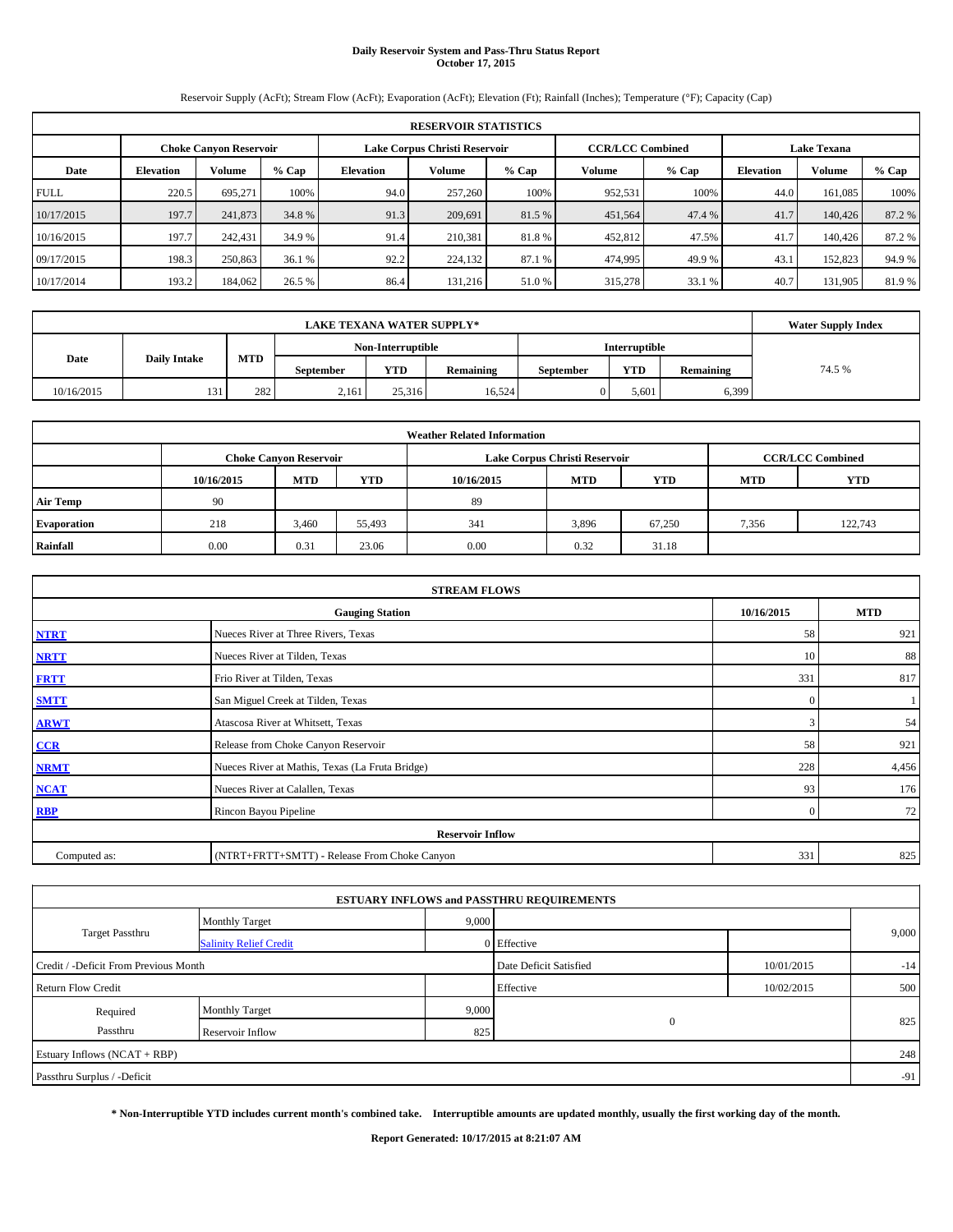# Daily Reservoir System and Pass-Thru Status Report
## October 17, 2015

Reservoir Supply (AcFt); Stream Flow (AcFt); Evaporation (AcFt); Elevation (Ft); Rainfall (Inches); Temperature (°F); Capacity (Cap)

| RESERVOIR STATISTICS | | | | | | | | | | | |
|---|---|---|---|---|---|---|---|---|---|---|---|
| | Choke Canyon Reservoir | | | Lake Corpus Christi Reservoir | | | CCR/LCC Combined | | Lake Texana | | |
| Date | Elevation | Volume | % Cap | Elevation | Volume | % Cap | Volume | % Cap | Elevation | Volume | % Cap |
| FULL | 220.5 | 695,271 | 100% | 94.0 | 257,260 | 100% | 952,531 | 100% | 44.0 | 161,085 | 100% |
| 10/17/2015 | 197.7 | 241,873 | 34.8 % | 91.3 | 209,691 | 81.5 % | 451,564 | 47.4 % | 41.7 | 140,426 | 87.2 % |
| 10/16/2015 | 197.7 | 242,431 | 34.9 % | 91.4 | 210,381 | 81.8 % | 452,812 | 47.5% | 41.7 | 140,426 | 87.2 % |
| 09/17/2015 | 198.3 | 250,863 | 36.1 % | 92.2 | 224,132 | 87.1 % | 474,995 | 49.9 % | 43.1 | 152,823 | 94.9 % |
| 10/17/2014 | 193.2 | 184,062 | 26.5 % | 86.4 | 131,216 | 51.0 % | 315,278 | 33.1 % | 40.7 | 131,905 | 81.9 % |

| LAKE TEXANA WATER SUPPLY* | | | | | | | | | Water Supply Index |
|---|---|---|---|---|---|---|---|---|---|
| Date | Daily Intake | MTD | Non-Interruptible | | | Interruptible | | | |
| | | | September | YTD | Remaining | September | YTD | Remaining | |
| 10/16/2015 | 131 | 282 | 2,161 | 25,316 | 16,524 | 0 | 5,601 | 6,399 | 74.5 % |

| Weather Related Information | | | | | | | | |
|---|---|---|---|---|---|---|---|---|
| | Choke Canyon Reservoir | | | Lake Corpus Christi Reservoir | | | CCR/LCC Combined | |
| | 10/16/2015 | MTD | YTD | 10/16/2015 | MTD | YTD | MTD | YTD |
| Air Temp | 90 | | | 89 | | | | |
| Evaporation | 218 | 3,460 | 55,493 | 341 | 3,896 | 67,250 | 7,356 | 122,743 |
| Rainfall | 0.00 | 0.31 | 23.06 | 0.00 | 0.32 | 31.18 | | |

| STREAM FLOWS | | | |
|---|---|---|---|
| | Gauging Station | 10/16/2015 | MTD |
| NTRT | Nueces River at Three Rivers, Texas | 58 | 921 |
| NRTT | Nueces River at Tilden, Texas | 10 | 88 |
| FRTT | Frio River at Tilden, Texas | 331 | 817 |
| SMTT | San Miguel Creek at Tilden, Texas | 0 | 1 |
| ARWT | Atascosa River at Whitsett, Texas | 3 | 54 |
| CCR | Release from Choke Canyon Reservoir | 58 | 921 |
| NRMT | Nueces River at Mathis, Texas (La Fruta Bridge) | 228 | 4,456 |
| NCAT | Nueces River at Calallen, Texas | 93 | 176 |
| RBP | Rincon Bayou Pipeline | 0 | 72 |
| Reservoir Inflow | | | |
| Computed as: | (NTRT+FRTT+SMTT) - Release From Choke Canyon | 331 | 825 |

| ESTUARY INFLOWS and PASSTHRU REQUIREMENTS | | | | | |
|---|---|---|---|---|---|
| Target Passthru | Monthly Target | 9,000 | | | 9,000 |
| | Salinity Relief Credit | 0 | Effective | | |
| Credit / -Deficit From Previous Month | | | Date Deficit Satisfied | 10/01/2015 | -14 |
| Return Flow Credit | | | Effective | 10/02/2015 | 500 |
| Required Passthru | Monthly Target | 9,000 | 0 | | 825 |
| | Reservoir Inflow | 825 | | | |
| Estuary Inflows (NCAT + RBP) | | | | | 248 |
| Passthru Surplus / -Deficit | | | | | -91 |

**\* Non-Interruptible YTD includes current month's combined take. Interruptible amounts are updated monthly, usually the first working day of the month.**

**Report Generated: 10/17/2015 at 8:21:07 AM**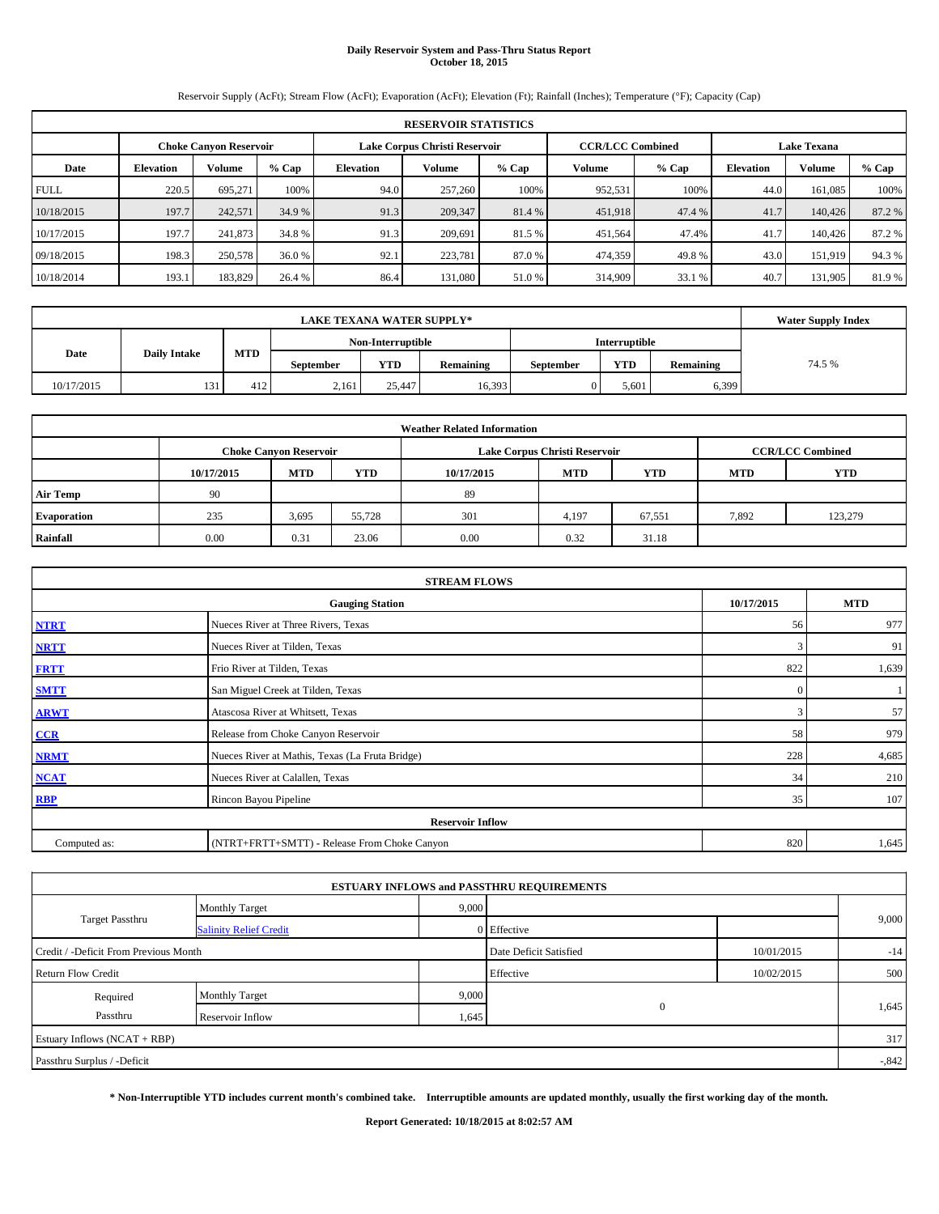# Daily Reservoir System and Pass-Thru Status Report
**October 18, 2015**

Reservoir Supply (AcFt); Stream Flow (AcFt); Evaporation (AcFt); Elevation (Ft); Rainfall (Inches); Temperature (°F); Capacity (Cap)

| RESERVOIR STATISTICS | | | | | | | | | | | |
|---|---|---|---|---|---|---|---|---|---|---|---|
| | Choke Canyon Reservoir | | | Lake Corpus Christi Reservoir | | | CCR/LCC Combined | | Lake Texana | | |
| Date | Elevation | Volume | % Cap | Elevation | Volume | % Cap | Volume | % Cap | Elevation | Volume | % Cap |
| FULL | 220.5 | 695,271 | 100% | 94.0 | 257,260 | 100% | 952,531 | 100% | 44.0 | 161,085 | 100% |
| 10/18/2015 | 197.7 | 242,571 | 34.9 % | 91.3 | 209,347 | 81.4 % | 451,918 | 47.4 % | 41.7 | 140,426 | 87.2 % |
| 10/17/2015 | 197.7 | 241,873 | 34.8 % | 91.3 | 209,691 | 81.5 % | 451,564 | 47.4% | 41.7 | 140,426 | 87.2 % |
| 09/18/2015 | 198.3 | 250,578 | 36.0 % | 92.1 | 223,781 | 87.0 % | 474,359 | 49.8 % | 43.0 | 151,919 | 94.3 % |
| 10/18/2014 | 193.1 | 183,829 | 26.4 % | 86.4 | 131,080 | 51.0 % | 314,909 | 33.1 % | 40.7 | 131,905 | 81.9 % |

| LAKE TEXANA WATER SUPPLY* | | | | | | | | | Water Supply Index |
|---|---|---|---|---|---|---|---|---|---|
| Date | Daily Intake | MTD | Non-Interruptible | | | Interruptible | | | |
| | | | September | YTD | Remaining | September | YTD | Remaining | |
| 10/17/2015 | 131 | 412 | 2,161 | 25,447 | 16,393 | 0 | 5,601 | 6,399 | 74.5 % |

| Weather Related Information | | | | | | | | |
|---|---|---|---|---|---|---|---|---|
| | Choke Canyon Reservoir | | | Lake Corpus Christi Reservoir | | | CCR/LCC Combined | |
| | 10/17/2015 | MTD | YTD | 10/17/2015 | MTD | YTD | MTD | YTD |
| Air Temp | 90 | | | 89 | | | | |
| Evaporation | 235 | 3,695 | 55,728 | 301 | 4,197 | 67,551 | 7,892 | 123,279 |
| Rainfall | 0.00 | 0.31 | 23.06 | 0.00 | 0.32 | 31.18 | | |

| STREAM FLOWS | | | |
|---|---|---|---|
| | Gauging Station | 10/17/2015 | MTD |
| NTRT | Nueces River at Three Rivers, Texas | 56 | 977 |
| NRTT | Nueces River at Tilden, Texas | 3 | 91 |
| FRTT | Frio River at Tilden, Texas | 822 | 1,639 |
| SMTT | San Miguel Creek at Tilden, Texas | 0 | 1 |
| ARWT | Atascosa River at Whitsett, Texas | 3 | 57 |
| CCR | Release from Choke Canyon Reservoir | 58 | 979 |
| NRMT | Nueces River at Mathis, Texas (La Fruta Bridge) | 228 | 4,685 |
| NCAT | Nueces River at Calallen, Texas | 34 | 210 |
| RBP | Rincon Bayou Pipeline | 35 | 107 |
| Reservoir Inflow | | | |
| Computed as: | (NTRT+FRTT+SMTT) - Release From Choke Canyon | 820 | 1,645 |

| ESTUARY INFLOWS and PASSTHRU REQUIREMENTS | | | | | |
|---|---|---|---|---|---|
| Target Passthru | Monthly Target | 9,000 | | | 9,000 |
| | Salinity Relief Credit | 0 | Effective | | |
| Credit / -Deficit From Previous Month | | | Date Deficit Satisfied | 10/01/2015 | -14 |
| Return Flow Credit | | | Effective | 10/02/2015 | 500 |
| Required Passthru | Monthly Target | 9,000 | 0 | | 1,645 |
| | Reservoir Inflow | 1,645 | | | |
| Estuary Inflows (NCAT + RBP) | | | | | 317 |
| Passthru Surplus / -Deficit | | | | | -,842 |

**\* Non-Interruptible YTD includes current month's combined take. Interruptible amounts are updated monthly, usually the first working day of the month.**

**Report Generated: 10/18/2015 at 8:02:57 AM**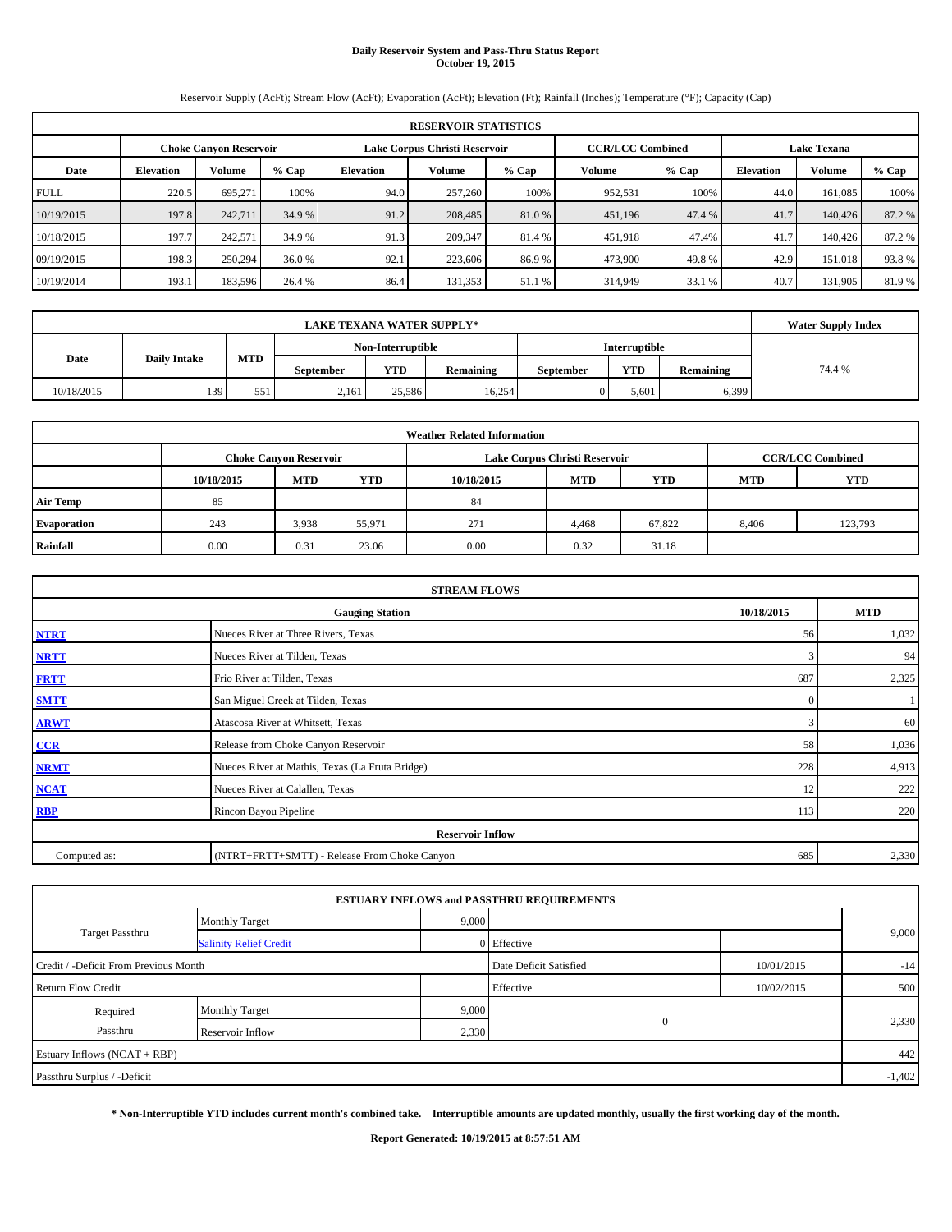# Daily Reservoir System and Pass-Thru Status Report
## October 19, 2015

Reservoir Supply (AcFt); Stream Flow (AcFt); Evaporation (AcFt); Elevation (Ft); Rainfall (Inches); Temperature (°F); Capacity (Cap)

| RESERVOIR STATISTICS | | | | | | | | | | | |
|---|---|---|---|---|---|---|---|---|---|---|---|
| | Choke Canyon Reservoir | | | Lake Corpus Christi Reservoir | | | CCR/LCC Combined | | Lake Texana | | |
| Date | Elevation | Volume | % Cap | Elevation | Volume | % Cap | Volume | % Cap | Elevation | Volume | % Cap |
| FULL | 220.5 | 695,271 | 100% | 94.0 | 257,260 | 100% | 952,531 | 100% | 44.0 | 161,085 | 100% |
| 10/19/2015 | 197.8 | 242,711 | 34.9 % | 91.2 | 208,485 | 81.0 % | 451,196 | 47.4 % | 41.7 | 140,426 | 87.2 % |
| 10/18/2015 | 197.7 | 242,571 | 34.9 % | 91.3 | 209,347 | 81.4 % | 451,918 | 47.4% | 41.7 | 140,426 | 87.2 % |
| 09/19/2015 | 198.3 | 250,294 | 36.0 % | 92.1 | 223,606 | 86.9 % | 473,900 | 49.8 % | 42.9 | 151,018 | 93.8 % |
| 10/19/2014 | 193.1 | 183,596 | 26.4 % | 86.4 | 131,353 | 51.1 % | 314,949 | 33.1 % | 40.7 | 131,905 | 81.9 % |

| LAKE TEXANA WATER SUPPLY* | | | | | | | | | Water Supply Index |
|---|---|---|---|---|---|---|---|---|---|
| Date | Daily Intake | MTD | Non-Interruptible | | | Interruptible | | | |
| | | | September | YTD | Remaining | September | YTD | Remaining | |
| 10/18/2015 | 139 | 551 | 2,161 | 25,586 | 16,254 | 0 | 5,601 | 6,399 | 74.4 % |

| Weather Related Information | | | | | | | | |
|---|---|---|---|---|---|---|---|---|
| | Choke Canyon Reservoir | | | Lake Corpus Christi Reservoir | | | CCR/LCC Combined | |
| | 10/18/2015 | MTD | YTD | 10/18/2015 | MTD | YTD | MTD | YTD |
| Air Temp | 85 | | | 84 | | | | |
| Evaporation | 243 | 3,938 | 55,971 | 271 | 4,468 | 67,822 | 8,406 | 123,793 |
| Rainfall | 0.00 | 0.31 | 23.06 | 0.00 | 0.32 | 31.18 | | |

| STREAM FLOWS | | | |
|---|---|---|---|
| | Gauging Station | 10/18/2015 | MTD |
| NTRT | Nueces River at Three Rivers, Texas | 56 | 1,032 |
| NRTT | Nueces River at Tilden, Texas | 3 | 94 |
| FRTT | Frio River at Tilden, Texas | 687 | 2,325 |
| SMTT | San Miguel Creek at Tilden, Texas | 0 | 1 |
| ARWT | Atascosa River at Whitsett, Texas | 3 | 60 |
| CCR | Release from Choke Canyon Reservoir | 58 | 1,036 |
| NRMT | Nueces River at Mathis, Texas (La Fruta Bridge) | 228 | 4,913 |
| NCAT | Nueces River at Calallen, Texas | 12 | 222 |
| RBP | Rincon Bayou Pipeline | 113 | 220 |
| Reservoir Inflow | | | |
| Computed as: | (NTRT+FRTT+SMTT) - Release From Choke Canyon | 685 | 2,330 |

| ESTUARY INFLOWS and PASSTHRU REQUIREMENTS | | | | | |
|---|---|---|---|---|---|
| Target Passthru | Monthly Target | 9,000 | | | 9,000 |
| | Salinity Relief Credit | 0 | Effective | | |
| Credit / -Deficit From Previous Month | | | Date Deficit Satisfied | 10/01/2015 | -14 |
| Return Flow Credit | | | Effective | 10/02/2015 | 500 |
| Required Passthru | Monthly Target | 9,000 | 0 | | 2,330 |
| | Reservoir Inflow | 2,330 | | | |
| Estuary Inflows (NCAT + RBP) | | | | | 442 |
| Passthru Surplus / -Deficit | | | | | -1,402 |

**\* Non-Interruptible YTD includes current month's combined take. Interruptible amounts are updated monthly, usually the first working day of the month.**

**Report Generated: 10/19/2015 at 8:57:51 AM**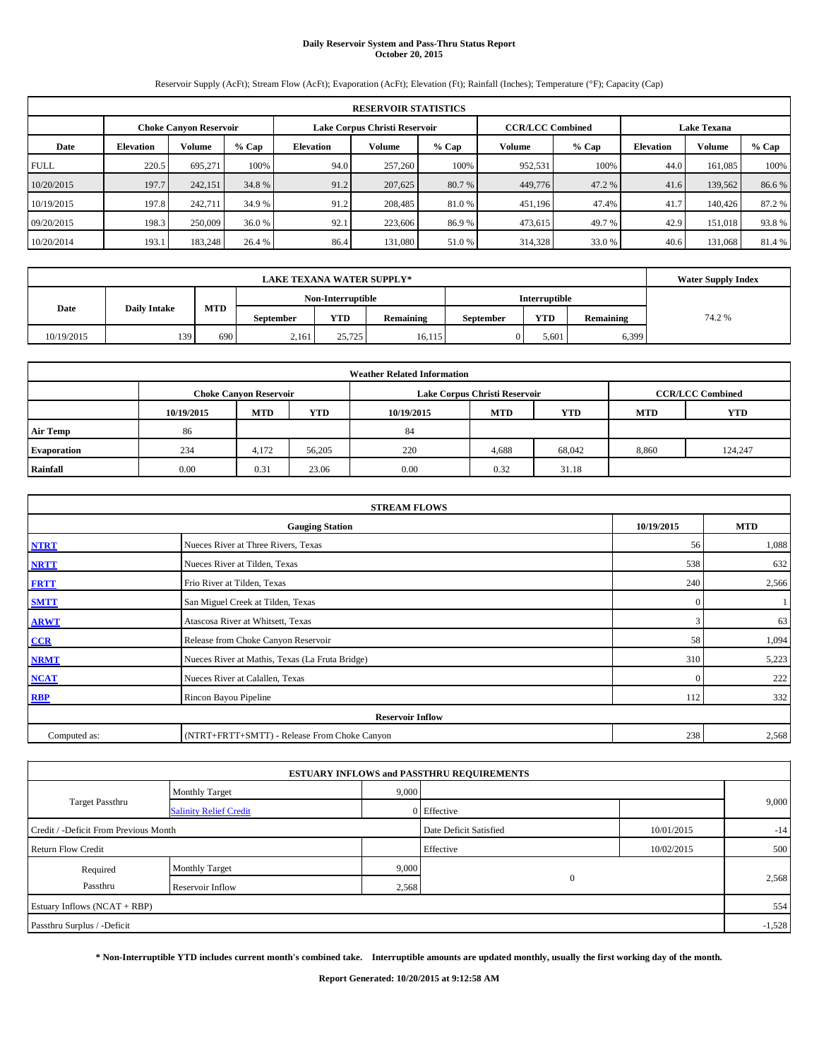# Daily Reservoir System and Pass-Thru Status Report
## October 20, 2015

Reservoir Supply (AcFt); Stream Flow (AcFt); Evaporation (AcFt); Elevation (Ft); Rainfall (Inches); Temperature (°F); Capacity (Cap)

| RESERVOIR STATISTICS | | | | | | | | | | | |
|---|---|---|---|---|---|---|---|---|---|---|---|
| | Choke Canyon Reservoir | | | Lake Corpus Christi Reservoir | | | CCR/LCC Combined | | Lake Texana | | |
| Date | Elevation | Volume | % Cap | Elevation | Volume | % Cap | Volume | % Cap | Elevation | Volume | % Cap |
| FULL | 220.5 | 695,271 | 100% | 94.0 | 257,260 | 100% | 952,531 | 100% | 44.0 | 161,085 | 100% |
| 10/20/2015 | 197.7 | 242,151 | 34.8 % | 91.2 | 207,625 | 80.7 % | 449,776 | 47.2 % | 41.6 | 139,562 | 86.6 % |
| 10/19/2015 | 197.8 | 242,711 | 34.9 % | 91.2 | 208,485 | 81.0 % | 451,196 | 47.4% | 41.7 | 140,426 | 87.2 % |
| 09/20/2015 | 198.3 | 250,009 | 36.0 % | 92.1 | 223,606 | 86.9 % | 473,615 | 49.7 % | 42.9 | 151,018 | 93.8 % |
| 10/20/2014 | 193.1 | 183,248 | 26.4 % | 86.4 | 131,080 | 51.0 % | 314,328 | 33.0 % | 40.6 | 131,068 | 81.4 % |

| LAKE TEXANA WATER SUPPLY* | | | | | | | | | Water Supply Index |
|---|---|---|---|---|---|---|---|---|---|
| Date | Daily Intake | MTD | Non-Interruptible | | | Interruptible | | | |
| | | | September | YTD | Remaining | September | YTD | Remaining | |
| 10/19/2015 | 139 | 690 | 2,161 | 25,725 | 16,115 | 0 | 5,601 | 6,399 | 74.2 % |

| Weather Related Information | | | | | | | | |
|---|---|---|---|---|---|---|---|---|
| | Choke Canyon Reservoir | | | Lake Corpus Christi Reservoir | | | CCR/LCC Combined | |
| | 10/19/2015 | MTD | YTD | 10/19/2015 | MTD | YTD | MTD | YTD |
| Air Temp | 86 | | | 84 | | | | |
| Evaporation | 234 | 4,172 | 56,205 | 220 | 4,688 | 68,042 | 8,860 | 124,247 |
| Rainfall | 0.00 | 0.31 | 23.06 | 0.00 | 0.32 | 31.18 | | |

| STREAM FLOWS | | | |
|---|---|---|---|
| | Gauging Station | 10/19/2015 | MTD |
| NTRT | Nueces River at Three Rivers, Texas | 56 | 1,088 |
| NRTT | Nueces River at Tilden, Texas | 538 | 632 |
| FRTT | Frio River at Tilden, Texas | 240 | 2,566 |
| SMTT | San Miguel Creek at Tilden, Texas | 0 | 1 |
| ARWT | Atascosa River at Whitsett, Texas | 3 | 63 |
| CCR | Release from Choke Canyon Reservoir | 58 | 1,094 |
| NRMT | Nueces River at Mathis, Texas (La Fruta Bridge) | 310 | 5,223 |
| NCAT | Nueces River at Calallen, Texas | 0 | 222 |
| RBP | Rincon Bayou Pipeline | 112 | 332 |
| Reservoir Inflow | | | |
| Computed as: | (NTRT+FRTT+SMTT) - Release From Choke Canyon | 238 | 2,568 |

| ESTUARY INFLOWS and PASSTHRU REQUIREMENTS | | | | | |
|---|---|---|---|---|---|
| Target Passthru | Monthly Target | 9,000 | | | 9,000 |
| | Salinity Relief Credit | 0 | Effective | | |
| Credit / -Deficit From Previous Month | | | Date Deficit Satisfied | 10/01/2015 | -14 |
| Return Flow Credit | | | Effective | 10/02/2015 | 500 |
| Required Passthru | Monthly Target | 9,000 | 0 | | 2,568 |
| | Reservoir Inflow | 2,568 | | | |
| Estuary Inflows (NCAT + RBP) | | | | | 554 |
| Passthru Surplus / -Deficit | | | | | -1,528 |

**\* Non-Interruptible YTD includes current month's combined take. Interruptible amounts are updated monthly, usually the first working day of the month.**

**Report Generated: 10/20/2015 at 9:12:58 AM**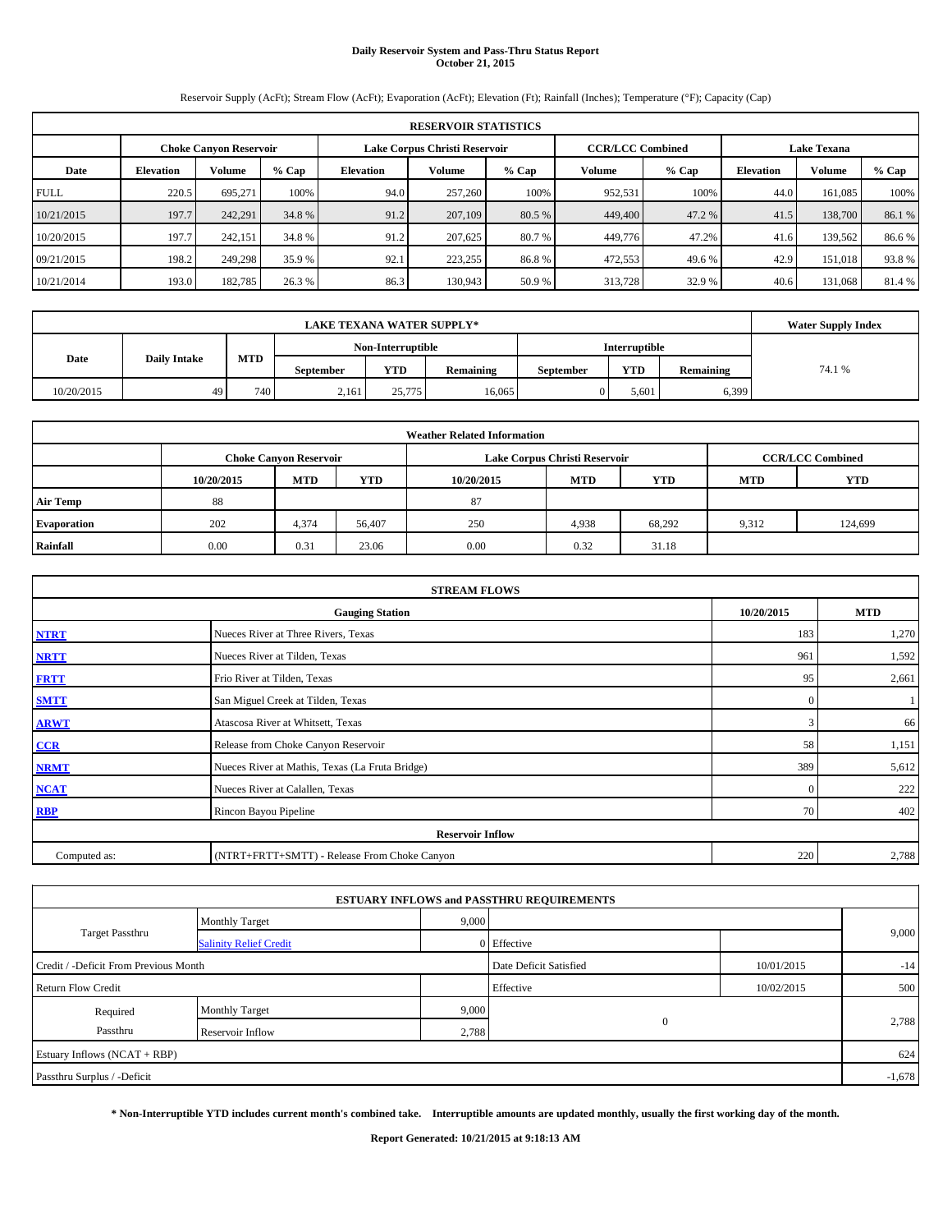# Daily Reservoir System and Pass-Thru Status Report
## October 21, 2015

Reservoir Supply (AcFt); Stream Flow (AcFt); Evaporation (AcFt); Elevation (Ft); Rainfall (Inches); Temperature (°F); Capacity (Cap)

| RESERVOIR STATISTICS | | | | | | | | | | | |
|---|---|---|---|---|---|---|---|---|---|---|---|
| | Choke Canyon Reservoir | | | Lake Corpus Christi Reservoir | | | CCR/LCC Combined | | Lake Texana | | |
| Date | Elevation | Volume | % Cap | Elevation | Volume | % Cap | Volume | % Cap | Elevation | Volume | % Cap |
| FULL | 220.5 | 695,271 | 100% | 94.0 | 257,260 | 100% | 952,531 | 100% | 44.0 | 161,085 | 100% |
| 10/21/2015 | 197.7 | 242,291 | 34.8 % | 91.2 | 207,109 | 80.5 % | 449,400 | 47.2 % | 41.5 | 138,700 | 86.1 % |
| 10/20/2015 | 197.7 | 242,151 | 34.8 % | 91.2 | 207,625 | 80.7 % | 449,776 | 47.2% | 41.6 | 139,562 | 86.6 % |
| 09/21/2015 | 198.2 | 249,298 | 35.9 % | 92.1 | 223,255 | 86.8 % | 472,553 | 49.6 % | 42.9 | 151,018 | 93.8 % |
| 10/21/2014 | 193.0 | 182,785 | 26.3 % | 86.3 | 130,943 | 50.9 % | 313,728 | 32.9 % | 40.6 | 131,068 | 81.4 % |

| LAKE TEXANA WATER SUPPLY* | | | | | | | | | Water Supply Index |
|---|---|---|---|---|---|---|---|---|---|
| Date | Daily Intake | MTD | Non-Interruptible | | | Interruptible | | | |
| | | | September | YTD | Remaining | September | YTD | Remaining | |
| 10/20/2015 | 49 | 740 | 2,161 | 25,775 | 16,065 | 0 | 5,601 | 6,399 | 74.1 % |

| Weather Related Information | | | | | | | | |
|---|---|---|---|---|---|---|---|---|
| | Choke Canyon Reservoir | | | Lake Corpus Christi Reservoir | | | CCR/LCC Combined | |
| | 10/20/2015 | MTD | YTD | 10/20/2015 | MTD | YTD | MTD | YTD |
| Air Temp | 88 | | | 87 | | | | |
| Evaporation | 202 | 4,374 | 56,407 | 250 | 4,938 | 68,292 | 9,312 | 124,699 |
| Rainfall | 0.00 | 0.31 | 23.06 | 0.00 | 0.32 | 31.18 | | |

| STREAM FLOWS | | | |
|---|---|---|---|
| | Gauging Station | 10/20/2015 | MTD |
| NTRT | Nueces River at Three Rivers, Texas | 183 | 1,270 |
| NRTT | Nueces River at Tilden, Texas | 961 | 1,592 |
| FRTT | Frio River at Tilden, Texas | 95 | 2,661 |
| SMTT | San Miguel Creek at Tilden, Texas | 0 | 1 |
| ARWT | Atascosa River at Whitsett, Texas | 3 | 66 |
| CCR | Release from Choke Canyon Reservoir | 58 | 1,151 |
| NRMT | Nueces River at Mathis, Texas (La Fruta Bridge) | 389 | 5,612 |
| NCAT | Nueces River at Calallen, Texas | 0 | 222 |
| RBP | Rincon Bayou Pipeline | 70 | 402 |
| Reservoir Inflow | | | |
| Computed as: | (NTRT+FRTT+SMTT) - Release From Choke Canyon | 220 | 2,788 |

| ESTUARY INFLOWS and PASSTHRU REQUIREMENTS | | | | | |
|---|---|---|---|---|---|
| Target Passthru | Monthly Target | 9,000 | | | 9,000 |
| | Salinity Relief Credit | 0 | Effective | | |
| Credit / -Deficit From Previous Month | | | Date Deficit Satisfied | 10/01/2015 | -14 |
| Return Flow Credit | | | Effective | 10/02/2015 | 500 |
| Required Passthru | Monthly Target | 9,000 | 0 | | 2,788 |
| | Reservoir Inflow | 2,788 | | | |
| Estuary Inflows (NCAT + RBP) | | | | | 624 |
| Passthru Surplus / -Deficit | | | | | -1,678 |

**\* Non-Interruptible YTD includes current month's combined take. Interruptible amounts are updated monthly, usually the first working day of the month.**

**Report Generated: 10/21/2015 at 9:18:13 AM**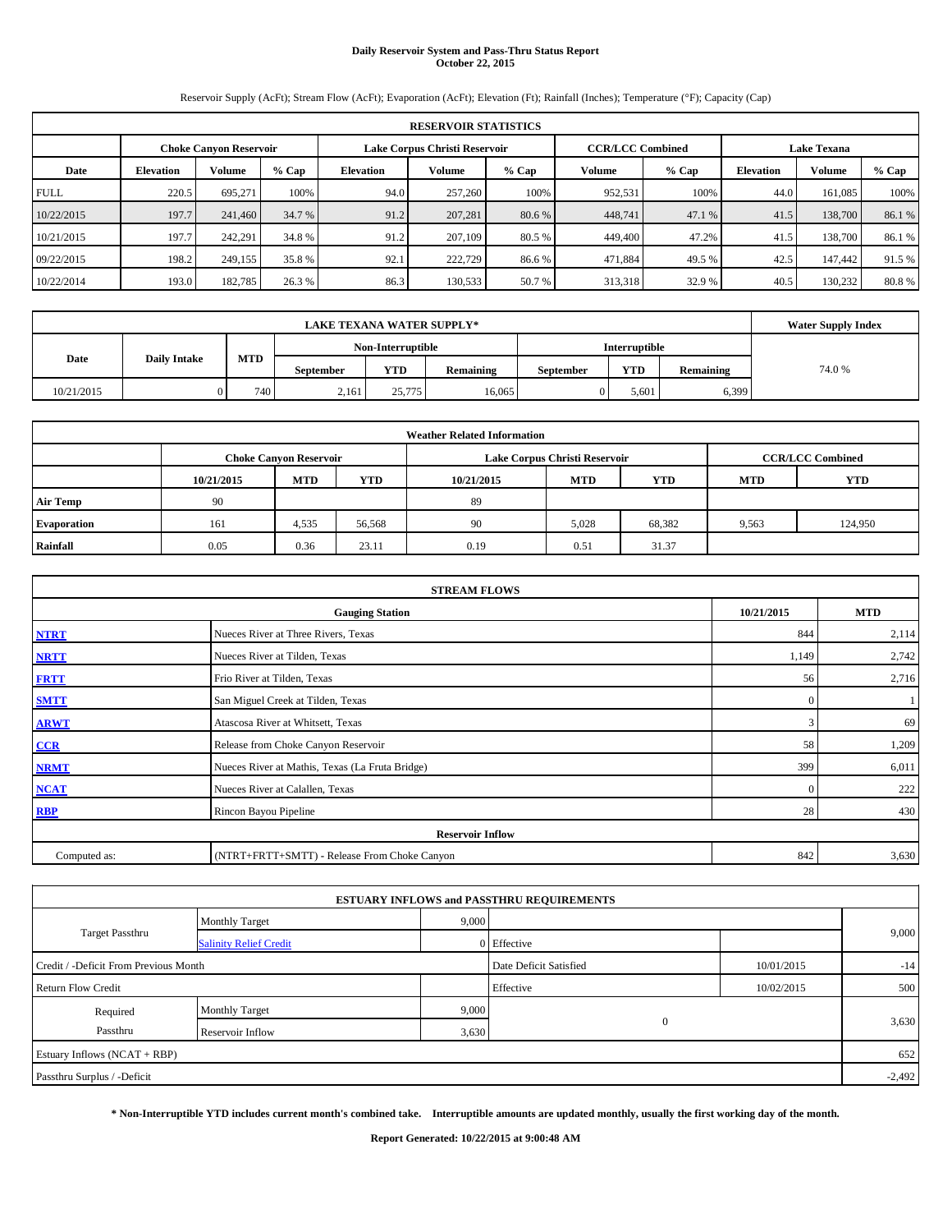# Daily Reservoir System and Pass-Thru Status Report
## October 22, 2015

Reservoir Supply (AcFt); Stream Flow (AcFt); Evaporation (AcFt); Elevation (Ft); Rainfall (Inches); Temperature (°F); Capacity (Cap)

| RESERVOIR STATISTICS | | | | | | | | | | | |
|---|---|---|---|---|---|---|---|---|---|---|---|
| | Choke Canyon Reservoir | | | Lake Corpus Christi Reservoir | | | CCR/LCC Combined | | Lake Texana | | |
| Date | Elevation | Volume | % Cap | Elevation | Volume | % Cap | Volume | % Cap | Elevation | Volume | % Cap |
| FULL | 220.5 | 695,271 | 100% | 94.0 | 257,260 | 100% | 952,531 | 100% | 44.0 | 161,085 | 100% |
| 10/22/2015 | 197.7 | 241,460 | 34.7 % | 91.2 | 207,281 | 80.6 % | 448,741 | 47.1 % | 41.5 | 138,700 | 86.1 % |
| 10/21/2015 | 197.7 | 242,291 | 34.8 % | 91.2 | 207,109 | 80.5 % | 449,400 | 47.2% | 41.5 | 138,700 | 86.1 % |
| 09/22/2015 | 198.2 | 249,155 | 35.8 % | 92.1 | 222,729 | 86.6 % | 471,884 | 49.5 % | 42.5 | 147,442 | 91.5 % |
| 10/22/2014 | 193.0 | 182,785 | 26.3 % | 86.3 | 130,533 | 50.7 % | 313,318 | 32.9 % | 40.5 | 130,232 | 80.8 % |

| LAKE TEXANA WATER SUPPLY* | | | | | | | | | Water Supply Index |
|---|---|---|---|---|---|---|---|---|---|
| Date | Daily Intake | MTD | Non-Interruptible | | | Interruptible | | | |
| | | | September | YTD | Remaining | September | YTD | Remaining | |
| 10/21/2015 | 0 | 740 | 2,161 | 25,775 | 16,065 | 0 | 5,601 | 6,399 | 74.0 % |

| Weather Related Information | | | | | | | | |
|---|---|---|---|---|---|---|---|---|
| | Choke Canyon Reservoir | | | Lake Corpus Christi Reservoir | | | CCR/LCC Combined | |
| | 10/21/2015 | MTD | YTD | 10/21/2015 | MTD | YTD | MTD | YTD |
| Air Temp | 90 | | | 89 | | | | |
| Evaporation | 161 | 4,535 | 56,568 | 90 | 5,028 | 68,382 | 9,563 | 124,950 |
| Rainfall | 0.05 | 0.36 | 23.11 | 0.19 | 0.51 | 31.37 | | |

| STREAM FLOWS | | | |
|---|---|---|---|
| | Gauging Station | 10/21/2015 | MTD |
| NTRT | Nueces River at Three Rivers, Texas | 844 | 2,114 |
| NRTT | Nueces River at Tilden, Texas | 1,149 | 2,742 |
| FRTT | Frio River at Tilden, Texas | 56 | 2,716 |
| SMTT | San Miguel Creek at Tilden, Texas | 0 | 1 |
| ARWT | Atascosa River at Whitsett, Texas | 3 | 69 |
| CCR | Release from Choke Canyon Reservoir | 58 | 1,209 |
| NRMT | Nueces River at Mathis, Texas (La Fruta Bridge) | 399 | 6,011 |
| NCAT | Nueces River at Calallen, Texas | 0 | 222 |
| RBP | Rincon Bayou Pipeline | 28 | 430 |
| Reservoir Inflow | | | |
| Computed as: | (NTRT+FRTT+SMTT) - Release From Choke Canyon | 842 | 3,630 |

| ESTUARY INFLOWS and PASSTHRU REQUIREMENTS | | | | | |
|---|---|---|---|---|---|
| Target Passthru | Monthly Target | 9,000 | | | 9,000 |
| | Salinity Relief Credit | 0 | Effective | | |
| Credit / -Deficit From Previous Month | | | Date Deficit Satisfied | 10/01/2015 | -14 |
| Return Flow Credit | | | Effective | 10/02/2015 | 500 |
| Required Passthru | Monthly Target | 9,000 | 0 | | 3,630 |
| | Reservoir Inflow | 3,630 | | | |
| Estuary Inflows (NCAT + RBP) | | | | | 652 |
| Passthru Surplus / -Deficit | | | | | -2,492 |

**\* Non-Interruptible YTD includes current month's combined take. Interruptible amounts are updated monthly, usually the first working day of the month.**

**Report Generated: 10/22/2015 at 9:00:48 AM**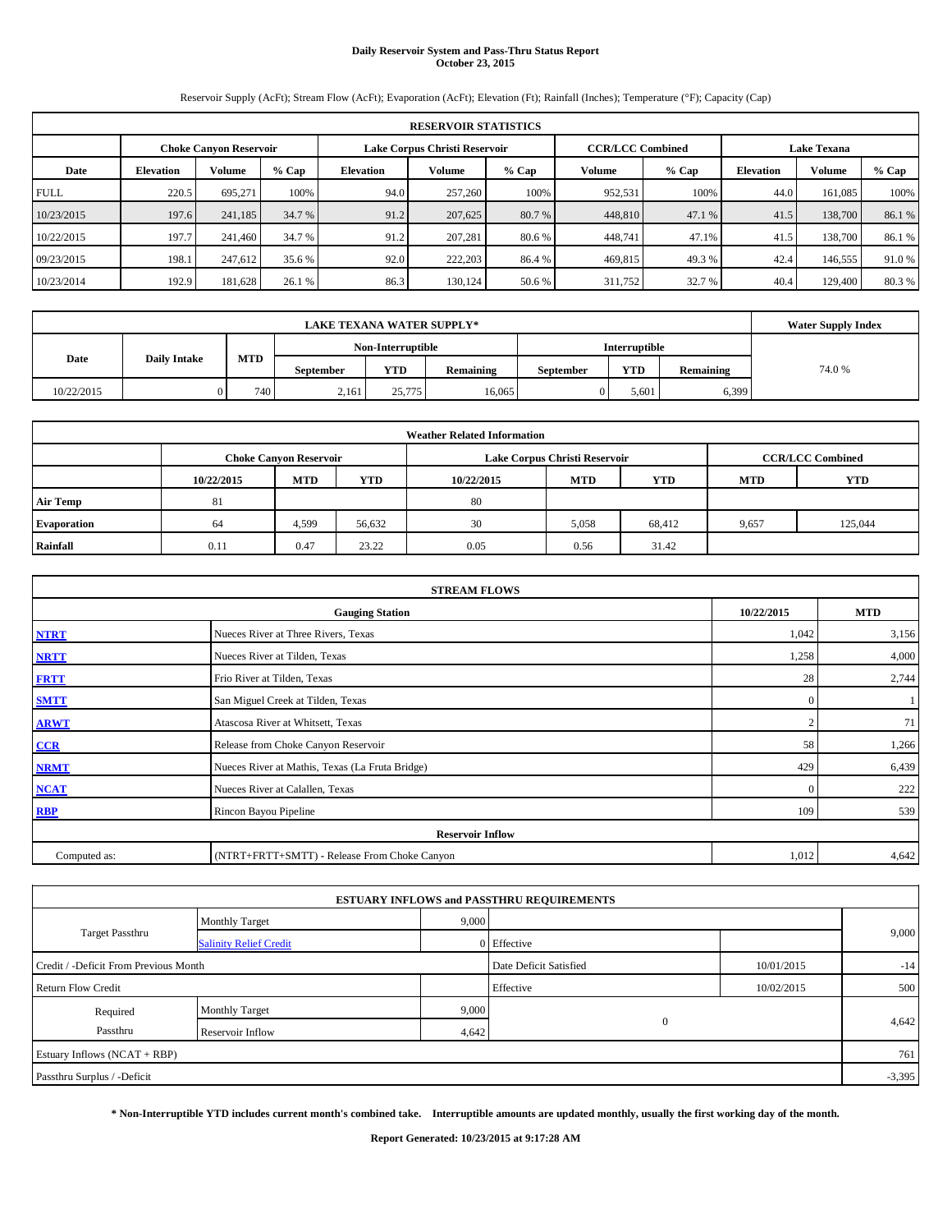# Daily Reservoir System and Pass-Thru Status Report
## October 23, 2015

Reservoir Supply (AcFt); Stream Flow (AcFt); Evaporation (AcFt); Elevation (Ft); Rainfall (Inches); Temperature (°F); Capacity (Cap)

| RESERVOIR STATISTICS | | | | | | | | | | | |
|---|---|---|---|---|---|---|---|---|---|---|---|
| | Choke Canyon Reservoir | | | Lake Corpus Christi Reservoir | | | CCR/LCC Combined | | Lake Texana | | |
| Date | Elevation | Volume | % Cap | Elevation | Volume | % Cap | Volume | % Cap | Elevation | Volume | % Cap |
| FULL | 220.5 | 695,271 | 100% | 94.0 | 257,260 | 100% | 952,531 | 100% | 44.0 | 161,085 | 100% |
| 10/23/2015 | 197.6 | 241,185 | 34.7 % | 91.2 | 207,625 | 80.7 % | 448,810 | 47.1 % | 41.5 | 138,700 | 86.1 % |
| 10/22/2015 | 197.7 | 241,460 | 34.7 % | 91.2 | 207,281 | 80.6 % | 448,741 | 47.1% | 41.5 | 138,700 | 86.1 % |
| 09/23/2015 | 198.1 | 247,612 | 35.6 % | 92.0 | 222,203 | 86.4 % | 469,815 | 49.3 % | 42.4 | 146,555 | 91.0 % |
| 10/23/2014 | 192.9 | 181,628 | 26.1 % | 86.3 | 130,124 | 50.6 % | 311,752 | 32.7 % | 40.4 | 129,400 | 80.3 % |

| LAKE TEXANA WATER SUPPLY* | | | | | | | | | Water Supply Index |
|---|---|---|---|---|---|---|---|---|---|
| Date | Daily Intake | MTD | Non-Interruptible | | | Interruptible | | | |
| | | | September | YTD | Remaining | September | YTD | Remaining | |
| 10/22/2015 | 0 | 740 | 2,161 | 25,775 | 16,065 | 0 | 5,601 | 6,399 | 74.0 % |

| Weather Related Information | | | | | | | | |
|---|---|---|---|---|---|---|---|---|
| | Choke Canyon Reservoir | | | Lake Corpus Christi Reservoir | | | CCR/LCC Combined | |
| | 10/22/2015 | MTD | YTD | 10/22/2015 | MTD | YTD | MTD | YTD |
| Air Temp | 81 | | | 80 | | | | |
| Evaporation | 64 | 4,599 | 56,632 | 30 | 5,058 | 68,412 | 9,657 | 125,044 |
| Rainfall | 0.11 | 0.47 | 23.22 | 0.05 | 0.56 | 31.42 | | |

| STREAM FLOWS | | | |
|---|---|---|---|
| | Gauging Station | 10/22/2015 | MTD |
| NTRT | Nueces River at Three Rivers, Texas | 1,042 | 3,156 |
| NRTT | Nueces River at Tilden, Texas | 1,258 | 4,000 |
| FRTT | Frio River at Tilden, Texas | 28 | 2,744 |
| SMTT | San Miguel Creek at Tilden, Texas | 0 | 1 |
| ARWT | Atascosa River at Whitsett, Texas | 2 | 71 |
| CCR | Release from Choke Canyon Reservoir | 58 | 1,266 |
| NRMT | Nueces River at Mathis, Texas (La Fruta Bridge) | 429 | 6,439 |
| NCAT | Nueces River at Calallen, Texas | 0 | 222 |
| RBP | Rincon Bayou Pipeline | 109 | 539 |
| **Reservoir Inflow** | | | |
| Computed as: | (NTRT+FRTT+SMTT) - Release From Choke Canyon | 1,012 | 4,642 |

| ESTUARY INFLOWS and PASSTHRU REQUIREMENTS | | | | | |
|---|---|---|---|---|---|
| Target Passthru | Monthly Target | 9,000 | | | 9,000 |
| | Salinity Relief Credit | 0 | Effective | | |
| Credit / -Deficit From Previous Month | | | Date Deficit Satisfied | 10/01/2015 | -14 |
| Return Flow Credit | | | Effective | 10/02/2015 | 500 |
| Required Passthru | Monthly Target | 9,000 | 0 | | 4,642 |
| | Reservoir Inflow | 4,642 | | | |
| Estuary Inflows (NCAT + RBP) | | | | | 761 |
| Passthru Surplus / -Deficit | | | | | -3,395 |

**\* Non-Interruptible YTD includes current month's combined take. Interruptible amounts are updated monthly, usually the first working day of the month.**

**Report Generated: 10/23/2015 at 9:17:28 AM**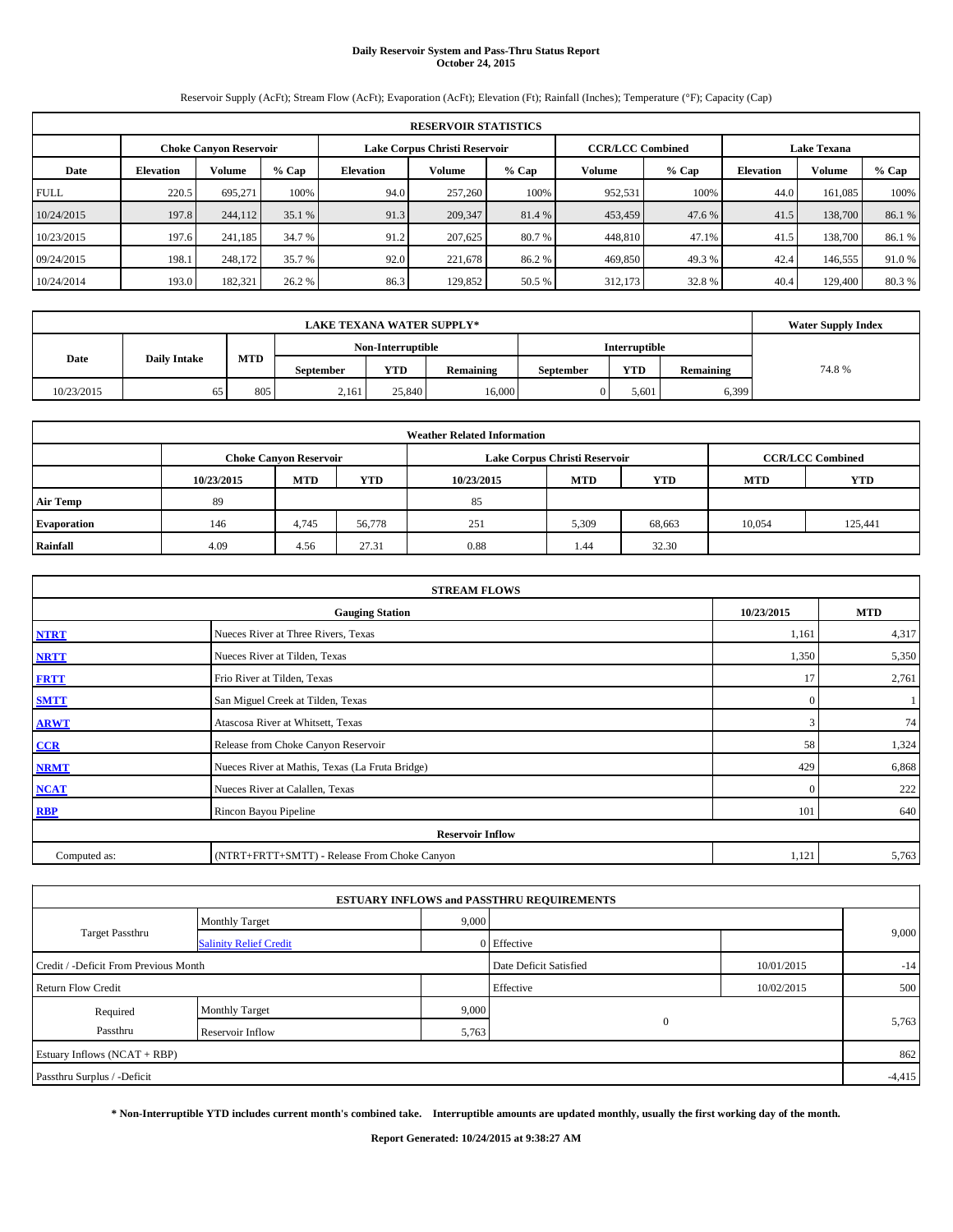# Daily Reservoir System and Pass-Thru Status Report
## October 24, 2015

Reservoir Supply (AcFt); Stream Flow (AcFt); Evaporation (AcFt); Elevation (Ft); Rainfall (Inches); Temperature (°F); Capacity (Cap)

| RESERVOIR STATISTICS | | | | | | | | | | | |
|---|---|---|---|---|---|---|---|---|---|---|---|
| | Choke Canyon Reservoir | | | Lake Corpus Christi Reservoir | | | CCR/LCC Combined | | Lake Texana | | |
| Date | Elevation | Volume | % Cap | Elevation | Volume | % Cap | Volume | % Cap | Elevation | Volume | % Cap |
| FULL | 220.5 | 695,271 | 100% | 94.0 | 257,260 | 100% | 952,531 | 100% | 44.0 | 161,085 | 100% |
| 10/24/2015 | 197.8 | 244,112 | 35.1 % | 91.3 | 209,347 | 81.4 % | 453,459 | 47.6 % | 41.5 | 138,700 | 86.1 % |
| 10/23/2015 | 197.6 | 241,185 | 34.7 % | 91.2 | 207,625 | 80.7 % | 448,810 | 47.1% | 41.5 | 138,700 | 86.1 % |
| 09/24/2015 | 198.1 | 248,172 | 35.7 % | 92.0 | 221,678 | 86.2 % | 469,850 | 49.3 % | 42.4 | 146,555 | 91.0 % |
| 10/24/2014 | 193.0 | 182,321 | 26.2 % | 86.3 | 129,852 | 50.5 % | 312,173 | 32.8 % | 40.4 | 129,400 | 80.3 % |

| LAKE TEXANA WATER SUPPLY* | | | | | | | | | Water Supply Index |
|---|---|---|---|---|---|---|---|---|---|
| Date | Daily Intake | MTD | Non-Interruptible | | | Interruptible | | | |
| | | | September | YTD | Remaining | September | YTD | Remaining | |
| 10/23/2015 | 65 | 805 | 2,161 | 25,840 | 16,000 | 0 | 5,601 | 6,399 | 74.8 % |

| Weather Related Information | | | | | | | |
|---|---|---|---|---|---|---|---|
| | Choke Canyon Reservoir | | | Lake Corpus Christi Reservoir | | | CCR/LCC Combined | |
| | 10/23/2015 | MTD | YTD | 10/23/2015 | MTD | YTD | MTD | YTD |
| Air Temp | 89 | | | 85 | | | | |
| Evaporation | 146 | 4,745 | 56,778 | 251 | 5,309 | 68,663 | 10,054 | 125,441 |
| Rainfall | 4.09 | 4.56 | 27.31 | 0.88 | 1.44 | 32.30 | | |

| STREAM FLOWS | | | |
|---|---|---|---|
| | Gauging Station | 10/23/2015 | MTD |
| NTRT | Nueces River at Three Rivers, Texas | 1,161 | 4,317 |
| NRTT | Nueces River at Tilden, Texas | 1,350 | 5,350 |
| FRTT | Frio River at Tilden, Texas | 17 | 2,761 |
| SMTT | San Miguel Creek at Tilden, Texas | 0 | 1 |
| ARWT | Atascosa River at Whitsett, Texas | 3 | 74 |
| CCR | Release from Choke Canyon Reservoir | 58 | 1,324 |
| NRMT | Nueces River at Mathis, Texas (La Fruta Bridge) | 429 | 6,868 |
| NCAT | Nueces River at Calallen, Texas | 0 | 222 |
| RBP | Rincon Bayou Pipeline | 101 | 640 |
| | **Reservoir Inflow** | | |
| Computed as: | (NTRT+FRTT+SMTT) - Release From Choke Canyon | 1,121 | 5,763 |

| ESTUARY INFLOWS and PASSTHRU REQUIREMENTS | | | | | |
|---|---|---|---|---|---|
| Target Passthru | Monthly Target | 9,000 | | | 9,000 |
| | Salinity Relief Credit | 0 | Effective | | |
| Credit / -Deficit From Previous Month | | | Date Deficit Satisfied | 10/01/2015 | -14 |
| Return Flow Credit | | | Effective | 10/02/2015 | 500 |
| Required Passthru | Monthly Target | 9,000 | 0 | | 5,763 |
| | Reservoir Inflow | 5,763 | | | |
| Estuary Inflows (NCAT + RBP) | | | | | 862 |
| Passthru Surplus / -Deficit | | | | | -4,415 |

**\* Non-Interruptible YTD includes current month's combined take. Interruptible amounts are updated monthly, usually the first working day of the month.**

**Report Generated: 10/24/2015 at 9:38:27 AM**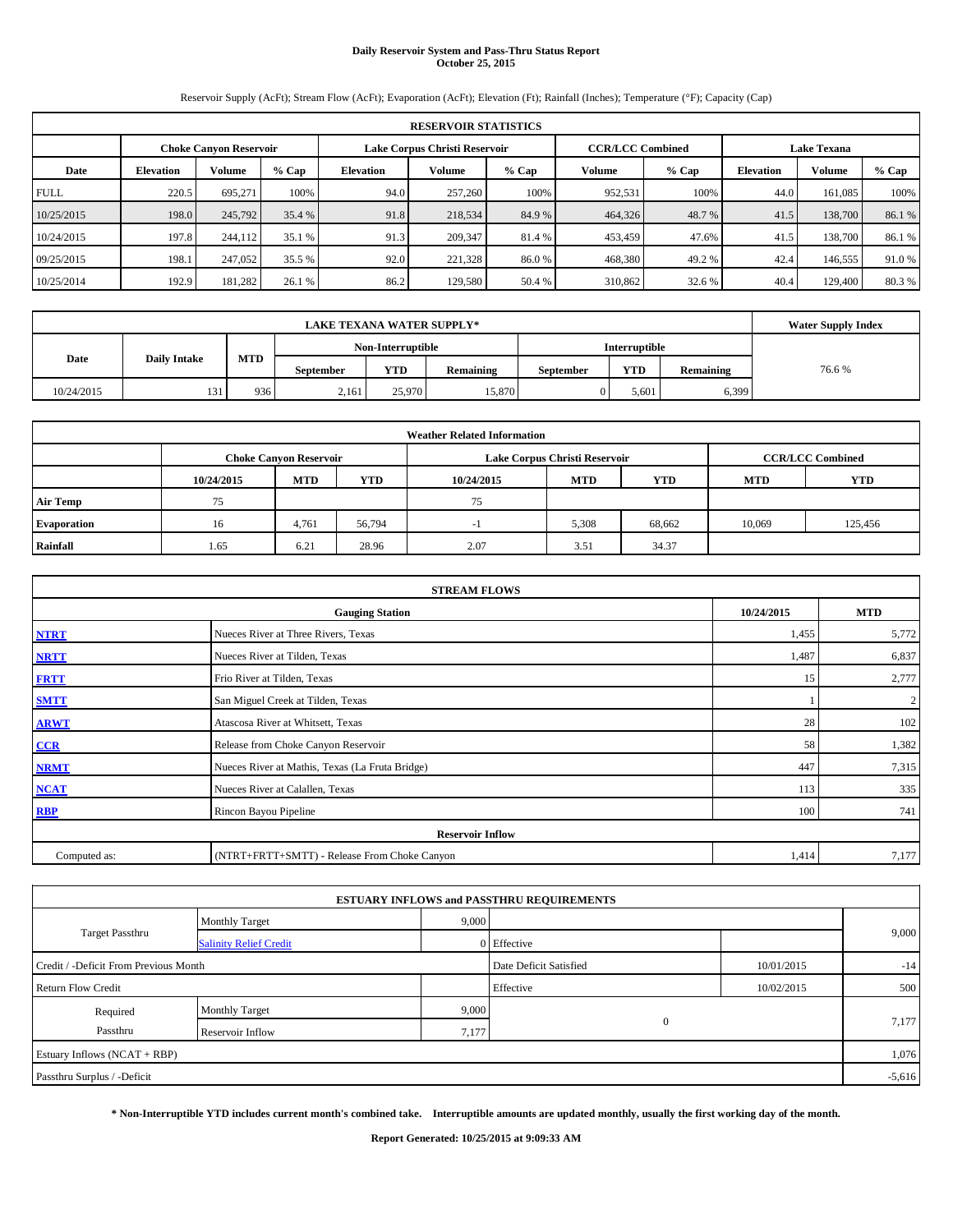# Daily Reservoir System and Pass-Thru Status Report
## October 25, 2015

Reservoir Supply (AcFt); Stream Flow (AcFt); Evaporation (AcFt); Elevation (Ft); Rainfall (Inches); Temperature (°F); Capacity (Cap)

| RESERVOIR STATISTICS | | | | | | | | | | | |
|---|---|---|---|---|---|---|---|---|---|---|---|
| | Choke Canyon Reservoir | | | Lake Corpus Christi Reservoir | | | CCR/LCC Combined | | Lake Texana | | |
| Date | Elevation | Volume | % Cap | Elevation | Volume | % Cap | Volume | % Cap | Elevation | Volume | % Cap |
| FULL | 220.5 | 695,271 | 100% | 94.0 | 257,260 | 100% | 952,531 | 100% | 44.0 | 161,085 | 100% |
| 10/25/2015 | 198.0 | 245,792 | 35.4 % | 91.8 | 218,534 | 84.9 % | 464,326 | 48.7 % | 41.5 | 138,700 | 86.1 % |
| 10/24/2015 | 197.8 | 244,112 | 35.1 % | 91.3 | 209,347 | 81.4 % | 453,459 | 47.6% | 41.5 | 138,700 | 86.1 % |
| 09/25/2015 | 198.1 | 247,052 | 35.5 % | 92.0 | 221,328 | 86.0 % | 468,380 | 49.2 % | 42.4 | 146,555 | 91.0 % |
| 10/25/2014 | 192.9 | 181,282 | 26.1 % | 86.2 | 129,580 | 50.4 % | 310,862 | 32.6 % | 40.4 | 129,400 | 80.3 % |

| LAKE TEXANA WATER SUPPLY* | | | | | | | | | Water Supply Index |
|---|---|---|---|---|---|---|---|---|---|
| Date | Daily Intake | MTD | Non-Interruptible | | | Interruptible | | | |
| | | | September | YTD | Remaining | September | YTD | Remaining | |
| 10/24/2015 | 131 | 936 | 2,161 | 25,970 | 15,870 | 0 | 5,601 | 6,399 | 76.6 % |

| Weather Related Information | | | | | | | | |
|---|---|---|---|---|---|---|---|---|
| | Choke Canyon Reservoir | | | Lake Corpus Christi Reservoir | | | CCR/LCC Combined | |
| | 10/24/2015 | MTD | YTD | 10/24/2015 | MTD | YTD | MTD | YTD |
| Air Temp | 75 | | | 75 | | | | |
| Evaporation | 16 | 4,761 | 56,794 | -1 | 5,308 | 68,662 | 10,069 | 125,456 |
| Rainfall | 1.65 | 6.21 | 28.96 | 2.07 | 3.51 | 34.37 | | |

| STREAM FLOWS | | | |
|---|---|---|---|
| | Gauging Station | 10/24/2015 | MTD |
| NTRT | Nueces River at Three Rivers, Texas | 1,455 | 5,772 |
| NRTT | Nueces River at Tilden, Texas | 1,487 | 6,837 |
| FRTT | Frio River at Tilden, Texas | 15 | 2,777 |
| SMTT | San Miguel Creek at Tilden, Texas | 1 | 2 |
| ARWT | Atascosa River at Whitsett, Texas | 28 | 102 |
| CCR | Release from Choke Canyon Reservoir | 58 | 1,382 |
| NRMT | Nueces River at Mathis, Texas (La Fruta Bridge) | 447 | 7,315 |
| NCAT | Nueces River at Calallen, Texas | 113 | 335 |
| RBP | Rincon Bayou Pipeline | 100 | 741 |
| Reservoir Inflow | | | |
| Computed as: | (NTRT+FRTT+SMTT) - Release From Choke Canyon | 1,414 | 7,177 |

| ESTUARY INFLOWS and PASSTHRU REQUIREMENTS | | | | | |
|---|---|---|---|---|---|
| Target Passthru | Monthly Target | 9,000 | | | 9,000 |
| | Salinity Relief Credit | 0 | Effective | | |
| Credit / -Deficit From Previous Month | | | Date Deficit Satisfied | 10/01/2015 | -14 |
| Return Flow Credit | | | Effective | 10/02/2015 | 500 |
| Required Passthru | Monthly Target | 9,000 | 0 | | 7,177 |
| | Reservoir Inflow | 7,177 | | | |
| Estuary Inflows (NCAT + RBP) | | | | | 1,076 |
| Passthru Surplus / -Deficit | | | | | -5,616 |

**\* Non-Interruptible YTD includes current month's combined take. Interruptible amounts are updated monthly, usually the first working day of the month.**

**Report Generated: 10/25/2015 at 9:09:33 AM**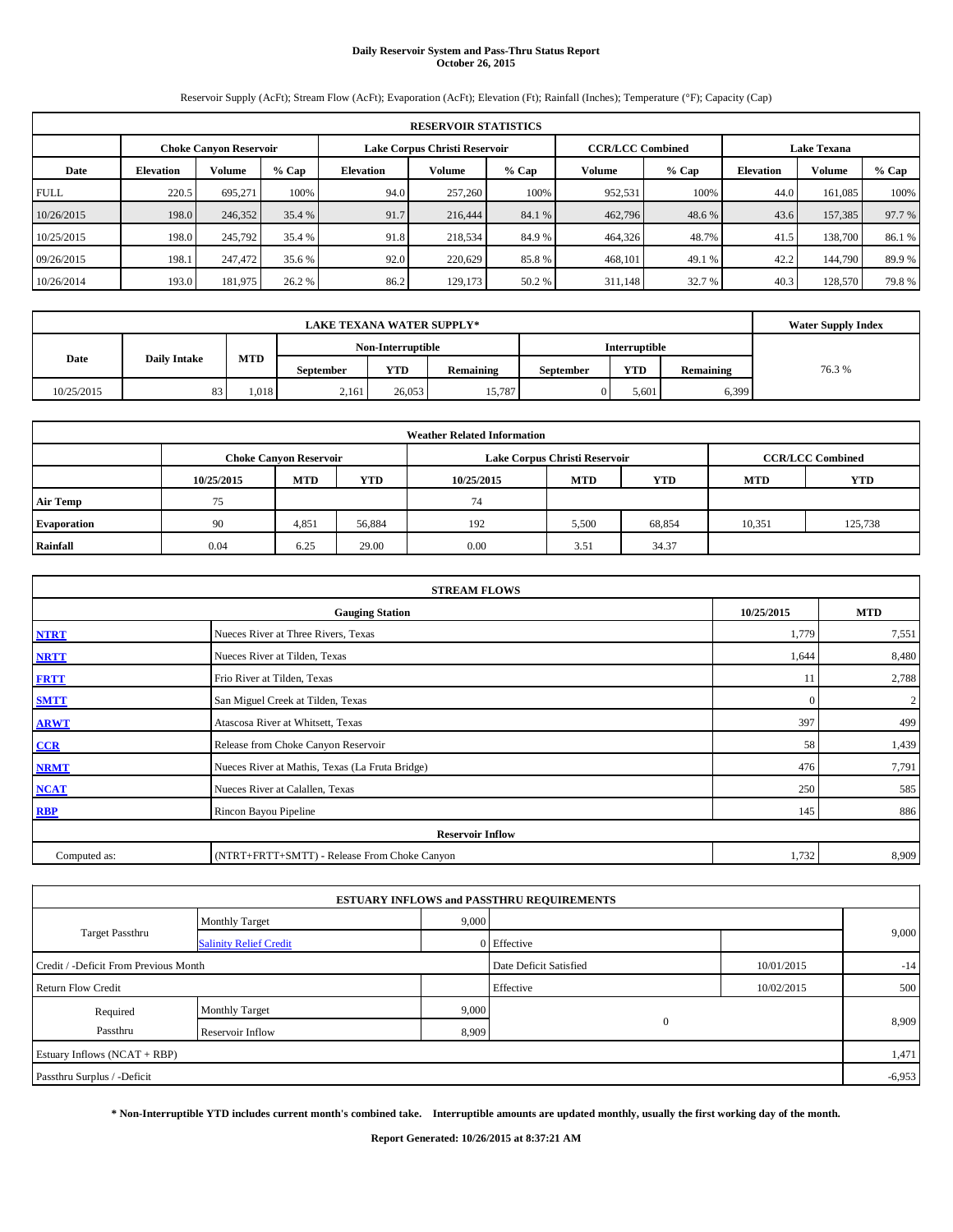# Daily Reservoir System and Pass-Thru Status Report
## October 26, 2015

Reservoir Supply (AcFt); Stream Flow (AcFt); Evaporation (AcFt); Elevation (Ft); Rainfall (Inches); Temperature (°F); Capacity (Cap)

| RESERVOIR STATISTICS | | | | | | | | | | | |
|---|---|---|---|---|---|---|---|---|---|---|---|
| | Choke Canyon Reservoir | | | Lake Corpus Christi Reservoir | | | CCR/LCC Combined | | Lake Texana | | |
| Date | Elevation | Volume | % Cap | Elevation | Volume | % Cap | Volume | % Cap | Elevation | Volume | % Cap |
| FULL | 220.5 | 695,271 | 100% | 94.0 | 257,260 | 100% | 952,531 | 100% | 44.0 | 161,085 | 100% |
| 10/26/2015 | 198.0 | 246,352 | 35.4 % | 91.7 | 216,444 | 84.1 % | 462,796 | 48.6 % | 43.6 | 157,385 | 97.7 % |
| 10/25/2015 | 198.0 | 245,792 | 35.4 % | 91.8 | 218,534 | 84.9 % | 464,326 | 48.7% | 41.5 | 138,700 | 86.1 % |
| 09/26/2015 | 198.1 | 247,472 | 35.6 % | 92.0 | 220,629 | 85.8 % | 468,101 | 49.1 % | 42.2 | 144,790 | 89.9 % |
| 10/26/2014 | 193.0 | 181,975 | 26.2 % | 86.2 | 129,173 | 50.2 % | 311,148 | 32.7 % | 40.3 | 128,570 | 79.8 % |

| LAKE TEXANA WATER SUPPLY* | | | | | | | | | Water Supply Index |
|---|---|---|---|---|---|---|---|---|---|
| Date | Daily Intake | MTD | Non-Interruptible | | | Interruptible | | | |
| | | | September | YTD | Remaining | September | YTD | Remaining | |
| 10/25/2015 | 83 | 1,018 | 2,161 | 26,053 | 15,787 | 0 | 5,601 | 6,399 | 76.3 % |

| Weather Related Information | | | | | | | | |
|---|---|---|---|---|---|---|---|---|
| | Choke Canyon Reservoir | | | Lake Corpus Christi Reservoir | | | CCR/LCC Combined | |
| | 10/25/2015 | MTD | YTD | 10/25/2015 | MTD | YTD | MTD | YTD |
| Air Temp | 75 | | | 74 | | | | |
| Evaporation | 90 | 4,851 | 56,884 | 192 | 5,500 | 68,854 | 10,351 | 125,738 |
| Rainfall | 0.04 | 6.25 | 29.00 | 0.00 | 3.51 | 34.37 | | |

| STREAM FLOWS | | | |
|---|---|---|---|
| | Gauging Station | 10/25/2015 | MTD |
| NTRT | Nueces River at Three Rivers, Texas | 1,779 | 7,551 |
| NRTT | Nueces River at Tilden, Texas | 1,644 | 8,480 |
| FRTT | Frio River at Tilden, Texas | 11 | 2,788 |
| SMTT | San Miguel Creek at Tilden, Texas | 0 | 2 |
| ARWT | Atascosa River at Whitsett, Texas | 397 | 499 |
| CCR | Release from Choke Canyon Reservoir | 58 | 1,439 |
| NRMT | Nueces River at Mathis, Texas (La Fruta Bridge) | 476 | 7,791 |
| NCAT | Nueces River at Calallen, Texas | 250 | 585 |
| RBP | Rincon Bayou Pipeline | 145 | 886 |
| Reservoir Inflow | | | |
| Computed as: | (NTRT+FRTT+SMTT) - Release From Choke Canyon | 1,732 | 8,909 |

| ESTUARY INFLOWS and PASSTHRU REQUIREMENTS | | | | | |
|---|---|---|---|---|---|
| Target Passthru | Monthly Target | 9,000 | | | 9,000 |
| | Salinity Relief Credit | 0 | Effective | | |
| Credit / -Deficit From Previous Month | | | Date Deficit Satisfied | 10/01/2015 | -14 |
| Return Flow Credit | | | Effective | 10/02/2015 | 500 |
| Required Passthru | Monthly Target | 9,000 | 0 | | 8,909 |
| | Reservoir Inflow | 8,909 | | | |
| Estuary Inflows (NCAT + RBP) | | | | | 1,471 |
| Passthru Surplus / -Deficit | | | | | -6,953 |

**\* Non-Interruptible YTD includes current month's combined take. Interruptible amounts are updated monthly, usually the first working day of the month.**

**Report Generated: 10/26/2015 at 8:37:21 AM**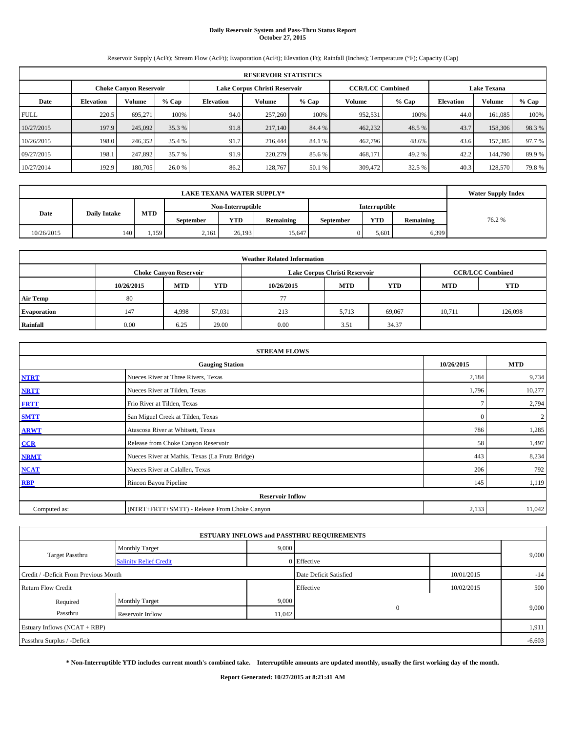# Daily Reservoir System and Pass-Thru Status Report
**October 27, 2015**

Reservoir Supply (AcFt); Stream Flow (AcFt); Evaporation (AcFt); Elevation (Ft); Rainfall (Inches); Temperature (°F); Capacity (Cap)

| RESERVOIR STATISTICS | | | | | | | | | | | |
|---|---|---|---|---|---|---|---|---|---|---|---|
| | Choke Canyon Reservoir | | | Lake Corpus Christi Reservoir | | | CCR/LCC Combined | | Lake Texana | | |
| Date | Elevation | Volume | % Cap | Elevation | Volume | % Cap | Volume | % Cap | Elevation | Volume | % Cap |
| FULL | 220.5 | 695,271 | 100% | 94.0 | 257,260 | 100% | 952,531 | 100% | 44.0 | 161,085 | 100% |
| 10/27/2015 | 197.9 | 245,092 | 35.3 % | 91.8 | 217,140 | 84.4 % | 462,232 | 48.5 % | 43.7 | 158,306 | 98.3 % |
| 10/26/2015 | 198.0 | 246,352 | 35.4 % | 91.7 | 216,444 | 84.1 % | 462,796 | 48.6% | 43.6 | 157,385 | 97.7 % |
| 09/27/2015 | 198.1 | 247,892 | 35.7 % | 91.9 | 220,279 | 85.6 % | 468,171 | 49.2 % | 42.2 | 144,790 | 89.9 % |
| 10/27/2014 | 192.9 | 180,705 | 26.0 % | 86.2 | 128,767 | 50.1 % | 309,472 | 32.5 % | 40.3 | 128,570 | 79.8 % |

| LAKE TEXANA WATER SUPPLY* | | | | | | | | | Water Supply Index |
|---|---|---|---|---|---|---|---|---|---|
| Date | Daily Intake | MTD | Non-Interruptible | | | Interruptible | | | |
| | | | September | YTD | Remaining | September | YTD | Remaining | |
| 10/26/2015 | 140 | 1,159 | 2,161 | 26,193 | 15,647 | 0 | 5,601 | 6,399 | 76.2 % |

| Weather Related Information | | | | | | | | |
|---|---|---|---|---|---|---|---|---|
| | Choke Canyon Reservoir | | | Lake Corpus Christi Reservoir | | | CCR/LCC Combined | |
| | 10/26/2015 | MTD | YTD | 10/26/2015 | MTD | YTD | MTD | YTD |
| Air Temp | 80 | | | 77 | | | | |
| Evaporation | 147 | 4,998 | 57,031 | 213 | 5,713 | 69,067 | 10,711 | 126,098 |
| Rainfall | 0.00 | 6.25 | 29.00 | 0.00 | 3.51 | 34.37 | | |

| STREAM FLOWS | | | |
|---|---|---|---|
| | Gauging Station | 10/26/2015 | MTD |
| NTRT | Nueces River at Three Rivers, Texas | 2,184 | 9,734 |
| NRTT | Nueces River at Tilden, Texas | 1,796 | 10,277 |
| FRTT | Frio River at Tilden, Texas | 7 | 2,794 |
| SMTT | San Miguel Creek at Tilden, Texas | 0 | 2 |
| ARWT | Atascosa River at Whitsett, Texas | 786 | 1,285 |
| CCR | Release from Choke Canyon Reservoir | 58 | 1,497 |
| NRMT | Nueces River at Mathis, Texas (La Fruta Bridge) | 443 | 8,234 |
| NCAT | Nueces River at Calallen, Texas | 206 | 792 |
| RBP | Rincon Bayou Pipeline | 145 | 1,119 |
| Reservoir Inflow | | | |
| Computed as: | (NTRT+FRTT+SMTT) - Release From Choke Canyon | 2,133 | 11,042 |

| ESTUARY INFLOWS and PASSTHRU REQUIREMENTS | | | | | |
|---|---|---|---|---|---|
| Target Passthru | Monthly Target | 9,000 | | | 9,000 |
| | Salinity Relief Credit | 0 | Effective | | |
| Credit / -Deficit From Previous Month | | | Date Deficit Satisfied | 10/01/2015 | -14 |
| Return Flow Credit | | | Effective | 10/02/2015 | 500 |
| Required Passthru | Monthly Target | 9,000 | 0 | | 9,000 |
| | Reservoir Inflow | 11,042 | | | |
| Estuary Inflows (NCAT + RBP) | | | | | 1,911 |
| Passthru Surplus / -Deficit | | | | | -6,603 |

**\* Non-Interruptible YTD includes current month's combined take. Interruptible amounts are updated monthly, usually the first working day of the month.**

**Report Generated: 10/27/2015 at 8:21:41 AM**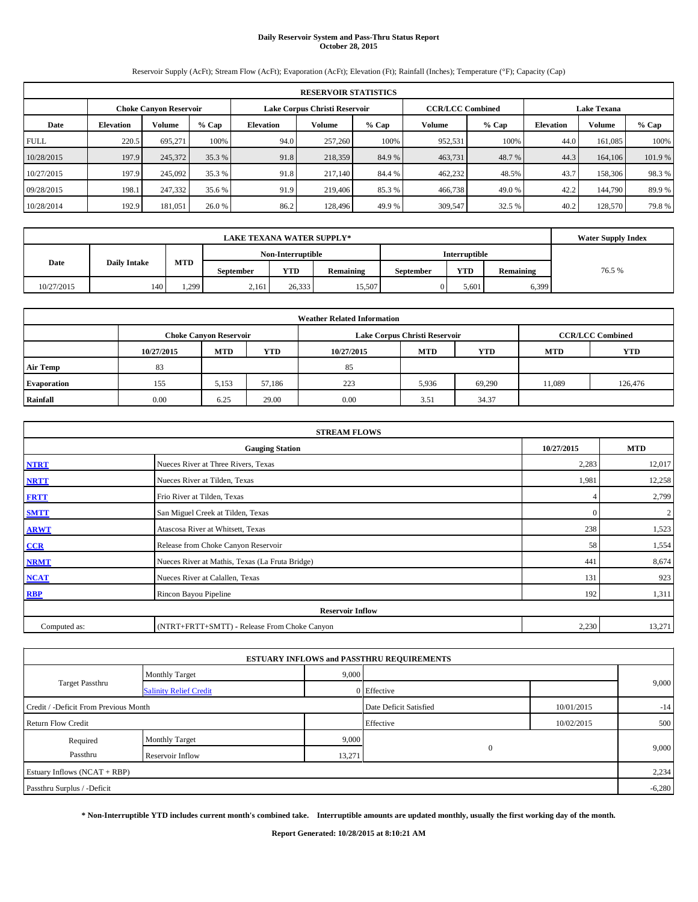# Daily Reservoir System and Pass-Thru Status Report
## October 28, 2015

Reservoir Supply (AcFt); Stream Flow (AcFt); Evaporation (AcFt); Elevation (Ft); Rainfall (Inches); Temperature (°F); Capacity (Cap)

| RESERVOIR STATISTICS | | | | | | | | | | | |
|---|---|---|---|---|---|---|---|---|---|---|---|
| | Choke Canyon Reservoir | | | Lake Corpus Christi Reservoir | | | CCR/LCC Combined | | Lake Texana | | |
| Date | Elevation | Volume | % Cap | Elevation | Volume | % Cap | Volume | % Cap | Elevation | Volume | % Cap |
| FULL | 220.5 | 695,271 | 100% | 94.0 | 257,260 | 100% | 952,531 | 100% | 44.0 | 161,085 | 100% |
| 10/28/2015 | 197.9 | 245,372 | 35.3 % | 91.8 | 218,359 | 84.9 % | 463,731 | 48.7 % | 44.3 | 164,106 | 101.9 % |
| 10/27/2015 | 197.9 | 245,092 | 35.3 % | 91.8 | 217,140 | 84.4 % | 462,232 | 48.5% | 43.7 | 158,306 | 98.3 % |
| 09/28/2015 | 198.1 | 247,332 | 35.6 % | 91.9 | 219,406 | 85.3 % | 466,738 | 49.0 % | 42.2 | 144,790 | 89.9 % |
| 10/28/2014 | 192.9 | 181,051 | 26.0 % | 86.2 | 128,496 | 49.9 % | 309,547 | 32.5 % | 40.2 | 128,570 | 79.8 % |

| LAKE TEXANA WATER SUPPLY* | | | | | | | | | Water Supply Index |
|---|---|---|---|---|---|---|---|---|---|
| Date | Daily Intake | MTD | Non-Interruptible | | | Interruptible | | | |
| | | | September | YTD | Remaining | September | YTD | Remaining | |
| 10/27/2015 | 140 | 1,299 | 2,161 | 26,333 | 15,507 | 0 | 5,601 | 6,399 | 76.5 % |

| Weather Related Information | | | | | | | | |
|---|---|---|---|---|---|---|---|---|
| | Choke Canyon Reservoir | | | Lake Corpus Christi Reservoir | | | CCR/LCC Combined | |
| | 10/27/2015 | MTD | YTD | 10/27/2015 | MTD | YTD | MTD | YTD |
| Air Temp | 83 | | | 85 | | | | |
| Evaporation | 155 | 5,153 | 57,186 | 223 | 5,936 | 69,290 | 11,089 | 126,476 |
| Rainfall | 0.00 | 6.25 | 29.00 | 0.00 | 3.51 | 34.37 | | |

| STREAM FLOWS | | | |
|---|---|---|---|
| | Gauging Station | 10/27/2015 | MTD |
| NTRT | Nueces River at Three Rivers, Texas | 2,283 | 12,017 |
| NRTT | Nueces River at Tilden, Texas | 1,981 | 12,258 |
| FRTT | Frio River at Tilden, Texas | 4 | 2,799 |
| SMTT | San Miguel Creek at Tilden, Texas | 0 | 2 |
| ARWT | Atascosa River at Whitsett, Texas | 238 | 1,523 |
| CCR | Release from Choke Canyon Reservoir | 58 | 1,554 |
| NRMT | Nueces River at Mathis, Texas (La Fruta Bridge) | 441 | 8,674 |
| NCAT | Nueces River at Calallen, Texas | 131 | 923 |
| RBP | Rincon Bayou Pipeline | 192 | 1,311 |
| Reservoir Inflow | | | |
| Computed as: | (NTRT+FRTT+SMTT) - Release From Choke Canyon | 2,230 | 13,271 |

| ESTUARY INFLOWS and PASSTHRU REQUIREMENTS | | | | | |
|---|---|---|---|---|---|
| Target Passthru | Monthly Target | 9,000 | | | 9,000 |
| | Salinity Relief Credit | 0 | Effective | | |
| Credit / -Deficit From Previous Month | | | Date Deficit Satisfied | 10/01/2015 | -14 |
| Return Flow Credit | | | Effective | 10/02/2015 | 500 |
| Required Passthru | Monthly Target | 9,000 | 0 | | 9,000 |
| | Reservoir Inflow | 13,271 | | | |
| Estuary Inflows (NCAT + RBP) | | | | | 2,234 |
| Passthru Surplus / -Deficit | | | | | -6,280 |

**\* Non-Interruptible YTD includes current month's combined take. Interruptible amounts are updated monthly, usually the first working day of the month.**

**Report Generated: 10/28/2015 at 8:10:21 AM**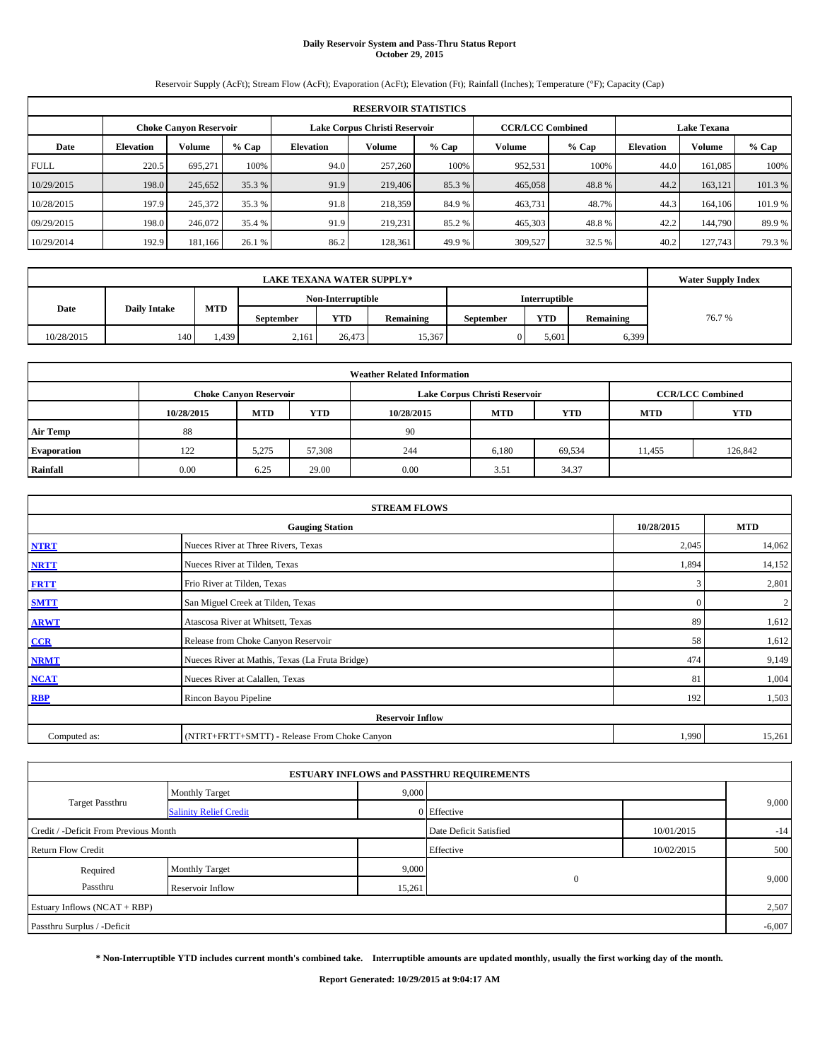# Daily Reservoir System and Pass-Thru Status Report
## October 29, 2015

Reservoir Supply (AcFt); Stream Flow (AcFt); Evaporation (AcFt); Elevation (Ft); Rainfall (Inches); Temperature (°F); Capacity (Cap)

| RESERVOIR STATISTICS | | | | | | | | | | | |
|---|---|---|---|---|---|---|---|---|---|---|---|
| | Choke Canyon Reservoir | | | Lake Corpus Christi Reservoir | | | CCR/LCC Combined | | Lake Texana | | |
| Date | Elevation | Volume | % Cap | Elevation | Volume | % Cap | Volume | % Cap | Elevation | Volume | % Cap |
| FULL | 220.5 | 695,271 | 100% | 94.0 | 257,260 | 100% | 952,531 | 100% | 44.0 | 161,085 | 100% |
| 10/29/2015 | 198.0 | 245,652 | 35.3 % | 91.9 | 219,406 | 85.3 % | 465,058 | 48.8 % | 44.2 | 163,121 | 101.3 % |
| 10/28/2015 | 197.9 | 245,372 | 35.3 % | 91.8 | 218,359 | 84.9 % | 463,731 | 48.7% | 44.3 | 164,106 | 101.9 % |
| 09/29/2015 | 198.0 | 246,072 | 35.4 % | 91.9 | 219,231 | 85.2 % | 465,303 | 48.8 % | 42.2 | 144,790 | 89.9 % |
| 10/29/2014 | 192.9 | 181,166 | 26.1 % | 86.2 | 128,361 | 49.9 % | 309,527 | 32.5 % | 40.2 | 127,743 | 79.3 % |

| LAKE TEXANA WATER SUPPLY* | | | | | | | | | Water Supply Index |
|---|---|---|---|---|---|---|---|---|---|
| Date | Daily Intake | MTD | Non-Interruptible | | | Interruptible | | | |
| | | | September | YTD | Remaining | September | YTD | Remaining | |
| 10/28/2015 | 140 | 1,439 | 2,161 | 26,473 | 15,367 | 0 | 5,601 | 6,399 | 76.7 % |

| Weather Related Information | | | | | | | | |
|---|---|---|---|---|---|---|---|---|
| | Choke Canyon Reservoir | | | Lake Corpus Christi Reservoir | | | CCR/LCC Combined | |
| | 10/28/2015 | MTD | YTD | 10/28/2015 | MTD | YTD | MTD | YTD |
| Air Temp | 88 | | | 90 | | | | |
| Evaporation | 122 | 5,275 | 57,308 | 244 | 6,180 | 69,534 | 11,455 | 126,842 |
| Rainfall | 0.00 | 6.25 | 29.00 | 0.00 | 3.51 | 34.37 | | |

| STREAM FLOWS | | | |
|---|---|---|---|
| | Gauging Station | 10/28/2015 | MTD |
| NTRT | Nueces River at Three Rivers, Texas | 2,045 | 14,062 |
| NRTT | Nueces River at Tilden, Texas | 1,894 | 14,152 |
| FRTT | Frio River at Tilden, Texas | 3 | 2,801 |
| SMTT | San Miguel Creek at Tilden, Texas | 0 | 2 |
| ARWT | Atascosa River at Whitsett, Texas | 89 | 1,612 |
| CCR | Release from Choke Canyon Reservoir | 58 | 1,612 |
| NRMT | Nueces River at Mathis, Texas (La Fruta Bridge) | 474 | 9,149 |
| NCAT | Nueces River at Calallen, Texas | 81 | 1,004 |
| RBP | Rincon Bayou Pipeline | 192 | 1,503 |
| Reservoir Inflow | | | |
| Computed as: | (NTRT+FRTT+SMTT) - Release From Choke Canyon | 1,990 | 15,261 |

| ESTUARY INFLOWS and PASSTHRU REQUIREMENTS | | | | | |
|---|---|---|---|---|---|
| Target Passthru | Monthly Target | 9,000 | | | 9,000 |
| | Salinity Relief Credit | 0 | Effective | | |
| Credit / -Deficit From Previous Month | | | Date Deficit Satisfied | 10/01/2015 | -14 |
| Return Flow Credit | | | Effective | 10/02/2015 | 500 |
| Required Passthru | Monthly Target | 9,000 | 0 | | 9,000 |
| | Reservoir Inflow | 15,261 | | | |
| Estuary Inflows (NCAT + RBP) | | | | | 2,507 |
| Passthru Surplus / -Deficit | | | | | -6,007 |

**\* Non-Interruptible YTD includes current month's combined take. Interruptible amounts are updated monthly, usually the first working day of the month.**

**Report Generated: 10/29/2015 at 9:04:17 AM**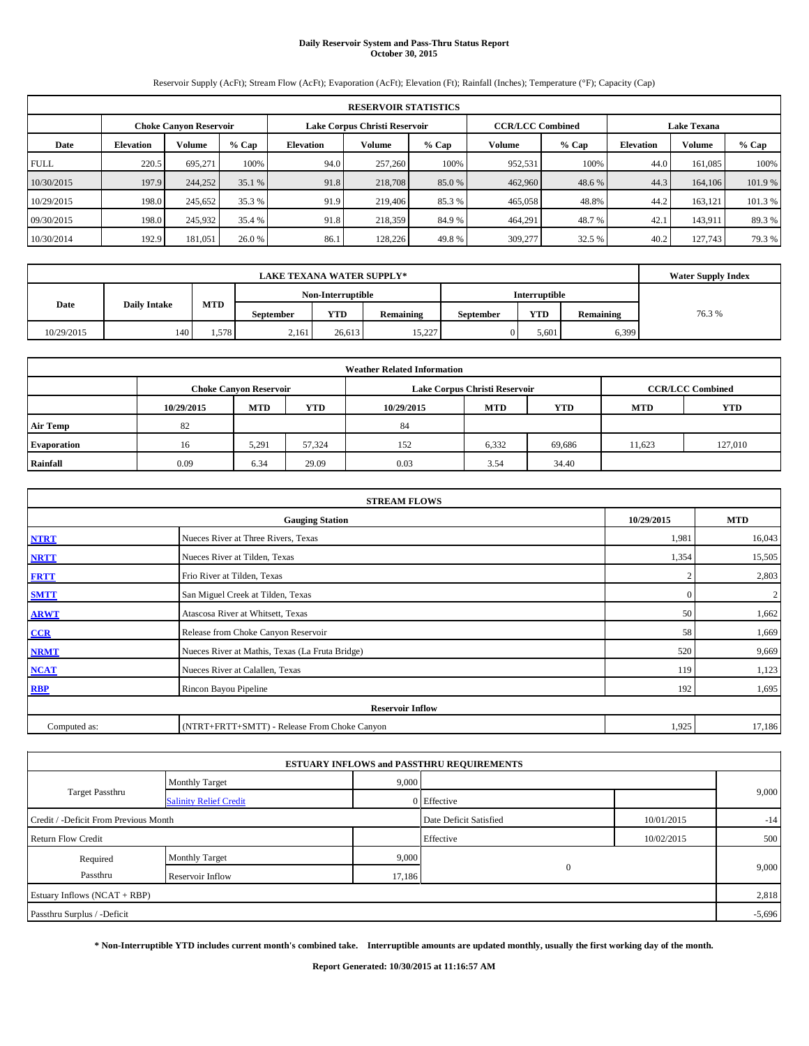# Daily Reservoir System and Pass-Thru Status Report
## October 30, 2015

Reservoir Supply (AcFt); Stream Flow (AcFt); Evaporation (AcFt); Elevation (Ft); Rainfall (Inches); Temperature (°F); Capacity (Cap)

| RESERVOIR STATISTICS | | | | | | | | | | | |
|---|---|---|---|---|---|---|---|---|---|---|---|
| | Choke Canyon Reservoir | | | Lake Corpus Christi Reservoir | | | CCR/LCC Combined | | Lake Texana | | |
| Date | Elevation | Volume | % Cap | Elevation | Volume | % Cap | Volume | % Cap | Elevation | Volume | % Cap |
| FULL | 220.5 | 695,271 | 100% | 94.0 | 257,260 | 100% | 952,531 | 100% | 44.0 | 161,085 | 100% |
| 10/30/2015 | 197.9 | 244,252 | 35.1 % | 91.8 | 218,708 | 85.0 % | 462,960 | 48.6 % | 44.3 | 164,106 | 101.9 % |
| 10/29/2015 | 198.0 | 245,652 | 35.3 % | 91.9 | 219,406 | 85.3 % | 465,058 | 48.8% | 44.2 | 163,121 | 101.3 % |
| 09/30/2015 | 198.0 | 245,932 | 35.4 % | 91.8 | 218,359 | 84.9 % | 464,291 | 48.7 % | 42.1 | 143,911 | 89.3 % |
| 10/30/2014 | 192.9 | 181,051 | 26.0 % | 86.1 | 128,226 | 49.8 % | 309,277 | 32.5 % | 40.2 | 127,743 | 79.3 % |

| LAKE TEXANA WATER SUPPLY* | | | | | | | | | Water Supply Index |
|---|---|---|---|---|---|---|---|---|---|
| Date | Daily Intake | MTD | Non-Interruptible | | | Interruptible | | | |
| | | | September | YTD | Remaining | September | YTD | Remaining | |
| 10/29/2015 | 140 | 1,578 | 2,161 | 26,613 | 15,227 | 0 | 5,601 | 6,399 | 76.3 % |

| Weather Related Information | | | | | | | | |
|---|---|---|---|---|---|---|---|---|
| | Choke Canyon Reservoir | | | Lake Corpus Christi Reservoir | | | CCR/LCC Combined | |
| | 10/29/2015 | MTD | YTD | 10/29/2015 | MTD | YTD | MTD | YTD |
| Air Temp | 82 | | | 84 | | | | |
| Evaporation | 16 | 5,291 | 57,324 | 152 | 6,332 | 69,686 | 11,623 | 127,010 |
| Rainfall | 0.09 | 6.34 | 29.09 | 0.03 | 3.54 | 34.40 | | |

| STREAM FLOWS | | | |
|---|---|---|---|
| | Gauging Station | 10/29/2015 | MTD |
| NTRT | Nueces River at Three Rivers, Texas | 1,981 | 16,043 |
| NRTT | Nueces River at Tilden, Texas | 1,354 | 15,505 |
| FRTT | Frio River at Tilden, Texas | 2 | 2,803 |
| SMTT | San Miguel Creek at Tilden, Texas | 0 | 2 |
| ARWT | Atascosa River at Whitsett, Texas | 50 | 1,662 |
| CCR | Release from Choke Canyon Reservoir | 58 | 1,669 |
| NRMT | Nueces River at Mathis, Texas (La Fruta Bridge) | 520 | 9,669 |
| NCAT | Nueces River at Calallen, Texas | 119 | 1,123 |
| RBP | Rincon Bayou Pipeline | 192 | 1,695 |
| **Reservoir Inflow** | | | |
| Computed as: | (NTRT+FRTT+SMTT) - Release From Choke Canyon | 1,925 | 17,186 |

| ESTUARY INFLOWS and PASSTHRU REQUIREMENTS | | | | | |
|---|---|---|---|---|---|
| Target Passthru | Monthly Target | 9,000 | | | 9,000 |
| | Salinity Relief Credit | 0 | Effective | | |
| Credit / -Deficit From Previous Month | | | Date Deficit Satisfied | 10/01/2015 | -14 |
| Return Flow Credit | | | Effective | 10/02/2015 | 500 |
| Required Passthru | Monthly Target | 9,000 | 0 | | 9,000 |
| | Reservoir Inflow | 17,186 | | | |
| Estuary Inflows (NCAT + RBP) | | | | | 2,818 |
| Passthru Surplus / -Deficit | | | | | -5,696 |

**\* Non-Interruptible YTD includes current month's combined take. Interruptible amounts are updated monthly, usually the first working day of the month.**

**Report Generated: 10/30/2015 at 11:16:57 AM**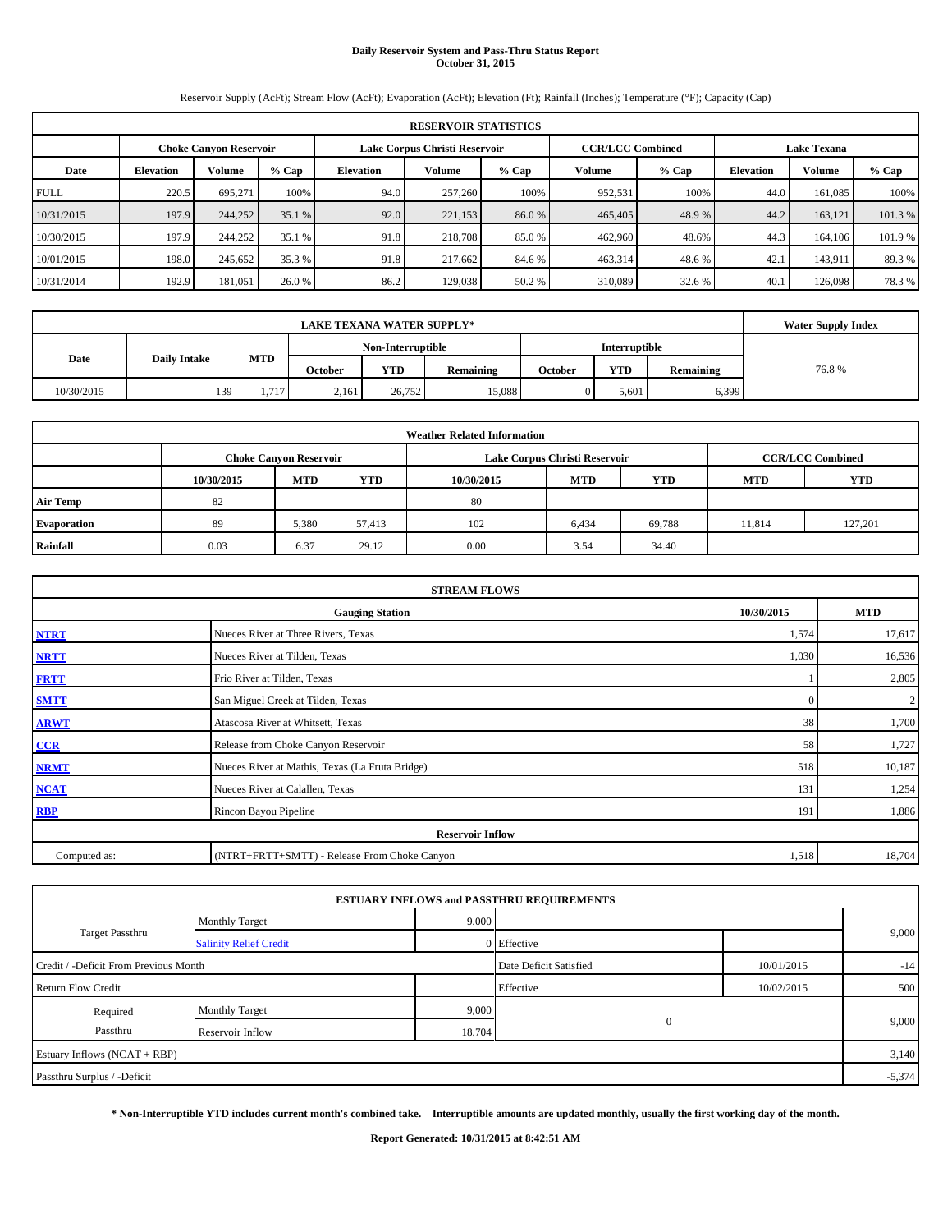# Daily Reservoir System and Pass-Thru Status Report
## October 31, 2015

Reservoir Supply (AcFt); Stream Flow (AcFt); Evaporation (AcFt); Elevation (Ft); Rainfall (Inches); Temperature (°F); Capacity (Cap)

| RESERVOIR STATISTICS | | | | | | | | | | |
|---|---|---|---|---|---|---|---|---|---|---|
| | Choke Canyon Reservoir | | | Lake Corpus Christi Reservoir | | | CCR/LCC Combined | | Lake Texana | | |
| Date | Elevation | Volume | % Cap | Elevation | Volume | % Cap | Volume | % Cap | Elevation | Volume | % Cap |
| FULL | 220.5 | 695,271 | 100% | 94.0 | 257,260 | 100% | 952,531 | 100% | 44.0 | 161,085 | 100% |
| 10/31/2015 | 197.9 | 244,252 | 35.1 % | 92.0 | 221,153 | 86.0 % | 465,405 | 48.9 % | 44.2 | 163,121 | 101.3 % |
| 10/30/2015 | 197.9 | 244,252 | 35.1 % | 91.8 | 218,708 | 85.0 % | 462,960 | 48.6% | 44.3 | 164,106 | 101.9 % |
| 10/01/2015 | 198.0 | 245,652 | 35.3 % | 91.8 | 217,662 | 84.6 % | 463,314 | 48.6 % | 42.1 | 143,911 | 89.3 % |
| 10/31/2014 | 192.9 | 181,051 | 26.0 % | 86.2 | 129,038 | 50.2 % | 310,089 | 32.6 % | 40.1 | 126,098 | 78.3 % |

| LAKE TEXANA WATER SUPPLY* | | | | | | | | | Water Supply Index |
|---|---|---|---|---|---|---|---|---|---|
| Date | Daily Intake | MTD | Non-Interruptible | | | Interruptible | | | |
| | | | October | YTD | Remaining | October | YTD | Remaining | |
| 10/30/2015 | 139 | 1,717 | 2,161 | 26,752 | 15,088 | 0 | 5,601 | 6,399 | 76.8 % |

| Weather Related Information | | | | | | | | |
|---|---|---|---|---|---|---|---|---|
| | Choke Canyon Reservoir | | | Lake Corpus Christi Reservoir | | | CCR/LCC Combined | |
| | 10/30/2015 | MTD | YTD | 10/30/2015 | MTD | YTD | MTD | YTD |
| Air Temp | 82 | | | 80 | | | | |
| Evaporation | 89 | 5,380 | 57,413 | 102 | 6,434 | 69,788 | 11,814 | 127,201 |
| Rainfall | 0.03 | 6.37 | 29.12 | 0.00 | 3.54 | 34.40 | | |

| STREAM FLOWS | | | |
|---|---|---|---|
| | Gauging Station | 10/30/2015 | MTD |
| NTRT | Nueces River at Three Rivers, Texas | 1,574 | 17,617 |
| NRTT | Nueces River at Tilden, Texas | 1,030 | 16,536 |
| FRTT | Frio River at Tilden, Texas | 1 | 2,805 |
| SMTT | San Miguel Creek at Tilden, Texas | 0 | 2 |
| ARWT | Atascosa River at Whitsett, Texas | 38 | 1,700 |
| CCR | Release from Choke Canyon Reservoir | 58 | 1,727 |
| NRMT | Nueces River at Mathis, Texas (La Fruta Bridge) | 518 | 10,187 |
| NCAT | Nueces River at Calallen, Texas | 131 | 1,254 |
| RBP | Rincon Bayou Pipeline | 191 | 1,886 |
| Reservoir Inflow | | | |
| Computed as: | (NTRT+FRTT+SMTT) - Release From Choke Canyon | 1,518 | 18,704 |

| ESTUARY INFLOWS and PASSTHRU REQUIREMENTS | | | | | |
|---|---|---|---|---|---|
| Target Passthru | Monthly Target | 9,000 | | | 9,000 |
| | Salinity Relief Credit | 0 | Effective | | |
| Credit / -Deficit From Previous Month | | | Date Deficit Satisfied | 10/01/2015 | -14 |
| Return Flow Credit | | | Effective | 10/02/2015 | 500 |
| Required Passthru | Monthly Target | 9,000 | 0 | | 9,000 |
| | Reservoir Inflow | 18,704 | | | |
| Estuary Inflows (NCAT + RBP) | | | | | 3,140 |
| Passthru Surplus / -Deficit | | | | | -5,374 |

**\* Non-Interruptible YTD includes current month's combined take. Interruptible amounts are updated monthly, usually the first working day of the month.**

**Report Generated: 10/31/2015 at 8:42:51 AM**